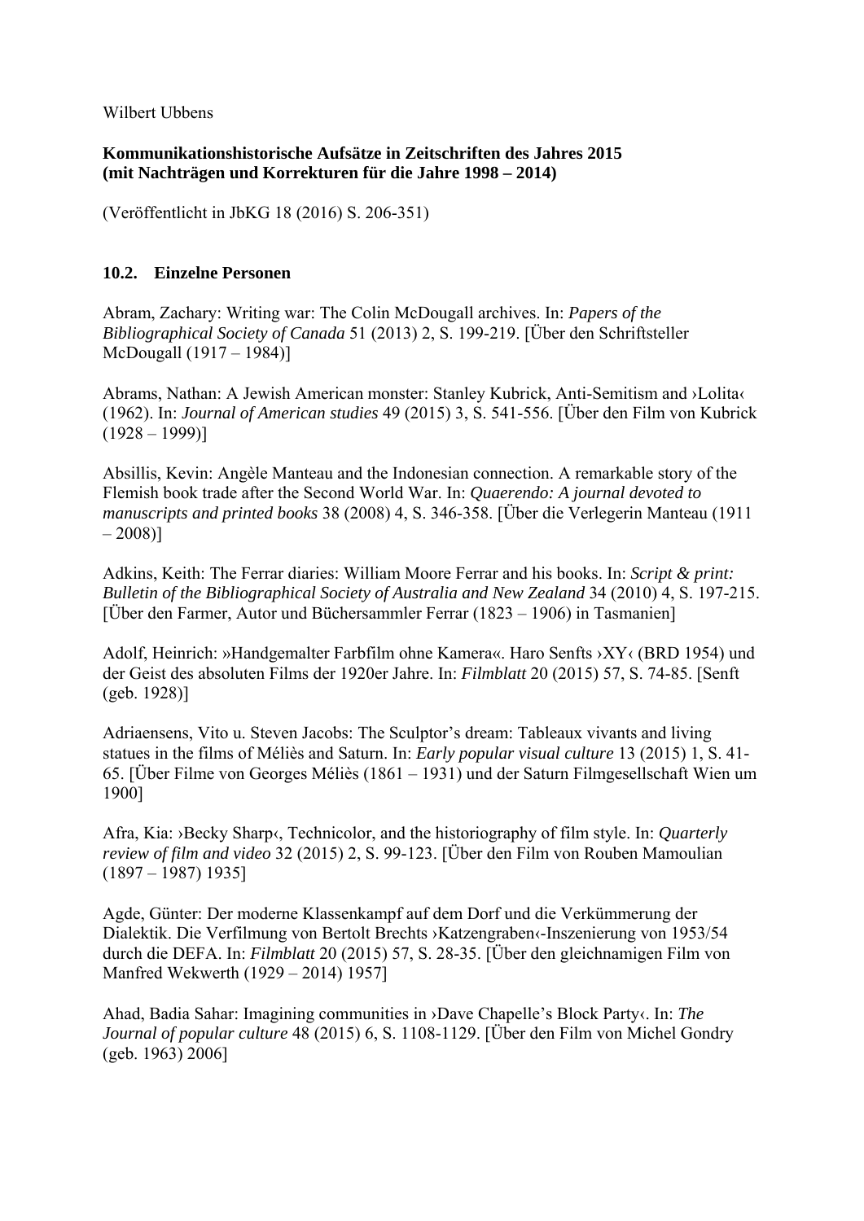Wilbert Ubbens

**Kommunikationshistorische Aufsätze in Zeitschriften des Jahres 2015**
**(mit Nachträgen und Korrekturen für die Jahre 1998 – 2014)**

(Veröffentlicht in JbKG 18 (2016) S. 206-351)

### 10.2. Einzelne Personen

Abram, Zachary: Writing war: The Colin McDougall archives. In: *Papers of the Bibliographical Society of Canada* 51 (2013) 2, S. 199-219. [Über den Schriftsteller McDougall (1917 – 1984)]

Abrams, Nathan: A Jewish American monster: Stanley Kubrick, Anti-Semitism and ›Lolita‹ (1962). In: *Journal of American studies* 49 (2015) 3, S. 541-556. [Über den Film von Kubrick (1928 – 1999)]

Absillis, Kevin: Angèle Manteau and the Indonesian connection. A remarkable story of the Flemish book trade after the Second World War. In: *Quaerendo: A journal devoted to manuscripts and printed books* 38 (2008) 4, S. 346-358. [Über die Verlegerin Manteau (1911 – 2008)]

Adkins, Keith: The Ferrar diaries: William Moore Ferrar and his books. In: *Script & print: Bulletin of the Bibliographical Society of Australia and New Zealand* 34 (2010) 4, S. 197-215. [Über den Farmer, Autor und Büchersammler Ferrar (1823 – 1906) in Tasmanien]

Adolf, Heinrich: »Handgemalter Farbfilm ohne Kamera«. Haro Senfts ›XY‹ (BRD 1954) und der Geist des absoluten Films der 1920er Jahre. In: *Filmblatt* 20 (2015) 57, S. 74-85. [Senft (geb. 1928)]

Adriaensens, Vito u. Steven Jacobs: The Sculptor's dream: Tableaux vivants and living statues in the films of Méliès and Saturn. In: *Early popular visual culture* 13 (2015) 1, S. 41-65. [Über Filme von Georges Méliès (1861 – 1931) und der Saturn Filmgesellschaft Wien um 1900]

Afra, Kia: ›Becky Sharp‹, Technicolor, and the historiography of film style. In: *Quarterly review of film and video* 32 (2015) 2, S. 99-123. [Über den Film von Rouben Mamoulian (1897 – 1987) 1935]

Agde, Günter: Der moderne Klassenkampf auf dem Dorf und die Verkümmerung der Dialektik. Die Verfilmung von Bertolt Brechts ›Katzengraben‹-Inszenierung von 1953/54 durch die DEFA. In: *Filmblatt* 20 (2015) 57, S. 28-35. [Über den gleichnamigen Film von Manfred Wekwerth (1929 – 2014) 1957]

Ahad, Badia Sahar: Imagining communities in ›Dave Chapelle's Block Party‹. In: *The Journal of popular culture* 48 (2015) 6, S. 1108-1129. [Über den Film von Michel Gondry (geb. 1963) 2006]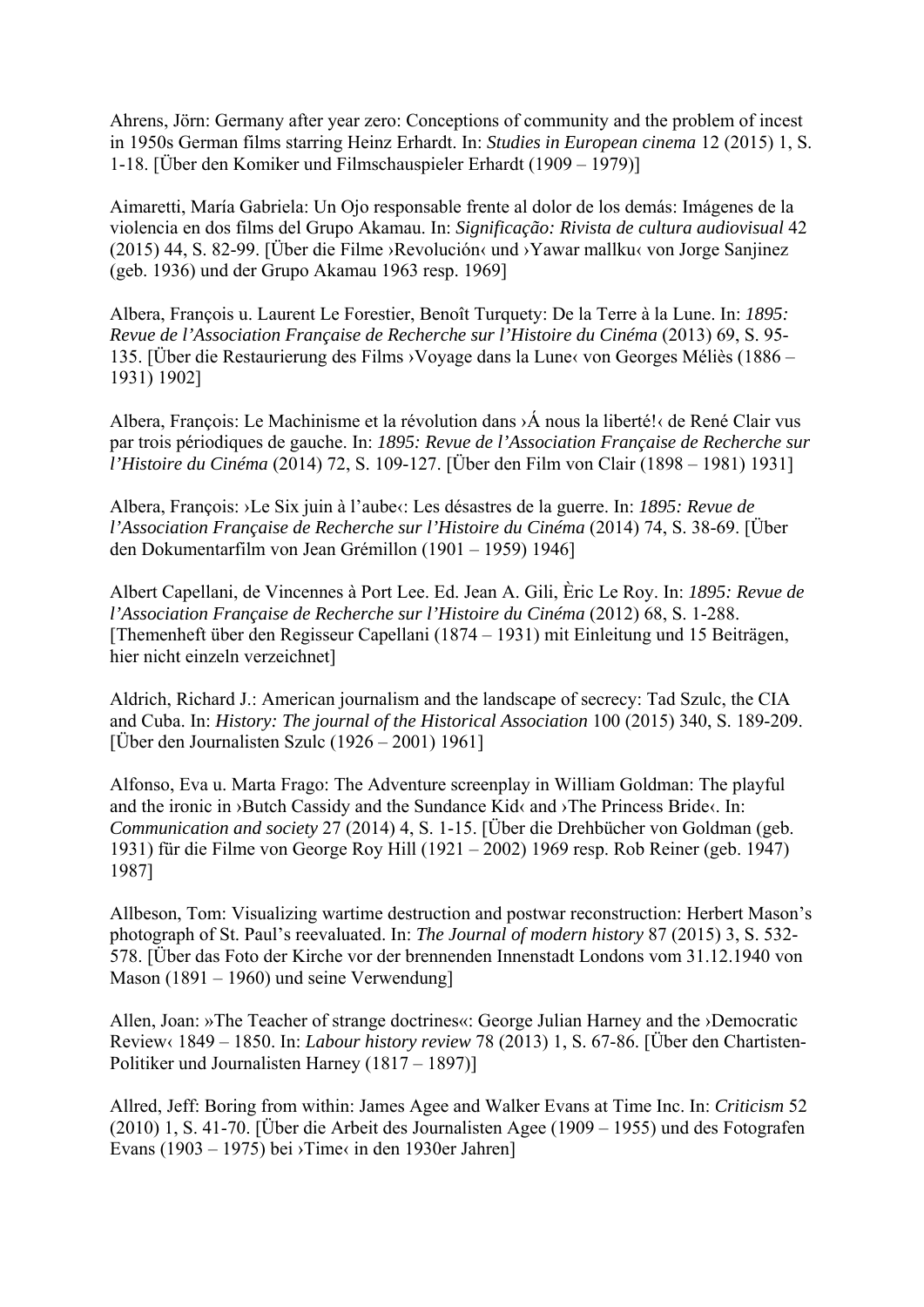Ahrens, Jörn: Germany after year zero: Conceptions of community and the problem of incest in 1950s German films starring Heinz Erhardt. In: *Studies in European cinema* 12 (2015) 1, S. 1-18. [Über den Komiker und Filmschauspieler Erhardt (1909 – 1979)]

Aimaretti, María Gabriela: Un Ojo responsable frente al dolor de los demás: Imágenes de la violencia en dos films del Grupo Akamau. In: *Significação: Rivista de cultura audiovisual* 42 (2015) 44, S. 82-99. [Über die Filme ›Revolución‹ und ›Yawar mallku‹ von Jorge Sanjinez (geb. 1936) und der Grupo Akamau 1963 resp. 1969]

Albera, François u. Laurent Le Forestier, Benoît Turquety: De la Terre à la Lune. In: *1895: Revue de l'Association Française de Recherche sur l'Histoire du Cinéma* (2013) 69, S. 95-135. [Über die Restaurierung des Films ›Voyage dans la Lune‹ von Georges Méliès (1886 – 1931) 1902]

Albera, François: Le Machinisme et la révolution dans ›Á nous la liberté!‹ de René Clair vus par trois périodiques de gauche. In: *1895: Revue de l'Association Française de Recherche sur l'Histoire du Cinéma* (2014) 72, S. 109-127. [Über den Film von Clair (1898 – 1981) 1931]

Albera, François: ›Le Six juin à l'aube‹: Les désastres de la guerre. In: *1895: Revue de l'Association Française de Recherche sur l'Histoire du Cinéma* (2014) 74, S. 38-69. [Über den Dokumentarfilm von Jean Grémillon (1901 – 1959) 1946]

Albert Capellani, de Vincennes à Port Lee. Ed. Jean A. Gili, Èric Le Roy. In: *1895: Revue de l'Association Française de Recherche sur l'Histoire du Cinéma* (2012) 68, S. 1-288. [Themenheft über den Regisseur Capellani (1874 – 1931) mit Einleitung und 15 Beiträgen, hier nicht einzeln verzeichnet]

Aldrich, Richard J.: American journalism and the landscape of secrecy: Tad Szulc, the CIA and Cuba. In: *History: The journal of the Historical Association* 100 (2015) 340, S. 189-209. [Über den Journalisten Szulc (1926 – 2001) 1961]

Alfonso, Eva u. Marta Frago: The Adventure screenplay in William Goldman: The playful and the ironic in ›Butch Cassidy and the Sundance Kid‹ and ›The Princess Bride‹. In: *Communication and society* 27 (2014) 4, S. 1-15. [Über die Drehbücher von Goldman (geb. 1931) für die Filme von George Roy Hill (1921 – 2002) 1969 resp. Rob Reiner (geb. 1947) 1987]

Allbeson, Tom: Visualizing wartime destruction and postwar reconstruction: Herbert Mason's photograph of St. Paul's reevaluated. In: *The Journal of modern history* 87 (2015) 3, S. 532-578. [Über das Foto der Kirche vor der brennenden Innenstadt Londons vom 31.12.1940 von Mason (1891 – 1960) und seine Verwendung]

Allen, Joan: »The Teacher of strange doctrines«: George Julian Harney and the ›Democratic Review‹ 1849 – 1850. In: *Labour history review* 78 (2013) 1, S. 67-86. [Über den Chartisten-Politiker und Journalisten Harney (1817 – 1897)]

Allred, Jeff: Boring from within: James Agee and Walker Evans at Time Inc. In: *Criticism* 52 (2010) 1, S. 41-70. [Über die Arbeit des Journalisten Agee (1909 – 1955) und des Fotografen Evans (1903 – 1975) bei ›Time‹ in den 1930er Jahren]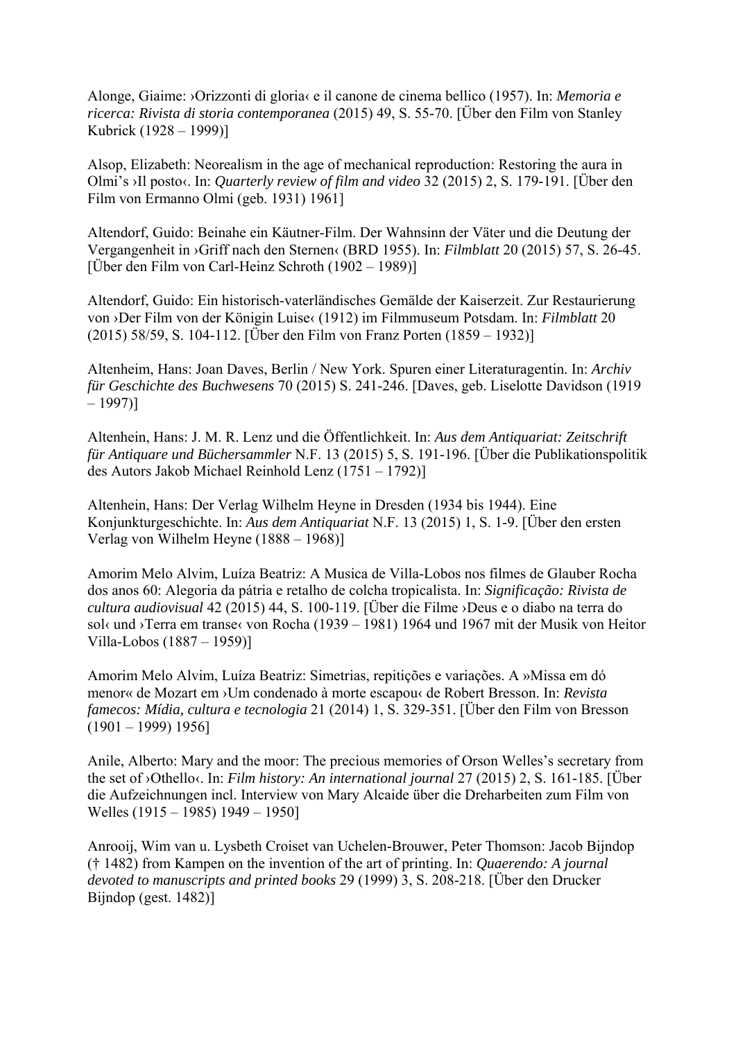Alonge, Giaime: ›Orizzonti di gloria‹ e il canone de cinema bellico (1957). In: *Memoria e ricerca: Rivista di storia contemporanea* (2015) 49, S. 55-70. [Über den Film von Stanley Kubrick (1928 – 1999)]

Alsop, Elizabeth: Neorealism in the age of mechanical reproduction: Restoring the aura in Olmi's ›Il posto‹. In: *Quarterly review of film and video* 32 (2015) 2, S. 179-191. [Über den Film von Ermanno Olmi (geb. 1931) 1961]

Altendorf, Guido: Beinahe ein Käutner-Film. Der Wahnsinn der Väter und die Deutung der Vergangenheit in ›Griff nach den Sternen‹ (BRD 1955). In: *Filmblatt* 20 (2015) 57, S. 26-45. [Über den Film von Carl-Heinz Schroth (1902 – 1989)]

Altendorf, Guido: Ein historisch-vaterländisches Gemälde der Kaiserzeit. Zur Restaurierung von ›Der Film von der Königin Luise‹ (1912) im Filmmuseum Potsdam. In: *Filmblatt* 20 (2015) 58/59, S. 104-112. [Über den Film von Franz Porten (1859 – 1932)]

Altenheim, Hans: Joan Daves, Berlin / New York. Spuren einer Literaturagentin. In: *Archiv für Geschichte des Buchwesens* 70 (2015) S. 241-246. [Daves, geb. Liselotte Davidson (1919 – 1997)]

Altenhein, Hans: J. M. R. Lenz und die Öffentlichkeit. In: *Aus dem Antiquariat: Zeitschrift für Antiquare und Büchersammler* N.F. 13 (2015) 5, S. 191-196. [Über die Publikationspolitik des Autors Jakob Michael Reinhold Lenz (1751 – 1792)]

Altenhein, Hans: Der Verlag Wilhelm Heyne in Dresden (1934 bis 1944). Eine Konjunkturgeschichte. In: *Aus dem Antiquariat* N.F. 13 (2015) 1, S. 1-9. [Über den ersten Verlag von Wilhelm Heyne (1888 – 1968)]

Amorim Melo Alvim, Luíza Beatriz: A Musica de Villa-Lobos nos filmes de Glauber Rocha dos anos 60: Alegoria da pátria e retalho de colcha tropicalista. In: *Significação: Rivista de cultura audiovisual* 42 (2015) 44, S. 100-119. [Über die Filme ›Deus e o diabo na terra do sol‹ und ›Terra em transe‹ von Rocha (1939 – 1981) 1964 und 1967 mit der Musik von Heitor Villa-Lobos (1887 – 1959)]

Amorim Melo Alvim, Luíza Beatriz: Simetrias, repitições e variações. A »Missa em dó menor« de Mozart em ›Um condenado à morte escapou‹ de Robert Bresson. In: *Revista famecos: Mídia, cultura e tecnologia* 21 (2014) 1, S. 329-351. [Über den Film von Bresson (1901 – 1999) 1956]

Anile, Alberto: Mary and the moor: The precious memories of Orson Welles's secretary from the set of ›Othello‹. In: *Film history: An international journal* 27 (2015) 2, S. 161-185. [Über die Aufzeichnungen incl. Interview von Mary Alcaide über die Dreharbeiten zum Film von Welles (1915 – 1985) 1949 – 1950]

Anrooij, Wim van u. Lysbeth Croiset van Uchelen-Brouwer, Peter Thomson: Jacob Bijndop († 1482) from Kampen on the invention of the art of printing. In: *Quaerendo: A journal devoted to manuscripts and printed books* 29 (1999) 3, S. 208-218. [Über den Drucker Bijndop (gest. 1482)]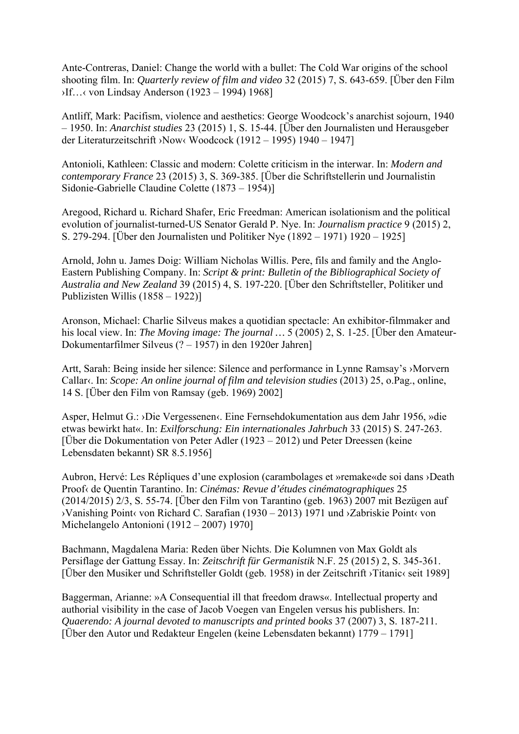Ante-Contreras, Daniel: Change the world with a bullet: The Cold War origins of the school shooting film. In: *Quarterly review of film and video* 32 (2015) 7, S. 643-659. [Über den Film ›If…‹ von Lindsay Anderson (1923 – 1994) 1968]

Antliff, Mark: Pacifism, violence and aesthetics: George Woodcock's anarchist sojourn, 1940 – 1950. In: *Anarchist studies* 23 (2015) 1, S. 15-44. [Über den Journalisten und Herausgeber der Literaturzeitschrift ›Now‹ Woodcock (1912 – 1995) 1940 – 1947]

Antonioli, Kathleen: Classic and modern: Colette criticism in the interwar. In: *Modern and contemporary France* 23 (2015) 3, S. 369-385. [Über die Schriftstellerin und Journalistin Sidonie-Gabrielle Claudine Colette (1873 – 1954)]

Aregood, Richard u. Richard Shafer, Eric Freedman: American isolationism and the political evolution of journalist-turned-US Senator Gerald P. Nye. In: *Journalism practice* 9 (2015) 2, S. 279-294. [Über den Journalisten und Politiker Nye (1892 – 1971) 1920 – 1925]

Arnold, John u. James Doig: William Nicholas Willis. Pere, fils and family and the Anglo-Eastern Publishing Company. In: *Script & print: Bulletin of the Bibliographical Society of Australia and New Zealand* 39 (2015) 4, S. 197-220. [Über den Schriftsteller, Politiker und Publizisten Willis (1858 – 1922)]

Aronson, Michael: Charlie Silveus makes a quotidian spectacle: An exhibitor-filmmaker and his local view. In: *The Moving image: The journal …* 5 (2005) 2, S. 1-25. [Über den Amateur-Dokumentarfilmer Silveus (? – 1957) in den 1920er Jahren]

Artt, Sarah: Being inside her silence: Silence and performance in Lynne Ramsay's ›Morvern Callar‹. In: *Scope: An online journal of film and television studies* (2013) 25, o.Pag., online, 14 S. [Über den Film von Ramsay (geb. 1969) 2002]

Asper, Helmut G.: ›Die Vergessenen‹. Eine Fernsehdokumentation aus dem Jahr 1956, »die etwas bewirkt hat«. In: *Exilforschung: Ein internationales Jahrbuch* 33 (2015) S. 247-263. [Über die Dokumentation von Peter Adler (1923 – 2012) und Peter Dreessen (keine Lebensdaten bekannt) SR 8.5.1956]

Aubron, Hervé: Les Répliques d'une explosion (carambolages et »remake«de soi dans ›Death Proof‹ de Quentin Tarantino. In: *Cinémas: Revue d'études cinématographiques* 25 (2014/2015) 2/3, S. 55-74. [Über den Film von Tarantino (geb. 1963) 2007 mit Bezügen auf ›Vanishing Point‹ von Richard C. Sarafian (1930 – 2013) 1971 und ›Zabriskie Point‹ von Michelangelo Antonioni (1912 – 2007) 1970]

Bachmann, Magdalena Maria: Reden über Nichts. Die Kolumnen von Max Goldt als Persiflage der Gattung Essay. In: *Zeitschrift für Germanistik* N.F. 25 (2015) 2, S. 345-361. [Über den Musiker und Schriftsteller Goldt (geb. 1958) in der Zeitschrift ›Titanic‹ seit 1989]

Baggerman, Arianne: »A Consequential ill that freedom draws«. Intellectual property and authorial visibility in the case of Jacob Voegen van Engelen versus his publishers. In: *Quaerendo: A journal devoted to manuscripts and printed books* 37 (2007) 3, S. 187-211. [Über den Autor und Redakteur Engelen (keine Lebensdaten bekannt) 1779 – 1791]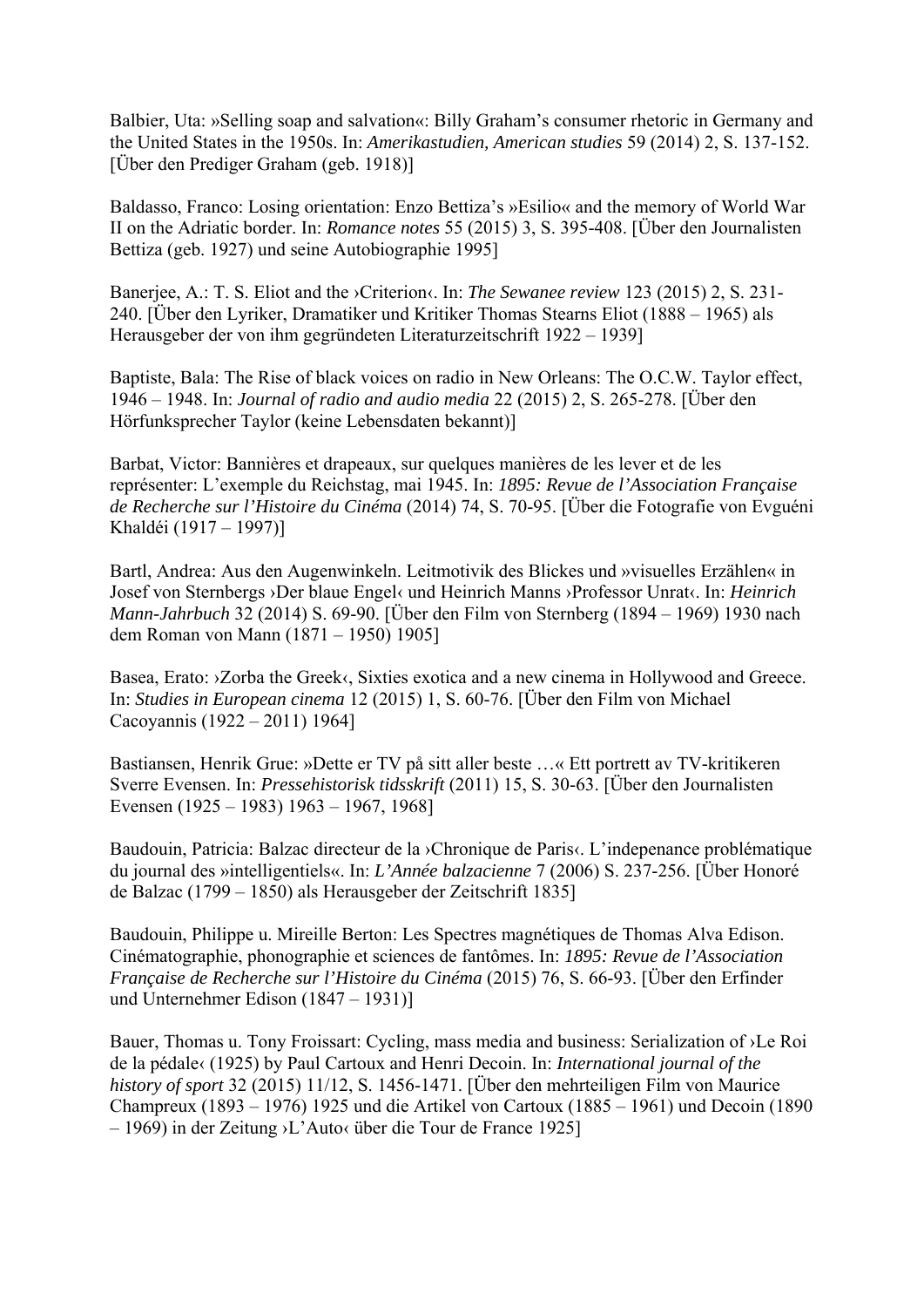Balbier, Uta: »Selling soap and salvation«: Billy Graham's consumer rhetoric in Germany and the United States in the 1950s. In: *Amerikastudien, American studies* 59 (2014) 2, S. 137-152. [Über den Prediger Graham (geb. 1918)]

Baldasso, Franco: Losing orientation: Enzo Bettiza's »Esilio« and the memory of World War II on the Adriatic border. In: *Romance notes* 55 (2015) 3, S. 395-408. [Über den Journalisten Bettiza (geb. 1927) und seine Autobiographie 1995]

Banerjee, A.: T. S. Eliot and the ›Criterion‹. In: *The Sewanee review* 123 (2015) 2, S. 231-240. [Über den Lyriker, Dramatiker und Kritiker Thomas Stearns Eliot (1888 – 1965) als Herausgeber der von ihm gegründeten Literaturzeitschrift 1922 – 1939]

Baptiste, Bala: The Rise of black voices on radio in New Orleans: The O.C.W. Taylor effect, 1946 – 1948. In: *Journal of radio and audio media* 22 (2015) 2, S. 265-278. [Über den Hörfunksprecher Taylor (keine Lebensdaten bekannt)]

Barbat, Victor: Bannières et drapeaux, sur quelques manières de les lever et de les représenter: L'exemple du Reichstag, mai 1945. In: *1895: Revue de l'Association Française de Recherche sur l'Histoire du Cinéma* (2014) 74, S. 70-95. [Über die Fotografie von Evguéni Khaldéi (1917 – 1997)]

Bartl, Andrea: Aus den Augenwinkeln. Leitmotivik des Blickes und »visuelles Erzählen« in Josef von Sternbergs ›Der blaue Engel‹ und Heinrich Manns ›Professor Unrat‹. In: *Heinrich Mann-Jahrbuch* 32 (2014) S. 69-90. [Über den Film von Sternberg (1894 – 1969) 1930 nach dem Roman von Mann (1871 – 1950) 1905]

Basea, Erato: ›Zorba the Greek‹, Sixties exotica and a new cinema in Hollywood and Greece. In: *Studies in European cinema* 12 (2015) 1, S. 60-76. [Über den Film von Michael Cacoyannis (1922 – 2011) 1964]

Bastiansen, Henrik Grue: »Dette er TV på sitt aller beste …« Ett portrett av TV-kritikeren Sverre Evensen. In: *Pressehistorisk tidsskrift* (2011) 15, S. 30-63. [Über den Journalisten Evensen (1925 – 1983) 1963 – 1967, 1968]

Baudouin, Patricia: Balzac directeur de la ›Chronique de Paris‹. L'indepenance problématique du journal des »intelligentiels«. In: *L'Année balzacienne* 7 (2006) S. 237-256. [Über Honoré de Balzac (1799 – 1850) als Herausgeber der Zeitschrift 1835]

Baudouin, Philippe u. Mireille Berton: Les Spectres magnétiques de Thomas Alva Edison. Cinématographie, phonographie et sciences de fantômes. In: *1895: Revue de l'Association Française de Recherche sur l'Histoire du Cinéma* (2015) 76, S. 66-93. [Über den Erfinder und Unternehmer Edison (1847 – 1931)]

Bauer, Thomas u. Tony Froissart: Cycling, mass media and business: Serialization of ›Le Roi de la pédale‹ (1925) by Paul Cartoux and Henri Decoin. In: *International journal of the history of sport* 32 (2015) 11/12, S. 1456-1471. [Über den mehrteiligen Film von Maurice Champreux (1893 – 1976) 1925 und die Artikel von Cartoux (1885 – 1961) und Decoin (1890 – 1969) in der Zeitung ›L'Auto‹ über die Tour de France 1925]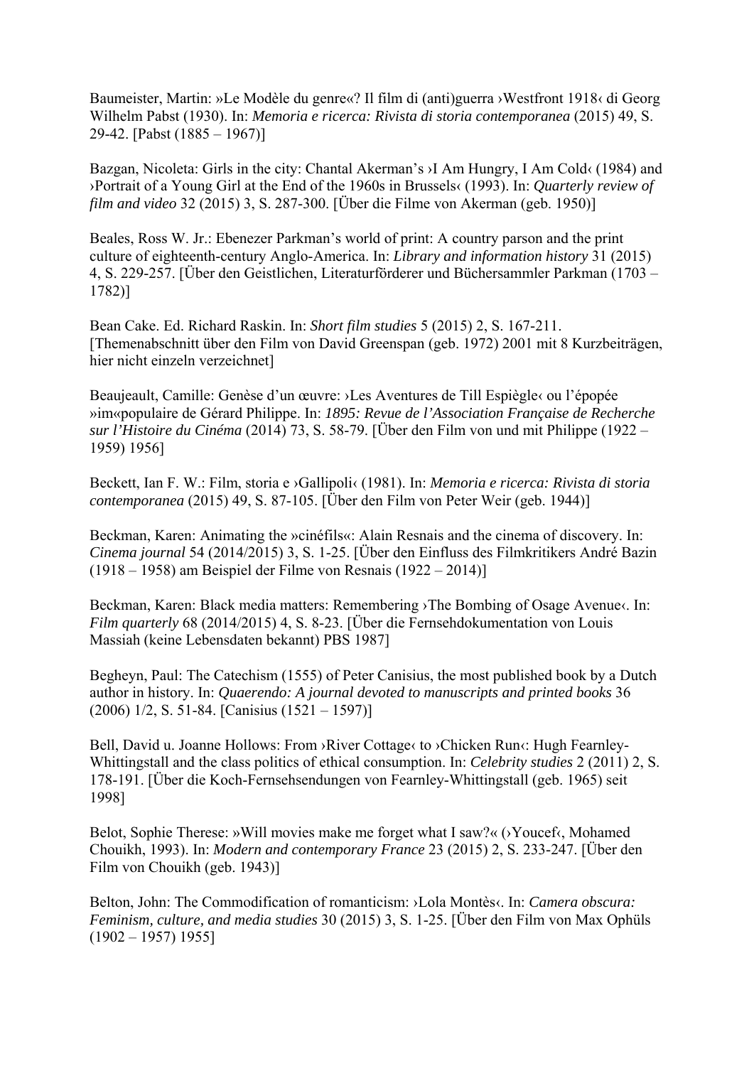Baumeister, Martin: »Le Modèle du genre«? Il film di (anti)guerra ›Westfront 1918‹ di Georg Wilhelm Pabst (1930). In: *Memoria e ricerca: Rivista di storia contemporanea* (2015) 49, S. 29-42. [Pabst (1885 – 1967)]

Bazgan, Nicoleta: Girls in the city: Chantal Akerman's ›I Am Hungry, I Am Cold‹ (1984) and ›Portrait of a Young Girl at the End of the 1960s in Brussels‹ (1993). In: *Quarterly review of film and video* 32 (2015) 3, S. 287-300. [Über die Filme von Akerman (geb. 1950)]

Beales, Ross W. Jr.: Ebenezer Parkman's world of print: A country parson and the print culture of eighteenth-century Anglo-America. In: *Library and information history* 31 (2015) 4, S. 229-257. [Über den Geistlichen, Literaturförderer und Büchersammler Parkman (1703 – 1782)]

Bean Cake. Ed. Richard Raskin. In: *Short film studies* 5 (2015) 2, S. 167-211. [Themenabschnitt über den Film von David Greenspan (geb. 1972) 2001 mit 8 Kurzbeiträgen, hier nicht einzeln verzeichnet]

Beaujeault, Camille: Genèse d'un œuvre: ›Les Aventures de Till Espiègle‹ ou l'épopée »im«populaire de Gérard Philippe. In: *1895: Revue de l'Association Française de Recherche sur l'Histoire du Cinéma* (2014) 73, S. 58-79. [Über den Film von und mit Philippe (1922 – 1959) 1956]

Beckett, Ian F. W.: Film, storia e ›Gallipoli‹ (1981). In: *Memoria e ricerca: Rivista di storia contemporanea* (2015) 49, S. 87-105. [Über den Film von Peter Weir (geb. 1944)]

Beckman, Karen: Animating the »cinéfils«: Alain Resnais and the cinema of discovery. In: *Cinema journal* 54 (2014/2015) 3, S. 1-25. [Über den Einfluss des Filmkritikers André Bazin (1918 – 1958) am Beispiel der Filme von Resnais (1922 – 2014)]

Beckman, Karen: Black media matters: Remembering ›The Bombing of Osage Avenue‹. In: *Film quarterly* 68 (2014/2015) 4, S. 8-23. [Über die Fernsehdokumentation von Louis Massiah (keine Lebensdaten bekannt) PBS 1987]

Begheyn, Paul: The Catechism (1555) of Peter Canisius, the most published book by a Dutch author in history. In: *Quaerendo: A journal devoted to manuscripts and printed books* 36 (2006) 1/2, S. 51-84. [Canisius (1521 – 1597)]

Bell, David u. Joanne Hollows: From ›River Cottage‹ to ›Chicken Run‹: Hugh Fearnley-Whittingstall and the class politics of ethical consumption. In: *Celebrity studies* 2 (2011) 2, S. 178-191. [Über die Koch-Fernsehsendungen von Fearnley-Whittingstall (geb. 1965) seit 1998]

Belot, Sophie Therese: »Will movies make me forget what I saw?« (›Youcef‹, Mohamed Chouikh, 1993). In: *Modern and contemporary France* 23 (2015) 2, S. 233-247. [Über den Film von Chouikh (geb. 1943)]

Belton, John: The Commodification of romanticism: ›Lola Montès‹. In: *Camera obscura: Feminism, culture, and media studies* 30 (2015) 3, S. 1-25. [Über den Film von Max Ophüls (1902 – 1957) 1955]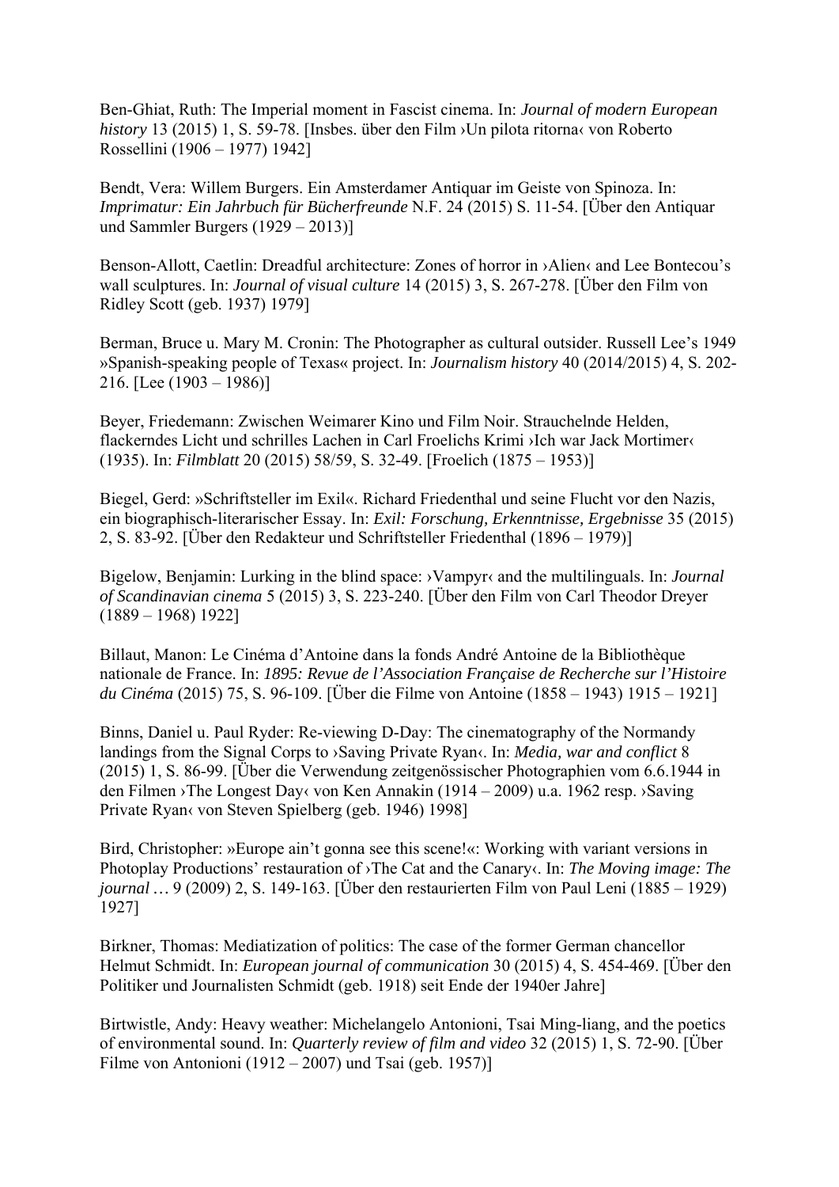Ben-Ghiat, Ruth: The Imperial moment in Fascist cinema. In: *Journal of modern European history* 13 (2015) 1, S. 59-78. [Insbes. über den Film ›Un pilota ritorna‹ von Roberto Rossellini (1906 – 1977) 1942]

Bendt, Vera: Willem Burgers. Ein Amsterdamer Antiquar im Geiste von Spinoza. In: *Imprimatur: Ein Jahrbuch für Bücherfreunde* N.F. 24 (2015) S. 11-54. [Über den Antiquar und Sammler Burgers (1929 – 2013)]

Benson-Allott, Caetlin: Dreadful architecture: Zones of horror in ›Alien‹ and Lee Bontecou's wall sculptures. In: *Journal of visual culture* 14 (2015) 3, S. 267-278. [Über den Film von Ridley Scott (geb. 1937) 1979]

Berman, Bruce u. Mary M. Cronin: The Photographer as cultural outsider. Russell Lee's 1949 »Spanish-speaking people of Texas« project. In: *Journalism history* 40 (2014/2015) 4, S. 202-216. [Lee (1903 – 1986)]

Beyer, Friedemann: Zwischen Weimarer Kino und Film Noir. Strauchelnde Helden, flackerndes Licht und schrilles Lachen in Carl Froelichs Krimi ›Ich war Jack Mortimer‹ (1935). In: *Filmblatt* 20 (2015) 58/59, S. 32-49. [Froelich (1875 – 1953)]

Biegel, Gerd: »Schriftsteller im Exil«. Richard Friedenthal und seine Flucht vor den Nazis, ein biographisch-literarischer Essay. In: *Exil: Forschung, Erkenntnisse, Ergebnisse* 35 (2015) 2, S. 83-92. [Über den Redakteur und Schriftsteller Friedenthal (1896 – 1979)]

Bigelow, Benjamin: Lurking in the blind space: ›Vampyr‹ and the multilinguals. In: *Journal of Scandinavian cinema* 5 (2015) 3, S. 223-240. [Über den Film von Carl Theodor Dreyer (1889 – 1968) 1922]

Billaut, Manon: Le Cinéma d'Antoine dans la fonds André Antoine de la Bibliothèque nationale de France. In: *1895: Revue de l'Association Française de Recherche sur l'Histoire du Cinéma* (2015) 75, S. 96-109. [Über die Filme von Antoine (1858 – 1943) 1915 – 1921]

Binns, Daniel u. Paul Ryder: Re-viewing D-Day: The cinematography of the Normandy landings from the Signal Corps to ›Saving Private Ryan‹. In: *Media, war and conflict* 8 (2015) 1, S. 86-99. [Über die Verwendung zeitgenössischer Photographien vom 6.6.1944 in den Filmen ›The Longest Day‹ von Ken Annakin (1914 – 2009) u.a. 1962 resp. ›Saving Private Ryan‹ von Steven Spielberg (geb. 1946) 1998]

Bird, Christopher: »Europe ain't gonna see this scene!«: Working with variant versions in Photoplay Productions' restauration of ›The Cat and the Canary‹. In: *The Moving image: The journal …* 9 (2009) 2, S. 149-163. [Über den restaurierten Film von Paul Leni (1885 – 1929) 1927]

Birkner, Thomas: Mediatization of politics: The case of the former German chancellor Helmut Schmidt. In: *European journal of communication* 30 (2015) 4, S. 454-469. [Über den Politiker und Journalisten Schmidt (geb. 1918) seit Ende der 1940er Jahre]

Birtwistle, Andy: Heavy weather: Michelangelo Antonioni, Tsai Ming-liang, and the poetics of environmental sound. In: *Quarterly review of film and video* 32 (2015) 1, S. 72-90. [Über Filme von Antonioni (1912 – 2007) und Tsai (geb. 1957)]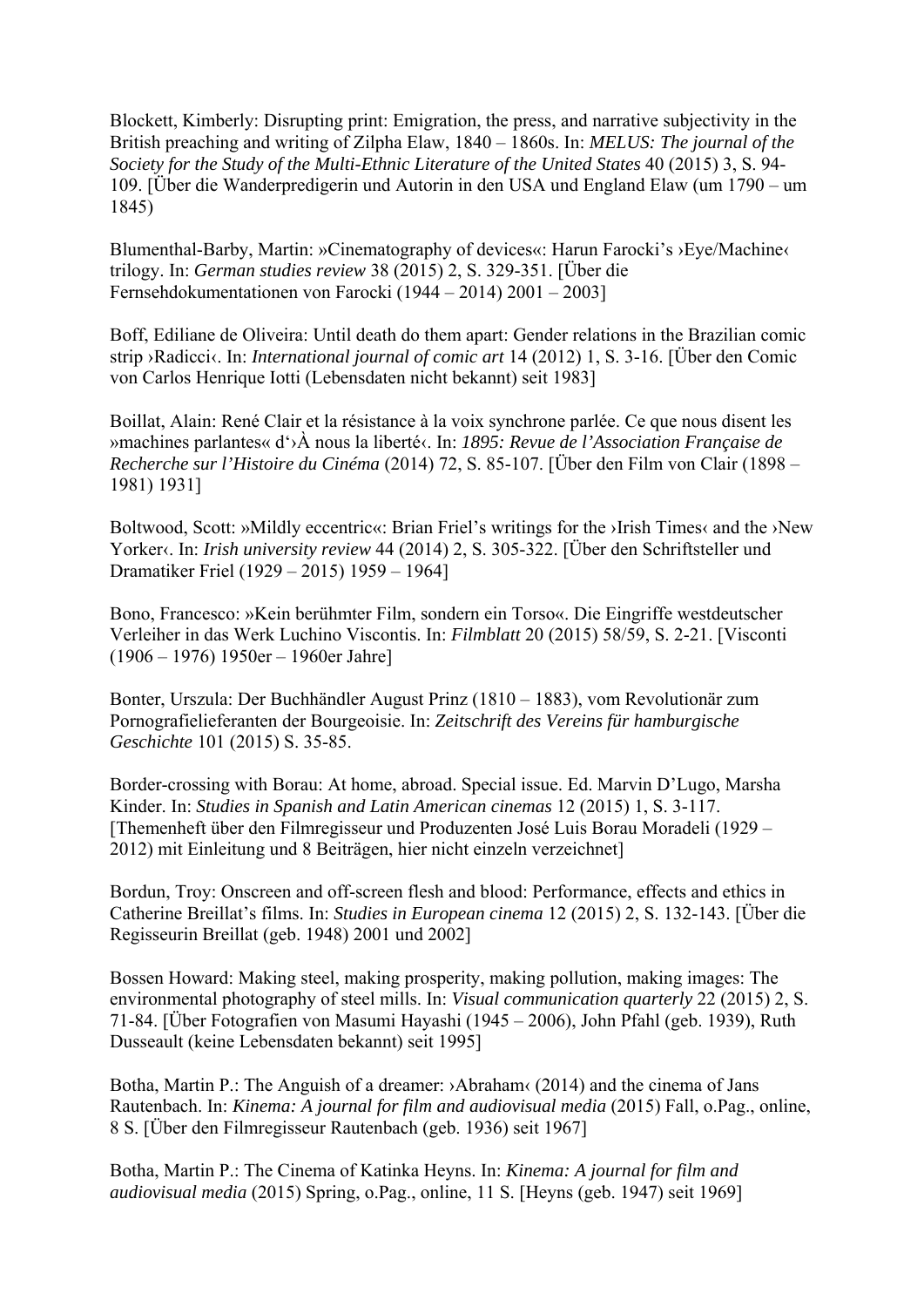Blockett, Kimberly: Disrupting print: Emigration, the press, and narrative subjectivity in the British preaching and writing of Zilpha Elaw, 1840 – 1860s. In: *MELUS: The journal of the Society for the Study of the Multi-Ethnic Literature of the United States* 40 (2015) 3, S. 94-109. [Über die Wanderpredigerin und Autorin in den USA und England Elaw (um 1790 – um 1845)

Blumenthal-Barby, Martin: »Cinematography of devices«: Harun Farocki's ›Eye/Machine‹ trilogy. In: *German studies review* 38 (2015) 2, S. 329-351. [Über die Fernsehdokumentationen von Farocki (1944 – 2014) 2001 – 2003]

Boff, Ediliane de Oliveira: Until death do them apart: Gender relations in the Brazilian comic strip ›Radicci‹. In: *International journal of comic art* 14 (2012) 1, S. 3-16. [Über den Comic von Carlos Henrique Iotti (Lebensdaten nicht bekannt) seit 1983]

Boillat, Alain: René Clair et la résistance à la voix synchrone parlée. Ce que nous disent les »machines parlantes« d'›À nous la liberté‹. In: *1895: Revue de l'Association Française de Recherche sur l'Histoire du Cinéma* (2014) 72, S. 85-107. [Über den Film von Clair (1898 – 1981) 1931]

Boltwood, Scott: »Mildly eccentric«: Brian Friel's writings for the ›Irish Times‹ and the ›New Yorker‹. In: *Irish university review* 44 (2014) 2, S. 305-322. [Über den Schriftsteller und Dramatiker Friel (1929 – 2015) 1959 – 1964]

Bono, Francesco: »Kein berühmter Film, sondern ein Torso«. Die Eingriffe westdeutscher Verleiher in das Werk Luchino Viscontis. In: *Filmblatt* 20 (2015) 58/59, S. 2-21. [Visconti (1906 – 1976) 1950er – 1960er Jahre]

Bonter, Urszula: Der Buchhändler August Prinz (1810 – 1883), vom Revolutionär zum Pornografielieferanten der Bourgeoisie. In: *Zeitschrift des Vereins für hamburgische Geschichte* 101 (2015) S. 35-85.

Border-crossing with Borau: At home, abroad. Special issue. Ed. Marvin D'Lugo, Marsha Kinder. In: *Studies in Spanish and Latin American cinemas* 12 (2015) 1, S. 3-117. [Themenheft über den Filmregisseur und Produzenten José Luis Borau Moradeli (1929 – 2012) mit Einleitung und 8 Beiträgen, hier nicht einzeln verzeichnet]

Bordun, Troy: Onscreen and off-screen flesh and blood: Performance, effects and ethics in Catherine Breillat's films. In: *Studies in European cinema* 12 (2015) 2, S. 132-143. [Über die Regisseurin Breillat (geb. 1948) 2001 und 2002]

Bossen Howard: Making steel, making prosperity, making pollution, making images: The environmental photography of steel mills. In: *Visual communication quarterly* 22 (2015) 2, S. 71-84. [Über Fotografien von Masumi Hayashi (1945 – 2006), John Pfahl (geb. 1939), Ruth Dusseault (keine Lebensdaten bekannt) seit 1995]

Botha, Martin P.: The Anguish of a dreamer: ›Abraham‹ (2014) and the cinema of Jans Rautenbach. In: *Kinema: A journal for film and audiovisual media* (2015) Fall, o.Pag., online, 8 S. [Über den Filmregisseur Rautenbach (geb. 1936) seit 1967]

Botha, Martin P.: The Cinema of Katinka Heyns. In: *Kinema: A journal for film and audiovisual media* (2015) Spring, o.Pag., online, 11 S. [Heyns (geb. 1947) seit 1969]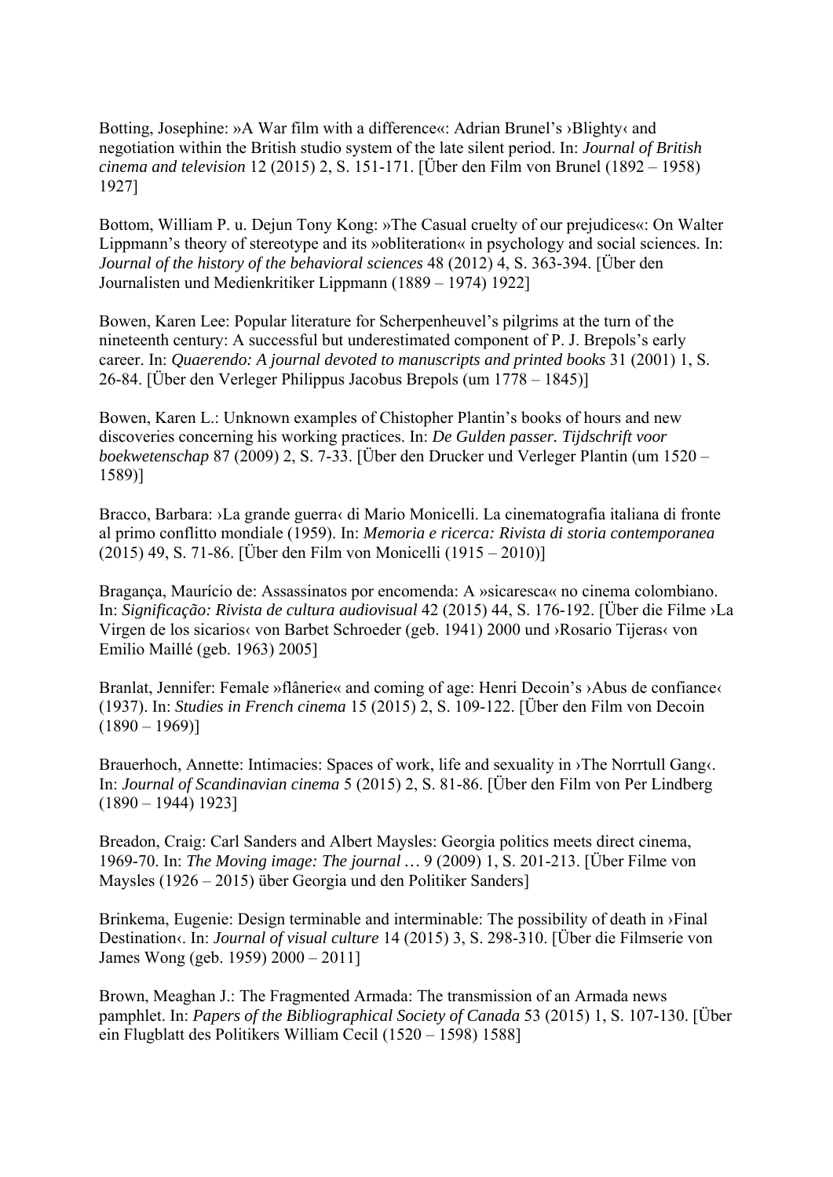Botting, Josephine: »A War film with a difference«: Adrian Brunel's ›Blighty‹ and negotiation within the British studio system of the late silent period. In: *Journal of British cinema and television* 12 (2015) 2, S. 151-171. [Über den Film von Brunel (1892 – 1958) 1927]

Bottom, William P. u. Dejun Tony Kong: »The Casual cruelty of our prejudices«: On Walter Lippmann's theory of stereotype and its »obliteration« in psychology and social sciences. In: *Journal of the history of the behavioral sciences* 48 (2012) 4, S. 363-394. [Über den Journalisten und Medienkritiker Lippmann (1889 – 1974) 1922]

Bowen, Karen Lee: Popular literature for Scherpenheuvel's pilgrims at the turn of the nineteenth century: A successful but underestimated component of P. J. Brepols's early career. In: *Quaerendo: A journal devoted to manuscripts and printed books* 31 (2001) 1, S. 26-84. [Über den Verleger Philippus Jacobus Brepols (um 1778 – 1845)]

Bowen, Karen L.: Unknown examples of Chistopher Plantin's books of hours and new discoveries concerning his working practices. In: *De Gulden passer. Tijdschrift voor boekwetenschap* 87 (2009) 2, S. 7-33. [Über den Drucker und Verleger Plantin (um 1520 – 1589)]

Bracco, Barbara: ›La grande guerra‹ di Mario Monicelli. La cinematografia italiana di fronte al primo conflitto mondiale (1959). In: *Memoria e ricerca: Rivista di storia contemporanea* (2015) 49, S. 71-86. [Über den Film von Monicelli (1915 – 2010)]

Bragança, Maurício de: Assassinatos por encomenda: A »sicaresca« no cinema colombiano. In: *Significação: Rivista de cultura audiovisual* 42 (2015) 44, S. 176-192. [Über die Filme ›La Virgen de los sicarios‹ von Barbet Schroeder (geb. 1941) 2000 und ›Rosario Tijeras‹ von Emilio Maillé (geb. 1963) 2005]

Branlat, Jennifer: Female »flânerie« and coming of age: Henri Decoin's ›Abus de confiance‹ (1937). In: *Studies in French cinema* 15 (2015) 2, S. 109-122. [Über den Film von Decoin (1890 – 1969)]

Brauerhoch, Annette: Intimacies: Spaces of work, life and sexuality in ›The Norrtull Gang‹. In: *Journal of Scandinavian cinema* 5 (2015) 2, S. 81-86. [Über den Film von Per Lindberg (1890 – 1944) 1923]

Breadon, Craig: Carl Sanders and Albert Maysles: Georgia politics meets direct cinema, 1969-70. In: *The Moving image: The journal …* 9 (2009) 1, S. 201-213. [Über Filme von Maysles (1926 – 2015) über Georgia und den Politiker Sanders]

Brinkema, Eugenie: Design terminable and interminable: The possibility of death in ›Final Destination‹. In: *Journal of visual culture* 14 (2015) 3, S. 298-310. [Über die Filmserie von James Wong (geb. 1959) 2000 – 2011]

Brown, Meaghan J.: The Fragmented Armada: The transmission of an Armada news pamphlet. In: *Papers of the Bibliographical Society of Canada* 53 (2015) 1, S. 107-130. [Über ein Flugblatt des Politikers William Cecil (1520 – 1598) 1588]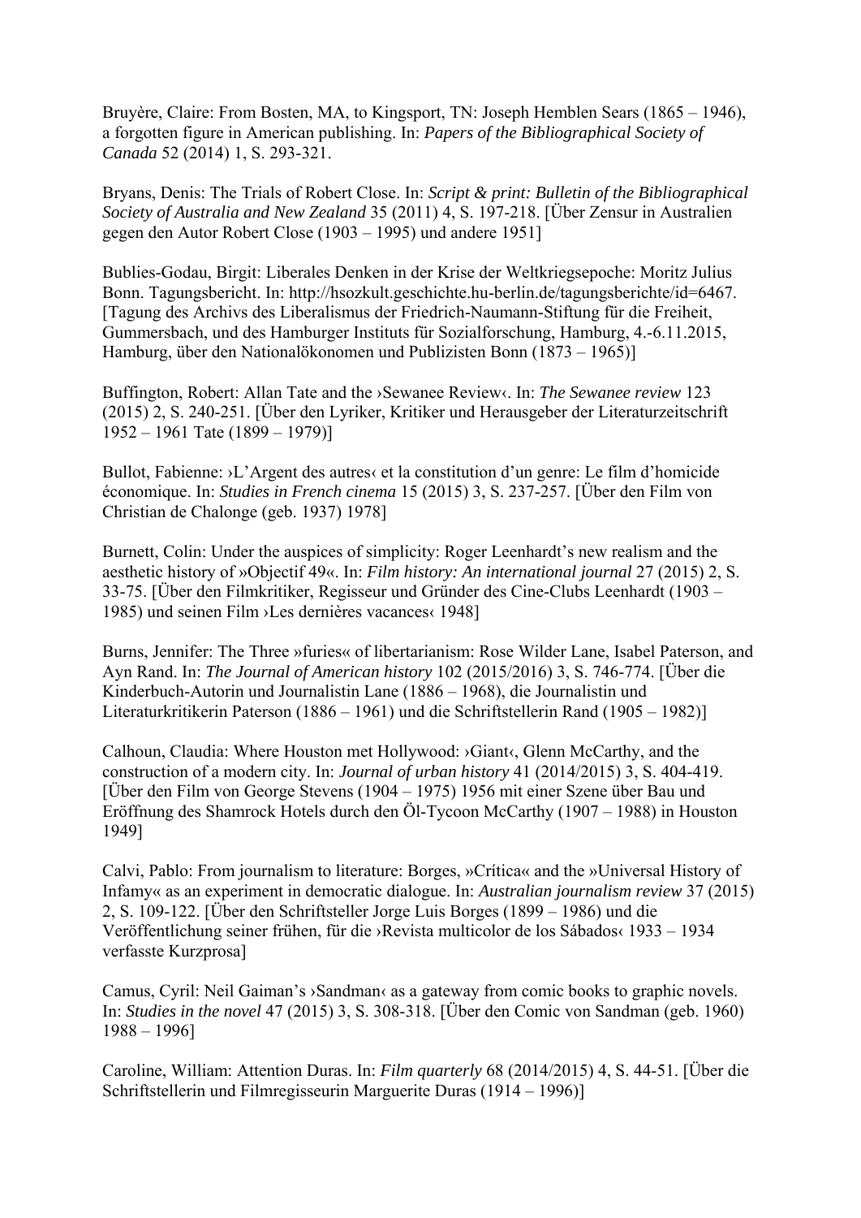Bruyère, Claire: From Bosten, MA, to Kingsport, TN: Joseph Hemblen Sears (1865 – 1946), a forgotten figure in American publishing. In: *Papers of the Bibliographical Society of Canada* 52 (2014) 1, S. 293-321.

Bryans, Denis: The Trials of Robert Close. In: *Script & print: Bulletin of the Bibliographical Society of Australia and New Zealand* 35 (2011) 4, S. 197-218. [Über Zensur in Australien gegen den Autor Robert Close (1903 – 1995) und andere 1951]

Bublies-Godau, Birgit: Liberales Denken in der Krise der Weltkriegsepoche: Moritz Julius Bonn. Tagungsbericht. In: http://hsozkult.geschichte.hu-berlin.de/tagungsberichte/id=6467. [Tagung des Archivs des Liberalismus der Friedrich-Naumann-Stiftung für die Freiheit, Gummersbach, und des Hamburger Instituts für Sozialforschung, Hamburg, 4.-6.11.2015, Hamburg, über den Nationalökonomen und Publizisten Bonn (1873 – 1965)]

Buffington, Robert: Allan Tate and the ›Sewanee Review‹. In: *The Sewanee review* 123 (2015) 2, S. 240-251. [Über den Lyriker, Kritiker und Herausgeber der Literaturzeitschrift 1952 – 1961 Tate (1899 – 1979)]

Bullot, Fabienne: ›L'Argent des autres‹ et la constitution d'un genre: Le film d'homicide économique. In: *Studies in French cinema* 15 (2015) 3, S. 237-257. [Über den Film von Christian de Chalonge (geb. 1937) 1978]

Burnett, Colin: Under the auspices of simplicity: Roger Leenhardt's new realism and the aesthetic history of »Objectif 49«. In: *Film history: An international journal* 27 (2015) 2, S. 33-75. [Über den Filmkritiker, Regisseur und Gründer des Cine-Clubs Leenhardt (1903 – 1985) und seinen Film ›Les dernières vacances‹ 1948]

Burns, Jennifer: The Three »furies« of libertarianism: Rose Wilder Lane, Isabel Paterson, and Ayn Rand. In: *The Journal of American history* 102 (2015/2016) 3, S. 746-774. [Über die Kinderbuch-Autorin und Journalistin Lane (1886 – 1968), die Journalistin und Literaturkritikerin Paterson (1886 – 1961) und die Schriftstellerin Rand (1905 – 1982)]

Calhoun, Claudia: Where Houston met Hollywood: ›Giant‹, Glenn McCarthy, and the construction of a modern city. In: *Journal of urban history* 41 (2014/2015) 3, S. 404-419. [Über den Film von George Stevens (1904 – 1975) 1956 mit einer Szene über Bau und Eröffnung des Shamrock Hotels durch den Öl-Tycoon McCarthy (1907 – 1988) in Houston 1949]

Calvi, Pablo: From journalism to literature: Borges, »Crítica« and the »Universal History of Infamy« as an experiment in democratic dialogue. In: *Australian journalism review* 37 (2015) 2, S. 109-122. [Über den Schriftsteller Jorge Luis Borges (1899 – 1986) und die Veröffentlichung seiner frühen, für die ›Revista multicolor de los Sábados‹ 1933 – 1934 verfasste Kurzprosa]

Camus, Cyril: Neil Gaiman's ›Sandman‹ as a gateway from comic books to graphic novels. In: *Studies in the novel* 47 (2015) 3, S. 308-318. [Über den Comic von Sandman (geb. 1960) 1988 – 1996]

Caroline, William: Attention Duras. In: *Film quarterly* 68 (2014/2015) 4, S. 44-51. [Über die Schriftstellerin und Filmregisseurin Marguerite Duras (1914 – 1996)]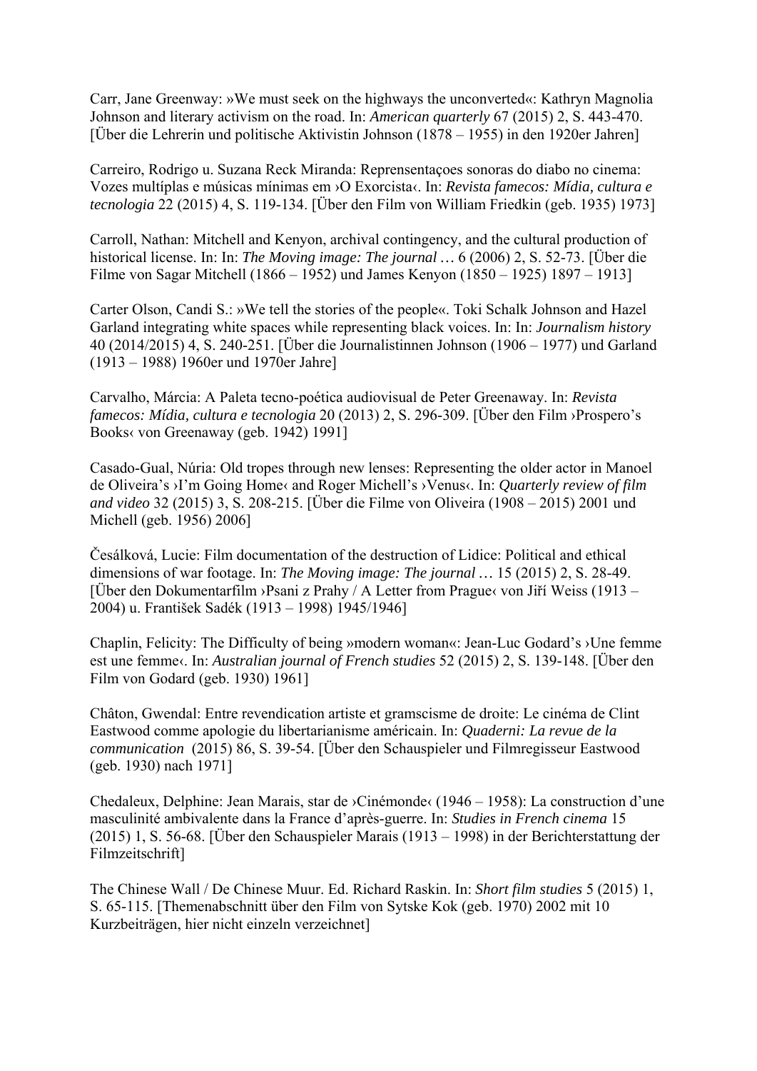Carr, Jane Greenway: »We must seek on the highways the unconverted«: Kathryn Magnolia Johnson and literary activism on the road. In: *American quarterly* 67 (2015) 2, S. 443-470. [Über die Lehrerin und politische Aktivistin Johnson (1878 – 1955) in den 1920er Jahren]

Carreiro, Rodrigo u. Suzana Reck Miranda: Reprensentaçoes sonoras do diabo no cinema: Vozes multíplas e músicas mínimas em ›O Exorcista‹. In: *Revista famecos: Mídia, cultura e tecnologia* 22 (2015) 4, S. 119-134. [Über den Film von William Friedkin (geb. 1935) 1973]

Carroll, Nathan: Mitchell and Kenyon, archival contingency, and the cultural production of historical license. In: In: *The Moving image: The journal …* 6 (2006) 2, S. 52-73. [Über die Filme von Sagar Mitchell (1866 – 1952) und James Kenyon (1850 – 1925) 1897 – 1913]

Carter Olson, Candi S.: »We tell the stories of the people«. Toki Schalk Johnson and Hazel Garland integrating white spaces while representing black voices. In: In: *Journalism history* 40 (2014/2015) 4, S. 240-251. [Über die Journalistinnen Johnson (1906 – 1977) und Garland (1913 – 1988) 1960er und 1970er Jahre]

Carvalho, Márcia: A Paleta tecno-poética audiovisual de Peter Greenaway. In: *Revista famecos: Mídia, cultura e tecnologia* 20 (2013) 2, S. 296-309. [Über den Film ›Prospero's Books‹ von Greenaway (geb. 1942) 1991]

Casado-Gual, Núria: Old tropes through new lenses: Representing the older actor in Manoel de Oliveira's ›I'm Going Home‹ and Roger Michell's ›Venus‹. In: *Quarterly review of film and video* 32 (2015) 3, S. 208-215. [Über die Filme von Oliveira (1908 – 2015) 2001 und Michell (geb. 1956) 2006]

Česálková, Lucie: Film documentation of the destruction of Lidice: Political and ethical dimensions of war footage. In: *The Moving image: The journal …* 15 (2015) 2, S. 28-49. [Über den Dokumentarfilm ›Psani z Prahy / A Letter from Prague‹ von Jiří Weiss (1913 – 2004) u. František Sadék (1913 – 1998) 1945/1946]

Chaplin, Felicity: The Difficulty of being »modern woman«: Jean-Luc Godard's ›Une femme est une femme‹. In: *Australian journal of French studies* 52 (2015) 2, S. 139-148. [Über den Film von Godard (geb. 1930) 1961]

Châton, Gwendal: Entre revendication artiste et gramscisme de droite: Le cinéma de Clint Eastwood comme apologie du libertarianisme américain. In: *Quaderni: La revue de la communication* (2015) 86, S. 39-54. [Über den Schauspieler und Filmregisseur Eastwood (geb. 1930) nach 1971]

Chedaleux, Delphine: Jean Marais, star de ›Cinémonde‹ (1946 – 1958): La construction d'une masculinité ambivalente dans la France d'après-guerre. In: *Studies in French cinema* 15 (2015) 1, S. 56-68. [Über den Schauspieler Marais (1913 – 1998) in der Berichterstattung der Filmzeitschrift]

The Chinese Wall / De Chinese Muur. Ed. Richard Raskin. In: *Short film studies* 5 (2015) 1, S. 65-115. [Themenabschnitt über den Film von Sytske Kok (geb. 1970) 2002 mit 10 Kurzbeiträgen, hier nicht einzeln verzeichnet]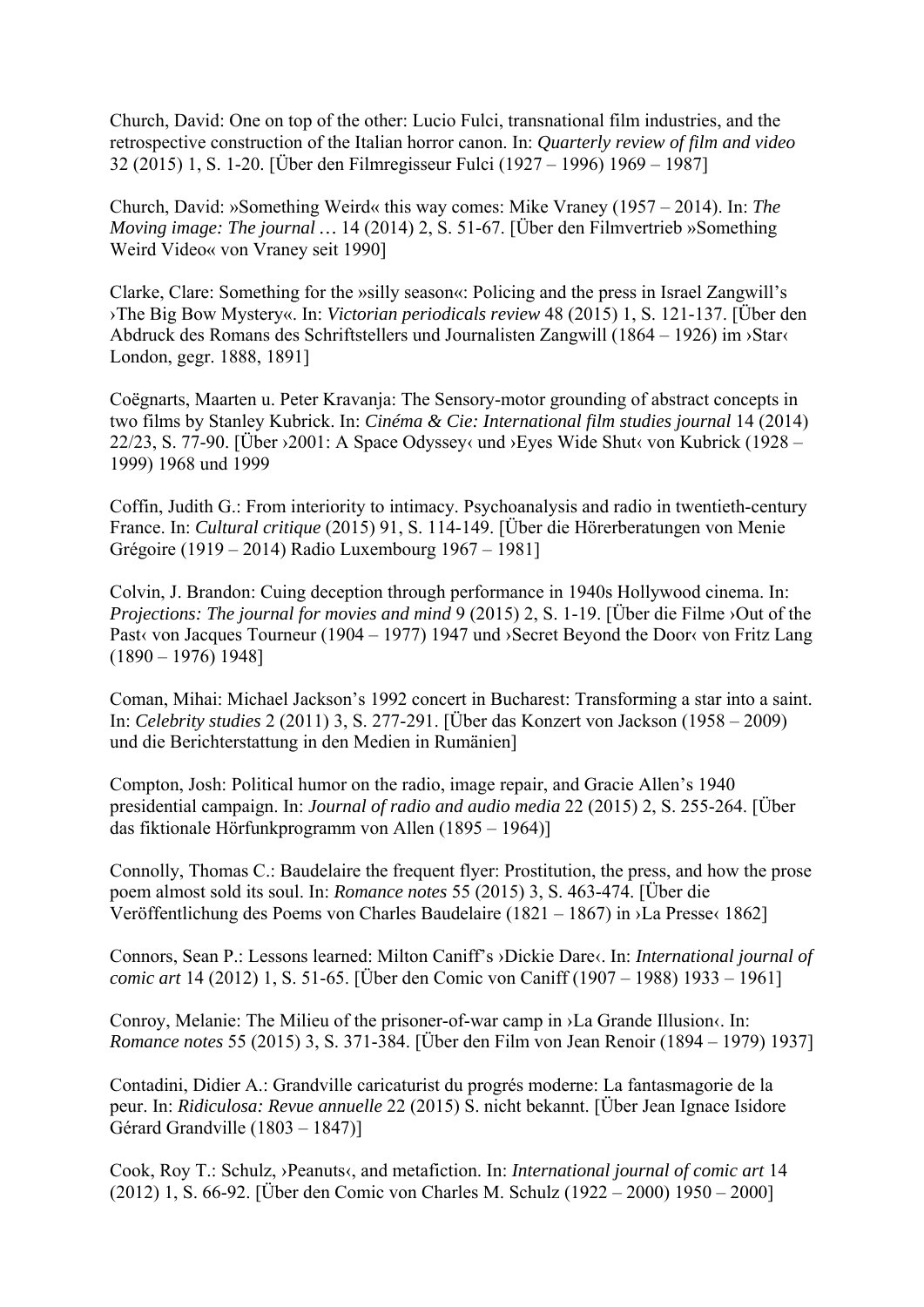Church, David: One on top of the other: Lucio Fulci, transnational film industries, and the retrospective construction of the Italian horror canon. In: *Quarterly review of film and video* 32 (2015) 1, S. 1-20. [Über den Filmregisseur Fulci (1927 – 1996) 1969 – 1987]

Church, David: »Something Weird« this way comes: Mike Vraney (1957 – 2014). In: *The Moving image: The journal …* 14 (2014) 2, S. 51-67. [Über den Filmvertrieb »Something Weird Video« von Vraney seit 1990]

Clarke, Clare: Something for the »silly season«: Policing and the press in Israel Zangwill's ›The Big Bow Mystery«. In: *Victorian periodicals review* 48 (2015) 1, S. 121-137. [Über den Abdruck des Romans des Schriftstellers und Journalisten Zangwill (1864 – 1926) im ›Star‹ London, gegr. 1888, 1891]

Coëgnarts, Maarten u. Peter Kravanja: The Sensory-motor grounding of abstract concepts in two films by Stanley Kubrick. In: *Cinéma & Cie: International film studies journal* 14 (2014) 22/23, S. 77-90. [Über ›2001: A Space Odyssey‹ und ›Eyes Wide Shut‹ von Kubrick (1928 – 1999) 1968 und 1999

Coffin, Judith G.: From interiority to intimacy. Psychoanalysis and radio in twentieth-century France. In: *Cultural critique* (2015) 91, S. 114-149. [Über die Hörerberatungen von Menie Grégoire (1919 – 2014) Radio Luxembourg 1967 – 1981]

Colvin, J. Brandon: Cuing deception through performance in 1940s Hollywood cinema. In: *Projections: The journal for movies and mind* 9 (2015) 2, S. 1-19. [Über die Filme ›Out of the Past‹ von Jacques Tourneur (1904 – 1977) 1947 und ›Secret Beyond the Door‹ von Fritz Lang (1890 – 1976) 1948]

Coman, Mihai: Michael Jackson's 1992 concert in Bucharest: Transforming a star into a saint. In: *Celebrity studies* 2 (2011) 3, S. 277-291. [Über das Konzert von Jackson (1958 – 2009) und die Berichterstattung in den Medien in Rumänien]

Compton, Josh: Political humor on the radio, image repair, and Gracie Allen's 1940 presidential campaign. In: *Journal of radio and audio media* 22 (2015) 2, S. 255-264. [Über das fiktionale Hörfunkprogramm von Allen (1895 – 1964)]

Connolly, Thomas C.: Baudelaire the frequent flyer: Prostitution, the press, and how the prose poem almost sold its soul. In: *Romance notes* 55 (2015) 3, S. 463-474. [Über die Veröffentlichung des Poems von Charles Baudelaire (1821 – 1867) in ›La Presse‹ 1862]

Connors, Sean P.: Lessons learned: Milton Caniff's ›Dickie Dare‹. In: *International journal of comic art* 14 (2012) 1, S. 51-65. [Über den Comic von Caniff (1907 – 1988) 1933 – 1961]

Conroy, Melanie: The Milieu of the prisoner-of-war camp in ›La Grande Illusion‹. In: *Romance notes* 55 (2015) 3, S. 371-384. [Über den Film von Jean Renoir (1894 – 1979) 1937]

Contadini, Didier A.: Grandville caricaturist du progrés moderne: La fantasmagorie de la peur. In: *Ridiculosa: Revue annuelle* 22 (2015) S. nicht bekannt. [Über Jean Ignace Isidore Gérard Grandville (1803 – 1847)]

Cook, Roy T.: Schulz, ›Peanuts‹, and metafiction. In: *International journal of comic art* 14 (2012) 1, S. 66-92. [Über den Comic von Charles M. Schulz (1922 – 2000) 1950 – 2000]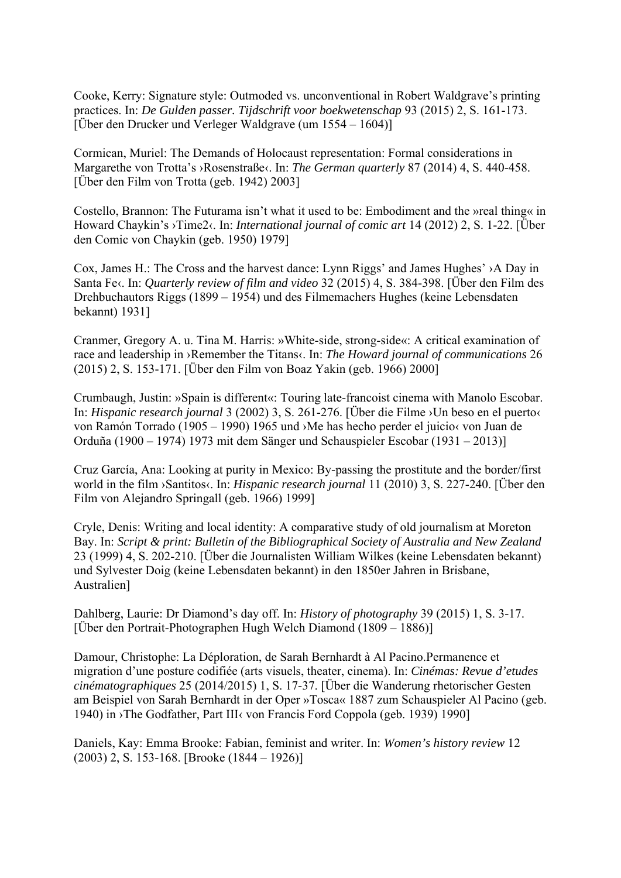Cooke, Kerry: Signature style: Outmoded vs. unconventional in Robert Waldgrave's printing practices. In: *De Gulden passer. Tijdschrift voor boekwetenschap* 93 (2015) 2, S. 161-173. [Über den Drucker und Verleger Waldgrave (um 1554 – 1604)]

Cormican, Muriel: The Demands of Holocaust representation: Formal considerations in Margarethe von Trotta's ›Rosenstraße‹. In: *The German quarterly* 87 (2014) 4, S. 440-458. [Über den Film von Trotta (geb. 1942) 2003]

Costello, Brannon: The Futurama isn't what it used to be: Embodiment and the »real thing« in Howard Chaykin's ›Time2‹. In: *International journal of comic art* 14 (2012) 2, S. 1-22. [Über den Comic von Chaykin (geb. 1950) 1979]

Cox, James H.: The Cross and the harvest dance: Lynn Riggs' and James Hughes' ›A Day in Santa Fe‹. In: *Quarterly review of film and video* 32 (2015) 4, S. 384-398. [Über den Film des Drehbuchautors Riggs (1899 – 1954) und des Filmemachers Hughes (keine Lebensdaten bekannt) 1931]

Cranmer, Gregory A. u. Tina M. Harris: »White-side, strong-side«: A critical examination of race and leadership in ›Remember the Titans‹. In: *The Howard journal of communications* 26 (2015) 2, S. 153-171. [Über den Film von Boaz Yakin (geb. 1966) 2000]

Crumbaugh, Justin: »Spain is different«: Touring late-francoist cinema with Manolo Escobar. In: *Hispanic research journal* 3 (2002) 3, S. 261-276. [Über die Filme ›Un beso en el puerto‹ von Ramón Torrado (1905 – 1990) 1965 und ›Me has hecho perder el juicio‹ von Juan de Orduña (1900 – 1974) 1973 mit dem Sänger und Schauspieler Escobar (1931 – 2013)]

Cruz García, Ana: Looking at purity in Mexico: By-passing the prostitute and the border/first world in the film ›Santitos‹. In: *Hispanic research journal* 11 (2010) 3, S. 227-240. [Über den Film von Alejandro Springall (geb. 1966) 1999]

Cryle, Denis: Writing and local identity: A comparative study of old journalism at Moreton Bay. In: *Script & print: Bulletin of the Bibliographical Society of Australia and New Zealand* 23 (1999) 4, S. 202-210. [Über die Journalisten William Wilkes (keine Lebensdaten bekannt) und Sylvester Doig (keine Lebensdaten bekannt) in den 1850er Jahren in Brisbane, Australien]

Dahlberg, Laurie: Dr Diamond's day off. In: *History of photography* 39 (2015) 1, S. 3-17. [Über den Portrait-Photographen Hugh Welch Diamond (1809 – 1886)]

Damour, Christophe: La Déploration, de Sarah Bernhardt à Al Pacino.Permanence et migration d'une posture codifiée (arts visuels, theater, cinema). In: *Cinémas: Revue d'etudes cinématographiques* 25 (2014/2015) 1, S. 17-37. [Über die Wanderung rhetorischer Gesten am Beispiel von Sarah Bernhardt in der Oper »Tosca« 1887 zum Schauspieler Al Pacino (geb. 1940) in ›The Godfather, Part III‹ von Francis Ford Coppola (geb. 1939) 1990]

Daniels, Kay: Emma Brooke: Fabian, feminist and writer. In: *Women's history review* 12 (2003) 2, S. 153-168. [Brooke (1844 – 1926)]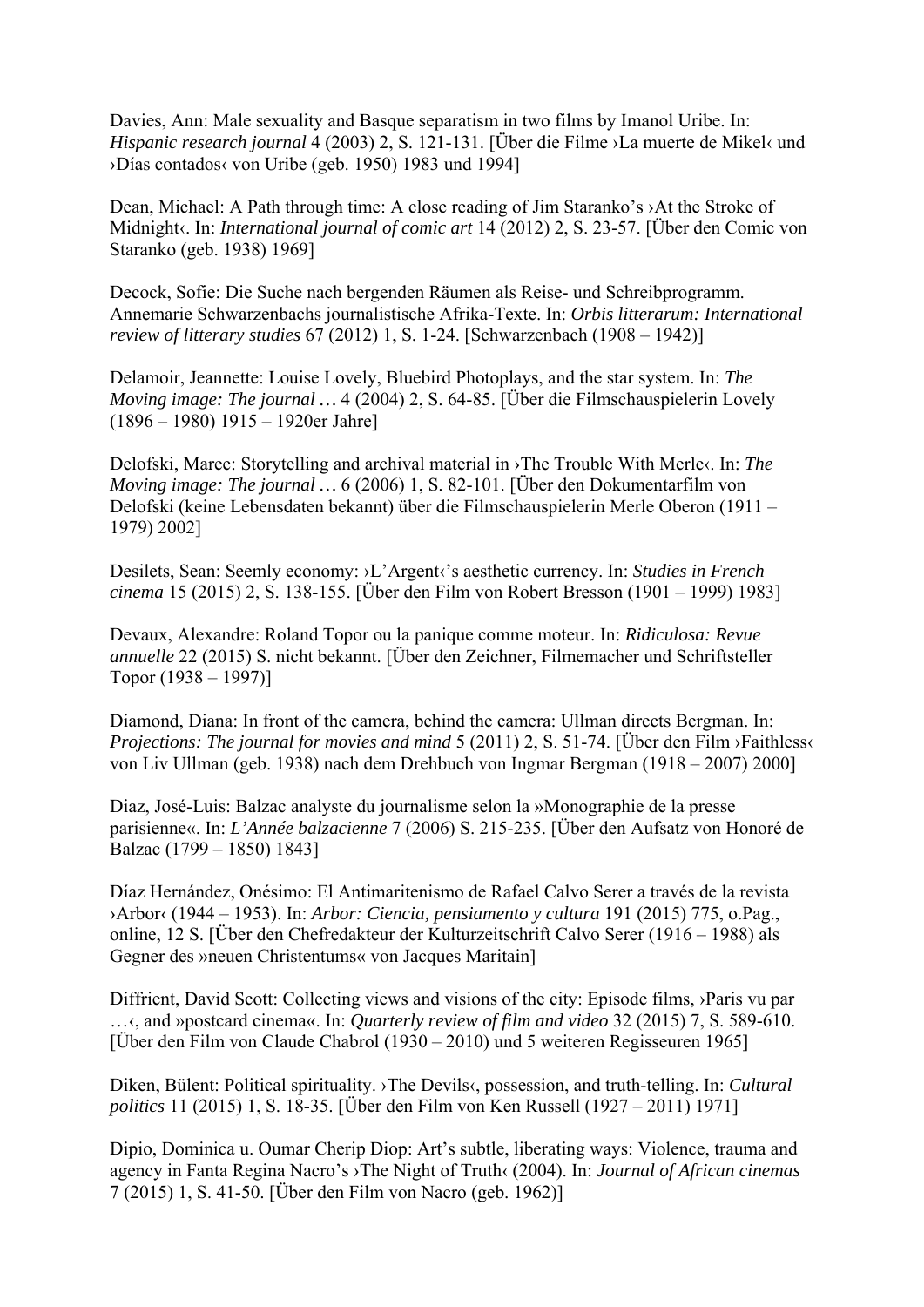Davies, Ann: Male sexuality and Basque separatism in two films by Imanol Uribe. In: *Hispanic research journal* 4 (2003) 2, S. 121-131. [Über die Filme ›La muerte de Mikel‹ und ›Días contados‹ von Uribe (geb. 1950) 1983 und 1994]

Dean, Michael: A Path through time: A close reading of Jim Staranko's ›At the Stroke of Midnight‹. In: *International journal of comic art* 14 (2012) 2, S. 23-57. [Über den Comic von Staranko (geb. 1938) 1969]

Decock, Sofie: Die Suche nach bergenden Räumen als Reise- und Schreibprogramm. Annemarie Schwarzenbachs journalistische Afrika-Texte. In: *Orbis litterarum: International review of litterary studies* 67 (2012) 1, S. 1-24. [Schwarzenbach (1908 – 1942)]

Delamoir, Jeannette: Louise Lovely, Bluebird Photoplays, and the star system. In: *The Moving image: The journal …* 4 (2004) 2, S. 64-85. [Über die Filmschauspielerin Lovely (1896 – 1980) 1915 – 1920er Jahre]

Delofski, Maree: Storytelling and archival material in ›The Trouble With Merle‹. In: *The Moving image: The journal …* 6 (2006) 1, S. 82-101. [Über den Dokumentarfilm von Delofski (keine Lebensdaten bekannt) über die Filmschauspielerin Merle Oberon (1911 – 1979) 2002]

Desilets, Sean: Seemly economy: ›L'Argent‹'s aesthetic currency. In: *Studies in French cinema* 15 (2015) 2, S. 138-155. [Über den Film von Robert Bresson (1901 – 1999) 1983]

Devaux, Alexandre: Roland Topor ou la panique comme moteur. In: *Ridiculosa: Revue annuelle* 22 (2015) S. nicht bekannt. [Über den Zeichner, Filmemacher und Schriftsteller Topor (1938 – 1997)]

Diamond, Diana: In front of the camera, behind the camera: Ullman directs Bergman. In: *Projections: The journal for movies and mind* 5 (2011) 2, S. 51-74. [Über den Film ›Faithless‹ von Liv Ullman (geb. 1938) nach dem Drehbuch von Ingmar Bergman (1918 – 2007) 2000]

Diaz, José-Luis: Balzac analyste du journalisme selon la »Monographie de la presse parisienne«. In: *L'Année balzacienne* 7 (2006) S. 215-235. [Über den Aufsatz von Honoré de Balzac (1799 – 1850) 1843]

Díaz Hernández, Onésimo: El Antimaritenismo de Rafael Calvo Serer a través de la revista ›Arbor‹ (1944 – 1953). In: *Arbor: Ciencia, pensiamento y cultura* 191 (2015) 775, o.Pag., online, 12 S. [Über den Chefredakteur der Kulturzeitschrift Calvo Serer (1916 – 1988) als Gegner des »neuen Christentums« von Jacques Maritain]

Diffrient, David Scott: Collecting views and visions of the city: Episode films, ›Paris vu par …‹, and »postcard cinema«. In: *Quarterly review of film and video* 32 (2015) 7, S. 589-610. [Über den Film von Claude Chabrol (1930 – 2010) und 5 weiteren Regisseuren 1965]

Diken, Bülent: Political spirituality. ›The Devils‹, possession, and truth-telling. In: *Cultural politics* 11 (2015) 1, S. 18-35. [Über den Film von Ken Russell (1927 – 2011) 1971]

Dipio, Dominica u. Oumar Cherip Diop: Art's subtle, liberating ways: Violence, trauma and agency in Fanta Regina Nacro's ›The Night of Truth‹ (2004). In: *Journal of African cinemas* 7 (2015) 1, S. 41-50. [Über den Film von Nacro (geb. 1962)]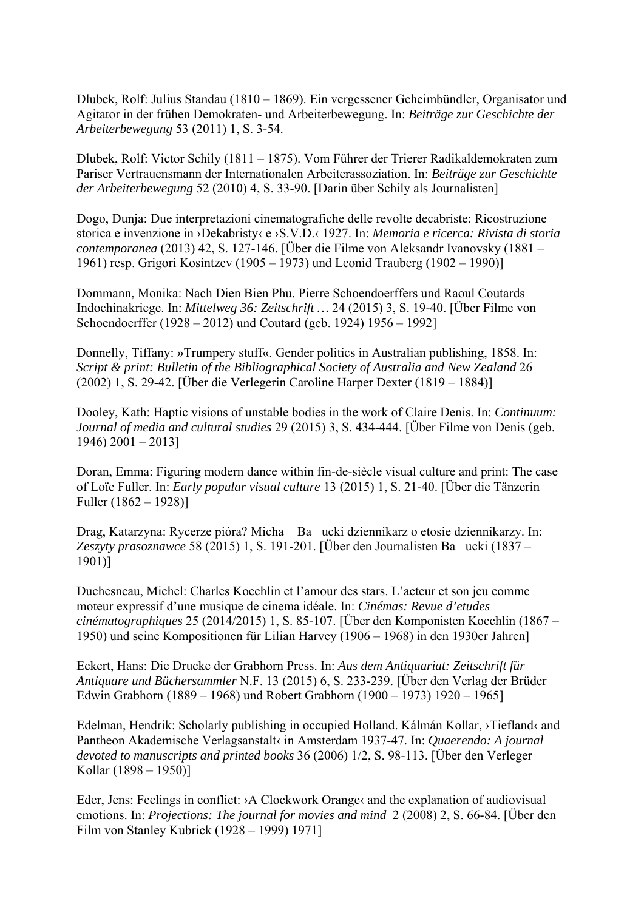Dlubek, Rolf: Julius Standau (1810 – 1869). Ein vergessener Geheimbündler, Organisator und Agitator in der frühen Demokraten- und Arbeiterbewegung. In: *Beiträge zur Geschichte der Arbeiterbewegung* 53 (2011) 1, S. 3-54.

Dlubek, Rolf: Victor Schily (1811 – 1875). Vom Führer der Trierer Radikaldemokraten zum Pariser Vertrauensmann der Internationalen Arbeiterassoziation. In: *Beiträge zur Geschichte der Arbeiterbewegung* 52 (2010) 4, S. 33-90. [Darin über Schily als Journalisten]

Dogo, Dunja: Due interpretazioni cinematografiche delle revolte decabriste: Ricostruzione storica e invenzione in ›Dekabristy‹ e ›S.V.D.‹ 1927. In: *Memoria e ricerca: Rivista di storia contemporanea* (2013) 42, S. 127-146. [Über die Filme von Aleksandr Ivanovsky (1881 – 1961) resp. Grigori Kosintzev (1905 – 1973) und Leonid Trauberg (1902 – 1990)]

Dommann, Monika: Nach Dien Bien Phu. Pierre Schoendoerffers und Raoul Coutards Indochinakriege. In: *Mittelweg 36: Zeitschrift …* 24 (2015) 3, S. 19-40. [Über Filme von Schoendoerffer (1928 – 2012) und Coutard (geb. 1924) 1956 – 1992]

Donnelly, Tiffany: »Trumpery stuff«. Gender politics in Australian publishing, 1858. In: *Script & print: Bulletin of the Bibliographical Society of Australia and New Zealand* 26 (2002) 1, S. 29-42. [Über die Verlegerin Caroline Harper Dexter (1819 – 1884)]

Dooley, Kath: Haptic visions of unstable bodies in the work of Claire Denis. In: *Continuum: Journal of media and cultural studies* 29 (2015) 3, S. 434-444. [Über Filme von Denis (geb. 1946) 2001 – 2013]

Doran, Emma: Figuring modern dance within fin-de-siècle visual culture and print: The case of Loïe Fuller. In: *Early popular visual culture* 13 (2015) 1, S. 21-40. [Über die Tänzerin Fuller (1862 – 1928)]

Drag, Katarzyna: Rycerze pióra? Micha   Ba   ucki dziennikarz o etosie dziennikarzy. In: *Zeszyty prasoznawce* 58 (2015) 1, S. 191-201. [Über den Journalisten Ba   ucki (1837 – 1901)]

Duchesneau, Michel: Charles Koechlin et l'amour des stars. L'acteur et son jeu comme moteur expressif d'une musique de cinema idéale. In: *Cinémas: Revue d'etudes cinématographiques* 25 (2014/2015) 1, S. 85-107. [Über den Komponisten Koechlin (1867 – 1950) und seine Kompositionen für Lilian Harvey (1906 – 1968) in den 1930er Jahren]

Eckert, Hans: Die Drucke der Grabhorn Press. In: *Aus dem Antiquariat: Zeitschrift für Antiquare und Büchersammler* N.F. 13 (2015) 6, S. 233-239. [Über den Verlag der Brüder Edwin Grabhorn (1889 – 1968) und Robert Grabhorn (1900 – 1973) 1920 – 1965]

Edelman, Hendrik: Scholarly publishing in occupied Holland. Kálmán Kollar, ›Tiefland‹ and Pantheon Akademische Verlagsanstalt‹ in Amsterdam 1937-47. In: *Quaerendo: A journal devoted to manuscripts and printed books* 36 (2006) 1/2, S. 98-113. [Über den Verleger Kollar (1898 – 1950)]

Eder, Jens: Feelings in conflict: ›A Clockwork Orange‹ and the explanation of audiovisual emotions. In: *Projections: The journal for movies and mind* 2 (2008) 2, S. 66-84. [Über den Film von Stanley Kubrick (1928 – 1999) 1971]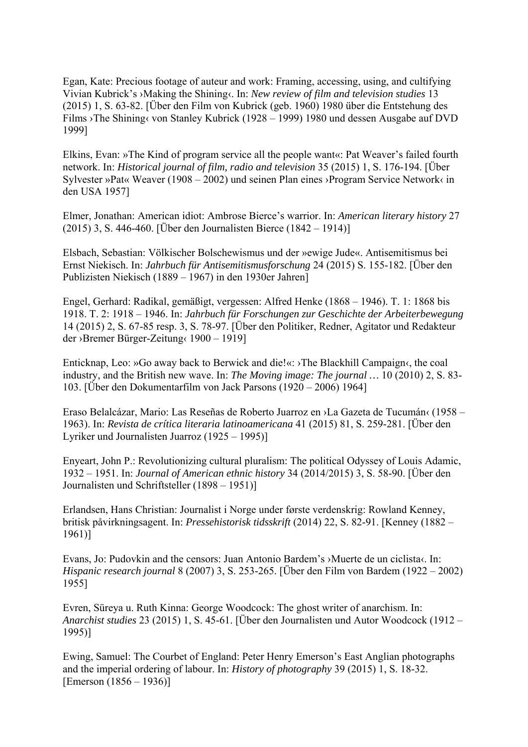Egan, Kate: Precious footage of auteur and work: Framing, accessing, using, and cultifying Vivian Kubrick's ›Making the Shining‹. In: *New review of film and television studies* 13 (2015) 1, S. 63-82. [Über den Film von Kubrick (geb. 1960) 1980 über die Entstehung des Films ›The Shining‹ von Stanley Kubrick (1928 – 1999) 1980 und dessen Ausgabe auf DVD 1999]

Elkins, Evan: »The Kind of program service all the people want«: Pat Weaver's failed fourth network. In: *Historical journal of film, radio and television* 35 (2015) 1, S. 176-194. [Über Sylvester »Pat« Weaver (1908 – 2002) und seinen Plan eines ›Program Service Network‹ in den USA 1957]

Elmer, Jonathan: American idiot: Ambrose Bierce's warrior. In: *American literary history* 27 (2015) 3, S. 446-460. [Über den Journalisten Bierce (1842 – 1914)]

Elsbach, Sebastian: Völkischer Bolschewismus und der »ewige Jude«. Antisemitismus bei Ernst Niekisch. In: *Jahrbuch für Antisemitismusforschung* 24 (2015) S. 155-182. [Über den Publizisten Niekisch (1889 – 1967) in den 1930er Jahren]

Engel, Gerhard: Radikal, gemäßigt, vergessen: Alfred Henke (1868 – 1946). T. 1: 1868 bis 1918. T. 2: 1918 – 1946. In: *Jahrbuch für Forschungen zur Geschichte der Arbeiterbewegung* 14 (2015) 2, S. 67-85 resp. 3, S. 78-97. [Über den Politiker, Redner, Agitator und Redakteur der ›Bremer Bürger-Zeitung‹ 1900 – 1919]

Enticknap, Leo: »Go away back to Berwick and die!«: ›The Blackhill Campaign‹, the coal industry, and the British new wave. In: *The Moving image: The journal …* 10 (2010) 2, S. 83-103. [Über den Dokumentarfilm von Jack Parsons (1920 – 2006) 1964]

Eraso Belalcázar, Mario: Las Reseñas de Roberto Juarroz en ›La Gazeta de Tucumán‹ (1958 – 1963). In: *Revista de crítica literaria latinoamericana* 41 (2015) 81, S. 259-281. [Über den Lyriker und Journalisten Juarroz (1925 – 1995)]

Enyeart, John P.: Revolutionizing cultural pluralism: The political Odyssey of Louis Adamic, 1932 – 1951. In: *Journal of American ethnic history* 34 (2014/2015) 3, S. 58-90. [Über den Journalisten und Schriftsteller (1898 – 1951)]

Erlandsen, Hans Christian: Journalist i Norge under første verdenskrig: Rowland Kenney, britisk påvirkningsagent. In: *Pressehistorisk tidsskrift* (2014) 22, S. 82-91. [Kenney (1882 – 1961)]

Evans, Jo: Pudovkin and the censors: Juan Antonio Bardem's ›Muerte de un ciclista‹. In: *Hispanic research journal* 8 (2007) 3, S. 253-265. [Über den Film von Bardem (1922 – 2002) 1955]

Evren, Süreya u. Ruth Kinna: George Woodcock: The ghost writer of anarchism. In: *Anarchist studies* 23 (2015) 1, S. 45-61. [Über den Journalisten und Autor Woodcock (1912 – 1995)]

Ewing, Samuel: The Courbet of England: Peter Henry Emerson's East Anglian photographs and the imperial ordering of labour. In: *History of photography* 39 (2015) 1, S. 18-32. [Emerson (1856 – 1936)]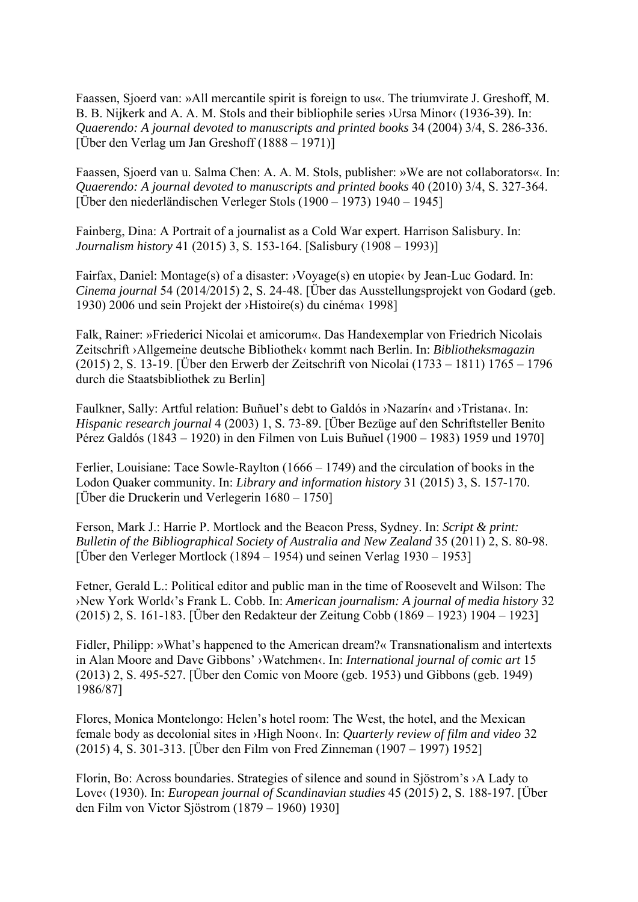Faassen, Sjoerd van: »All mercantile spirit is foreign to us«. The triumvirate J. Greshoff, M. B. B. Nijkerk and A. A. M. Stols and their bibliophile series ›Ursa Minor‹ (1936-39). In: *Quaerendo: A journal devoted to manuscripts and printed books* 34 (2004) 3/4, S. 286-336. [Über den Verlag um Jan Greshoff (1888 – 1971)]

Faassen, Sjoerd van u. Salma Chen: A. A. M. Stols, publisher: »We are not collaborators«. In: *Quaerendo: A journal devoted to manuscripts and printed books* 40 (2010) 3/4, S. 327-364. [Über den niederländischen Verleger Stols (1900 – 1973) 1940 – 1945]

Fainberg, Dina: A Portrait of a journalist as a Cold War expert. Harrison Salisbury. In: *Journalism history* 41 (2015) 3, S. 153-164. [Salisbury (1908 – 1993)]

Fairfax, Daniel: Montage(s) of a disaster: ›Voyage(s) en utopie‹ by Jean-Luc Godard. In: *Cinema journal* 54 (2014/2015) 2, S. 24-48. [Über das Ausstellungsprojekt von Godard (geb. 1930) 2006 und sein Projekt der ›Histoire(s) du cinéma‹ 1998]

Falk, Rainer: »Friederici Nicolai et amicorum«. Das Handexemplar von Friedrich Nicolais Zeitschrift ›Allgemeine deutsche Bibliothek‹ kommt nach Berlin. In: *Bibliotheksmagazin* (2015) 2, S. 13-19. [Über den Erwerb der Zeitschrift von Nicolai (1733 – 1811) 1765 – 1796 durch die Staatsbibliothek zu Berlin]

Faulkner, Sally: Artful relation: Buñuel's debt to Galdós in ›Nazarín‹ and ›Tristana‹. In: *Hispanic research journal* 4 (2003) 1, S. 73-89. [Über Bezüge auf den Schriftsteller Benito Pérez Galdós (1843 – 1920) in den Filmen von Luis Buñuel (1900 – 1983) 1959 und 1970]

Ferlier, Louisiane: Tace Sowle-Raylton (1666 – 1749) and the circulation of books in the Lodon Quaker community. In: *Library and information history* 31 (2015) 3, S. 157-170. [Über die Druckerin und Verlegerin 1680 – 1750]

Ferson, Mark J.: Harrie P. Mortlock and the Beacon Press, Sydney. In: *Script & print: Bulletin of the Bibliographical Society of Australia and New Zealand* 35 (2011) 2, S. 80-98. [Über den Verleger Mortlock (1894 – 1954) und seinen Verlag 1930 – 1953]

Fetner, Gerald L.: Political editor and public man in the time of Roosevelt and Wilson: The ›New York World‹'s Frank L. Cobb. In: *American journalism: A journal of media history* 32 (2015) 2, S. 161-183. [Über den Redakteur der Zeitung Cobb (1869 – 1923) 1904 – 1923]

Fidler, Philipp: »What's happened to the American dream?« Transnationalism and intertexts in Alan Moore and Dave Gibbons' ›Watchmen‹. In: *International journal of comic art* 15 (2013) 2, S. 495-527. [Über den Comic von Moore (geb. 1953) und Gibbons (geb. 1949) 1986/87]

Flores, Monica Montelongo: Helen's hotel room: The West, the hotel, and the Mexican female body as decolonial sites in ›High Noon‹. In: *Quarterly review of film and video* 32 (2015) 4, S. 301-313. [Über den Film von Fred Zinneman (1907 – 1997) 1952]

Florin, Bo: Across boundaries. Strategies of silence and sound in Sjöstrom's ›A Lady to Love‹ (1930). In: *European journal of Scandinavian studies* 45 (2015) 2, S. 188-197. [Über den Film von Victor Sjöstrom (1879 – 1960) 1930]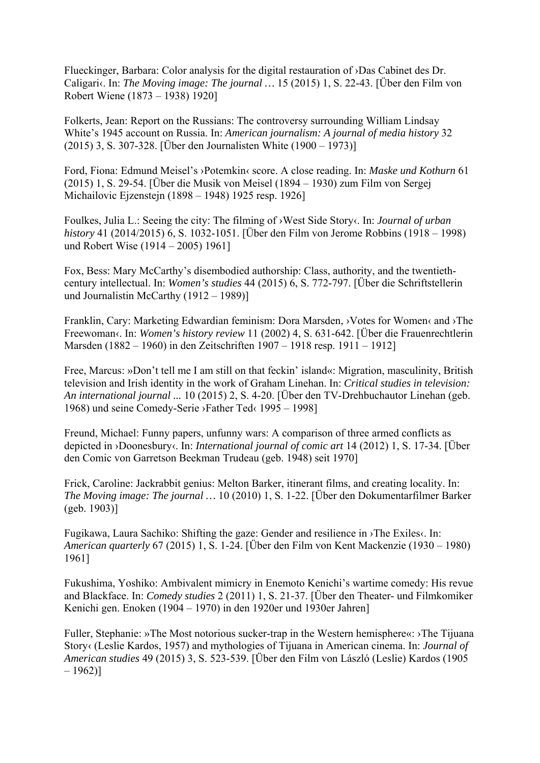Flueckinger, Barbara: Color analysis for the digital restauration of ›Das Cabinet des Dr. Caligari‹. In: *The Moving image: The journal …* 15 (2015) 1, S. 22-43. [Über den Film von Robert Wiene (1873 – 1938) 1920]

Folkerts, Jean: Report on the Russians: The controversy surrounding William Lindsay White's 1945 account on Russia. In: *American journalism: A journal of media history* 32 (2015) 3, S. 307-328. [Über den Journalisten White (1900 – 1973)]

Ford, Fiona: Edmund Meisel's ›Potemkin‹ score. A close reading. In: *Maske und Kothurn* 61 (2015) 1, S. 29-54. [Über die Musik von Meisel (1894 – 1930) zum Film von Sergej Michailovic Ejzenstejn (1898 – 1948) 1925 resp. 1926]

Foulkes, Julia L.: Seeing the city: The filming of ›West Side Story‹. In: *Journal of urban history* 41 (2014/2015) 6, S. 1032-1051. [Über den Film von Jerome Robbins (1918 – 1998) und Robert Wise (1914 – 2005) 1961]

Fox, Bess: Mary McCarthy's disembodied authorship: Class, authority, and the twentieth-century intellectual. In: *Women's studies* 44 (2015) 6, S. 772-797. [Über die Schriftstellerin und Journalistin McCarthy (1912 – 1989)]

Franklin, Cary: Marketing Edwardian feminism: Dora Marsden, ›Votes for Women‹ and ›The Freewoman‹. In: *Women's history review* 11 (2002) 4, S. 631-642. [Über die Frauenrechtlerin Marsden (1882 – 1960) in den Zeitschriften 1907 – 1918 resp. 1911 – 1912]

Free, Marcus: »Don't tell me I am still on that feckin' island«: Migration, masculinity, British television and Irish identity in the work of Graham Linehan. In: *Critical studies in television: An international journal ...* 10 (2015) 2, S. 4-20. [Über den TV-Drehbuchautor Linehan (geb. 1968) und seine Comedy-Serie ›Father Ted‹ 1995 – 1998]

Freund, Michael: Funny papers, unfunny wars: A comparison of three armed conflicts as depicted in ›Doonesbury‹. In: *International journal of comic art* 14 (2012) 1, S. 17-34. [Über den Comic von Garretson Beekman Trudeau (geb. 1948) seit 1970]

Frick, Caroline: Jackrabbit genius: Melton Barker, itinerant films, and creating locality. In: *The Moving image: The journal …* 10 (2010) 1, S. 1-22. [Über den Dokumentarfilmer Barker (geb. 1903)]

Fugikawa, Laura Sachiko: Shifting the gaze: Gender and resilience in ›The Exiles‹. In: *American quarterly* 67 (2015) 1, S. 1-24. [Über den Film von Kent Mackenzie (1930 – 1980) 1961]

Fukushima, Yoshiko: Ambivalent mimicry in Enemoto Kenichi's wartime comedy: His revue and Blackface. In: *Comedy studies* 2 (2011) 1, S. 21-37. [Über den Theater- und Filmkomiker Kenichi gen. Enoken (1904 – 1970) in den 1920er und 1930er Jahren]

Fuller, Stephanie: »The Most notorious sucker-trap in the Western hemisphere«: ›The Tijuana Story‹ (Leslie Kardos, 1957) and mythologies of Tijuana in American cinema. In: *Journal of American studies* 49 (2015) 3, S. 523-539. [Über den Film von László (Leslie) Kardos (1905 – 1962)]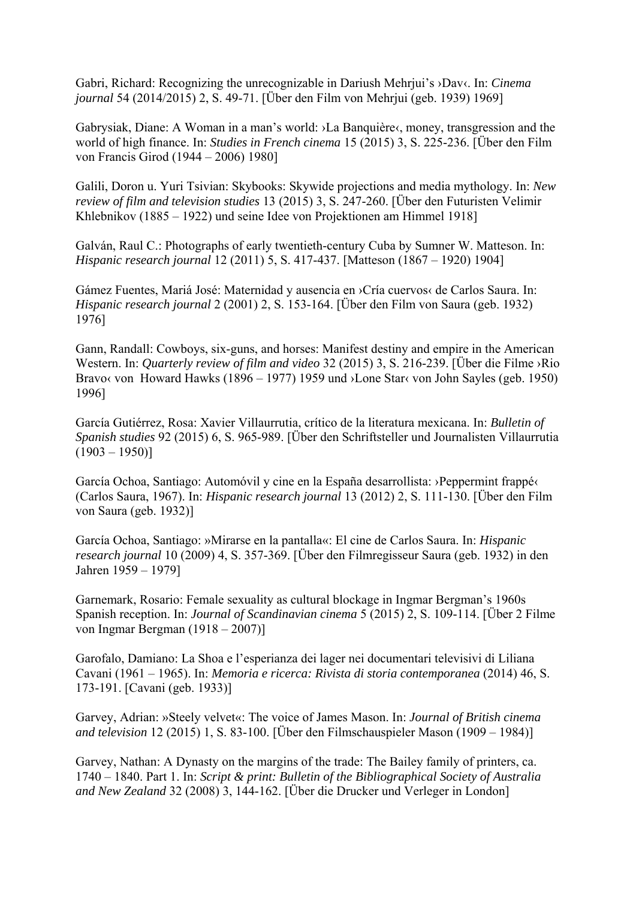Gabri, Richard: Recognizing the unrecognizable in Dariush Mehrjui's ›Dav‹. In: *Cinema journal* 54 (2014/2015) 2, S. 49-71. [Über den Film von Mehrjui (geb. 1939) 1969]

Gabrysiak, Diane: A Woman in a man's world: ›La Banquière‹, money, transgression and the world of high finance. In: *Studies in French cinema* 15 (2015) 3, S. 225-236. [Über den Film von Francis Girod (1944 – 2006) 1980]

Galili, Doron u. Yuri Tsivian: Skybooks: Skywide projections and media mythology. In: *New review of film and television studies* 13 (2015) 3, S. 247-260. [Über den Futuristen Velimir Khlebnikov (1885 – 1922) und seine Idee von Projektionen am Himmel 1918]

Galván, Raul C.: Photographs of early twentieth-century Cuba by Sumner W. Matteson. In: *Hispanic research journal* 12 (2011) 5, S. 417-437. [Matteson (1867 – 1920) 1904]

Gámez Fuentes, Mariá José: Maternidad y ausencia en ›Cría cuervos‹ de Carlos Saura. In: *Hispanic research journal* 2 (2001) 2, S. 153-164. [Über den Film von Saura (geb. 1932) 1976]

Gann, Randall: Cowboys, six-guns, and horses: Manifest destiny and empire in the American Western. In: *Quarterly review of film and video* 32 (2015) 3, S. 216-239. [Über die Filme ›Rio Bravo‹ von Howard Hawks (1896 – 1977) 1959 und ›Lone Star‹ von John Sayles (geb. 1950) 1996]

García Gutiérrez, Rosa: Xavier Villaurrutia, crítico de la literatura mexicana. In: *Bulletin of Spanish studies* 92 (2015) 6, S. 965-989. [Über den Schriftsteller und Journalisten Villaurrutia (1903 – 1950)]

García Ochoa, Santiago: Automóvil y cine en la España desarrollista: ›Peppermint frappé‹ (Carlos Saura, 1967). In: *Hispanic research journal* 13 (2012) 2, S. 111-130. [Über den Film von Saura (geb. 1932)]

García Ochoa, Santiago: »Mirarse en la pantalla«: El cine de Carlos Saura. In: *Hispanic research journal* 10 (2009) 4, S. 357-369. [Über den Filmregisseur Saura (geb. 1932) in den Jahren 1959 – 1979]

Garnemark, Rosario: Female sexuality as cultural blockage in Ingmar Bergman's 1960s Spanish reception. In: *Journal of Scandinavian cinema* 5 (2015) 2, S. 109-114. [Über 2 Filme von Ingmar Bergman (1918 – 2007)]

Garofalo, Damiano: La Shoa e l'esperianza dei lager nei documentari televisivi di Liliana Cavani (1961 – 1965). In: *Memoria e ricerca: Rivista di storia contemporanea* (2014) 46, S. 173-191. [Cavani (geb. 1933)]

Garvey, Adrian: »Steely velvet«: The voice of James Mason. In: *Journal of British cinema and television* 12 (2015) 1, S. 83-100. [Über den Filmschauspieler Mason (1909 – 1984)]

Garvey, Nathan: A Dynasty on the margins of the trade: The Bailey family of printers, ca. 1740 – 1840. Part 1. In: *Script & print: Bulletin of the Bibliographical Society of Australia and New Zealand* 32 (2008) 3, 144-162. [Über die Drucker und Verleger in London]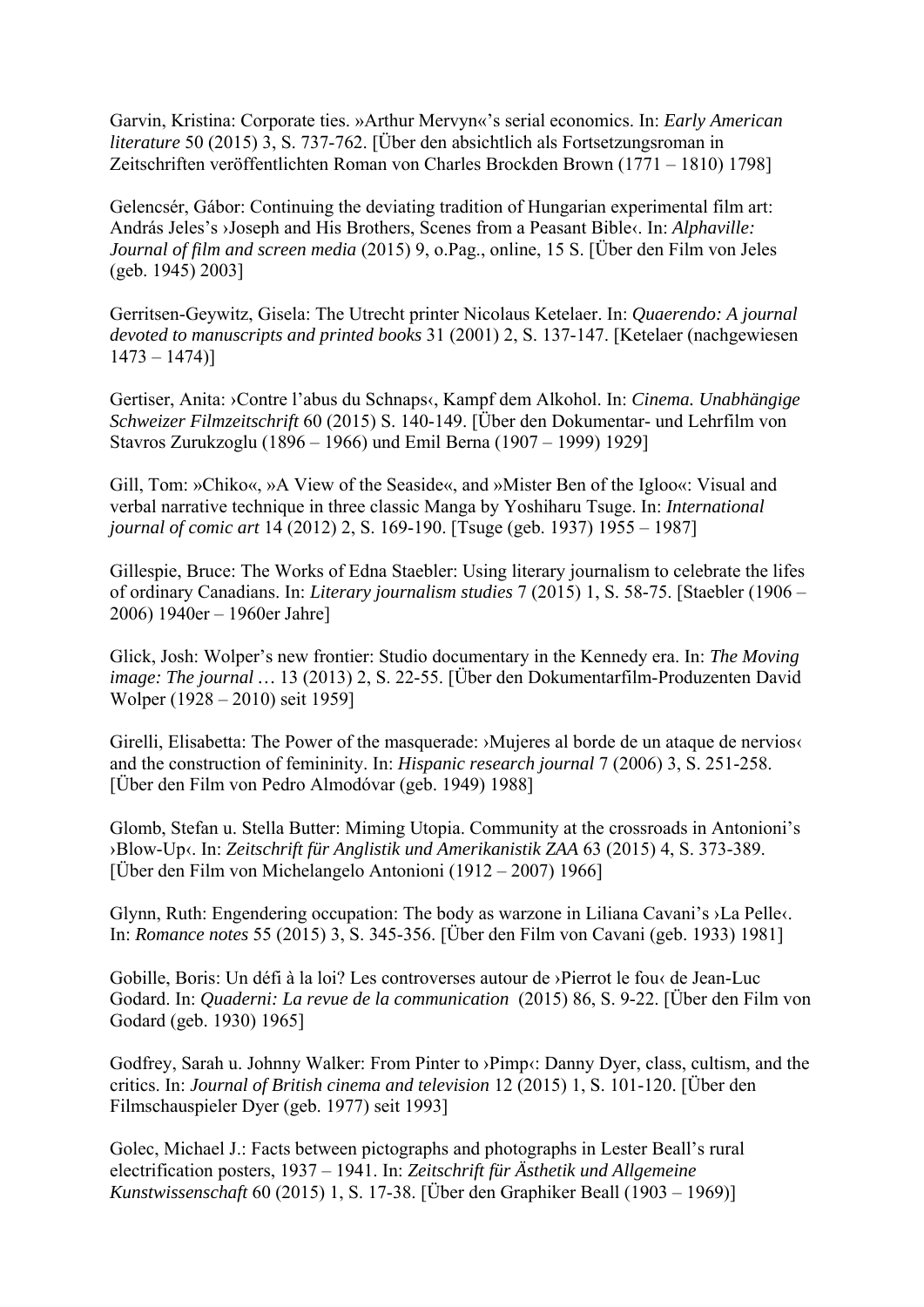Garvin, Kristina: Corporate ties. »Arthur Mervyn«'s serial economics. In: *Early American literature* 50 (2015) 3, S. 737-762. [Über den absichtlich als Fortsetzungsroman in Zeitschriften veröffentlichten Roman von Charles Brockden Brown (1771 – 1810) 1798]

Gelencsér, Gábor: Continuing the deviating tradition of Hungarian experimental film art: András Jeles's ›Joseph and His Brothers, Scenes from a Peasant Bible‹. In: *Alphaville: Journal of film and screen media* (2015) 9, o.Pag., online, 15 S. [Über den Film von Jeles (geb. 1945) 2003]

Gerritsen-Geywitz, Gisela: The Utrecht printer Nicolaus Ketelaer. In: *Quaerendo: A journal devoted to manuscripts and printed books* 31 (2001) 2, S. 137-147. [Ketelaer (nachgewiesen 1473 – 1474)]

Gertiser, Anita: ›Contre l'abus du Schnaps‹, Kampf dem Alkohol. In: *Cinema. Unabhängige Schweizer Filmzeitschrift* 60 (2015) S. 140-149. [Über den Dokumentar- und Lehrfilm von Stavros Zurukzoglu (1896 – 1966) und Emil Berna (1907 – 1999) 1929]

Gill, Tom: »Chiko«, »A View of the Seaside«, and »Mister Ben of the Igloo«: Visual and verbal narrative technique in three classic Manga by Yoshiharu Tsuge. In: *International journal of comic art* 14 (2012) 2, S. 169-190. [Tsuge (geb. 1937) 1955 – 1987]

Gillespie, Bruce: The Works of Edna Staebler: Using literary journalism to celebrate the lifes of ordinary Canadians. In: *Literary journalism studies* 7 (2015) 1, S. 58-75. [Staebler (1906 – 2006) 1940er – 1960er Jahre]

Glick, Josh: Wolper's new frontier: Studio documentary in the Kennedy era. In: *The Moving image: The journal …* 13 (2013) 2, S. 22-55. [Über den Dokumentarfilm-Produzenten David Wolper (1928 – 2010) seit 1959]

Girelli, Elisabetta: The Power of the masquerade: ›Mujeres al borde de un ataque de nervios‹ and the construction of femininity. In: *Hispanic research journal* 7 (2006) 3, S. 251-258. [Über den Film von Pedro Almodóvar (geb. 1949) 1988]

Glomb, Stefan u. Stella Butter: Miming Utopia. Community at the crossroads in Antonioni's ›Blow-Up‹. In: *Zeitschrift für Anglistik und Amerikanistik ZAA* 63 (2015) 4, S. 373-389. [Über den Film von Michelangelo Antonioni (1912 – 2007) 1966]

Glynn, Ruth: Engendering occupation: The body as warzone in Liliana Cavani's ›La Pelle‹. In: *Romance notes* 55 (2015) 3, S. 345-356. [Über den Film von Cavani (geb. 1933) 1981]

Gobille, Boris: Un défi à la loi? Les controverses autour de ›Pierrot le fou‹ de Jean-Luc Godard. In: *Quaderni: La revue de la communication* (2015) 86, S. 9-22. [Über den Film von Godard (geb. 1930) 1965]

Godfrey, Sarah u. Johnny Walker: From Pinter to ›Pimp‹: Danny Dyer, class, cultism, and the critics. In: *Journal of British cinema and television* 12 (2015) 1, S. 101-120. [Über den Filmschauspieler Dyer (geb. 1977) seit 1993]

Golec, Michael J.: Facts between pictographs and photographs in Lester Beall's rural electrification posters, 1937 – 1941. In: *Zeitschrift für Ästhetik und Allgemeine Kunstwissenschaft* 60 (2015) 1, S. 17-38. [Über den Graphiker Beall (1903 – 1969)]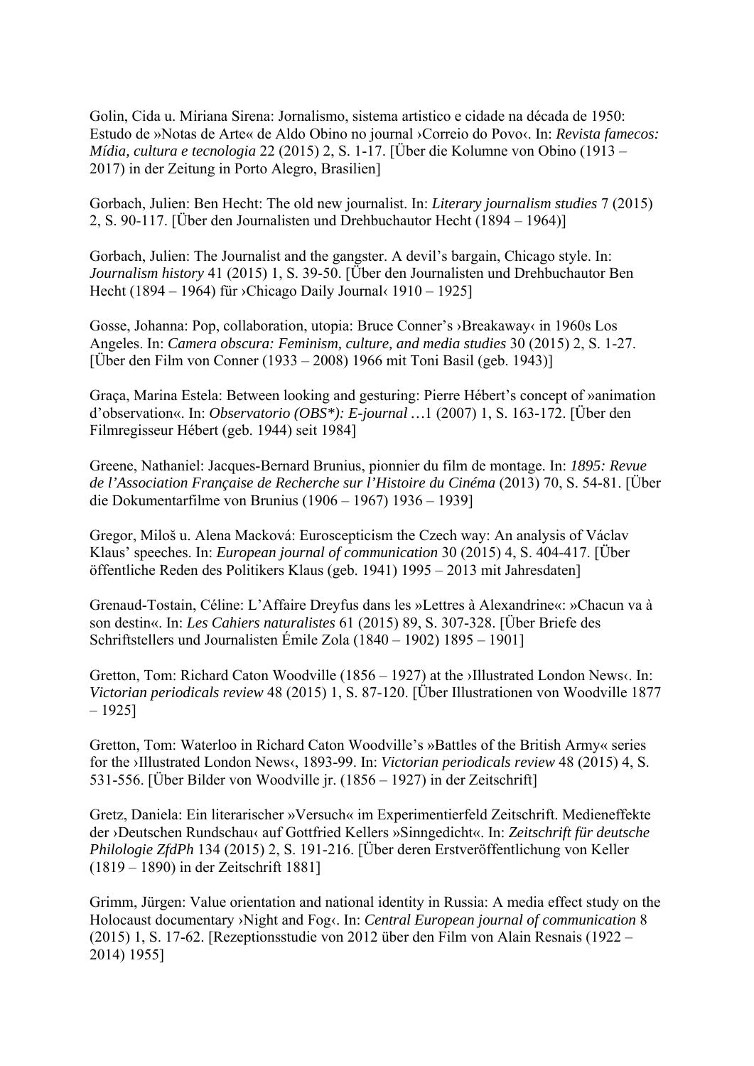Golin, Cida u. Miriana Sirena: Jornalismo, sistema artistico e cidade na década de 1950: Estudo de »Notas de Arte« de Aldo Obino no journal ›Correio do Povo‹. In: *Revista famecos: Mídia, cultura e tecnologia* 22 (2015) 2, S. 1-17. [Über die Kolumne von Obino (1913 – 2017) in der Zeitung in Porto Alegro, Brasilien]

Gorbach, Julien: Ben Hecht: The old new journalist. In: *Literary journalism studies* 7 (2015) 2, S. 90-117. [Über den Journalisten und Drehbuchautor Hecht (1894 – 1964)]

Gorbach, Julien: The Journalist and the gangster. A devil's bargain, Chicago style. In: *Journalism history* 41 (2015) 1, S. 39-50. [Über den Journalisten und Drehbuchautor Ben Hecht (1894 – 1964) für ›Chicago Daily Journal‹ 1910 – 1925]

Gosse, Johanna: Pop, collaboration, utopia: Bruce Conner's ›Breakaway‹ in 1960s Los Angeles. In: *Camera obscura: Feminism, culture, and media studies* 30 (2015) 2, S. 1-27. [Über den Film von Conner (1933 – 2008) 1966 mit Toni Basil (geb. 1943)]

Graça, Marina Estela: Between looking and gesturing: Pierre Hébert's concept of »animation d'observation«. In: *Observatorio (OBS*): E-journal …*1 (2007) 1, S. 163-172. [Über den Filmregisseur Hébert (geb. 1944) seit 1984]

Greene, Nathaniel: Jacques-Bernard Brunius, pionnier du film de montage. In: *1895: Revue de l'Association Française de Recherche sur l'Histoire du Cinéma* (2013) 70, S. 54-81. [Über die Dokumentarfilme von Brunius (1906 – 1967) 1936 – 1939]

Gregor, Miloš u. Alena Macková: Euroscepticism the Czech way: An analysis of Václav Klaus' speeches. In: *European journal of communication* 30 (2015) 4, S. 404-417. [Über öffentliche Reden des Politikers Klaus (geb. 1941) 1995 – 2013 mit Jahresdaten]

Grenaud-Tostain, Céline: L'Affaire Dreyfus dans les »Lettres à Alexandrine«: »Chacun va à son destin«. In: *Les Cahiers naturalistes* 61 (2015) 89, S. 307-328. [Über Briefe des Schriftstellers und Journalisten Émile Zola (1840 – 1902) 1895 – 1901]

Gretton, Tom: Richard Caton Woodville (1856 – 1927) at the ›Illustrated London News‹. In: *Victorian periodicals review* 48 (2015) 1, S. 87-120. [Über Illustrationen von Woodville 1877 – 1925]

Gretton, Tom: Waterloo in Richard Caton Woodville's »Battles of the British Army« series for the ›Illustrated London News‹, 1893-99. In: *Victorian periodicals review* 48 (2015) 4, S. 531-556. [Über Bilder von Woodville jr. (1856 – 1927) in der Zeitschrift]

Gretz, Daniela: Ein literarischer »Versuch« im Experimentierfeld Zeitschrift. Medieneffekte der ›Deutschen Rundschau‹ auf Gottfried Kellers »Sinngedicht«. In: *Zeitschrift für deutsche Philologie ZfdPh* 134 (2015) 2, S. 191-216. [Über deren Erstveröffentlichung von Keller (1819 – 1890) in der Zeitschrift 1881]

Grimm, Jürgen: Value orientation and national identity in Russia: A media effect study on the Holocaust documentary ›Night and Fog‹. In: *Central European journal of communication* 8 (2015) 1, S. 17-62. [Rezeptionsstudie von 2012 über den Film von Alain Resnais (1922 – 2014) 1955]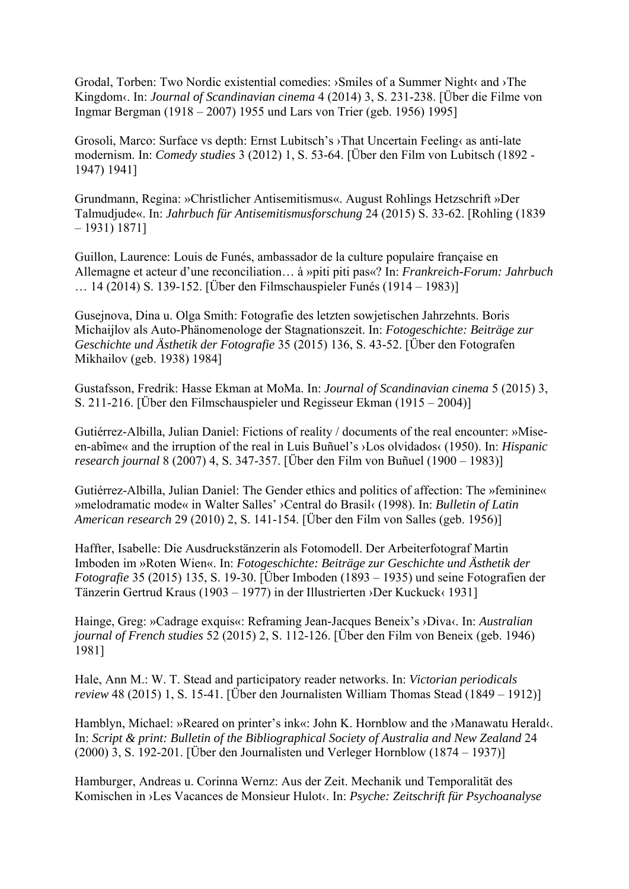Grodal, Torben: Two Nordic existential comedies: ›Smiles of a Summer Night‹ and ›The Kingdom‹. In: *Journal of Scandinavian cinema* 4 (2014) 3, S. 231-238. [Über die Filme von Ingmar Bergman (1918 – 2007) 1955 und Lars von Trier (geb. 1956) 1995]

Grosoli, Marco: Surface vs depth: Ernst Lubitsch's ›That Uncertain Feeling‹ as anti-late modernism. In: *Comedy studies* 3 (2012) 1, S. 53-64. [Über den Film von Lubitsch (1892 - 1947) 1941]

Grundmann, Regina: »Christlicher Antisemitismus«. August Rohlings Hetzschrift »Der Talmudjude«. In: *Jahrbuch für Antisemitismusforschung* 24 (2015) S. 33-62. [Rohling (1839 – 1931) 1871]

Guillon, Laurence: Louis de Funés, ambassador de la culture populaire française en Allemagne et acteur d'une reconciliation… à »piti piti pas«? In: *Frankreich-Forum: Jahrbuch …* 14 (2014) S. 139-152. [Über den Filmschauspieler Funés (1914 – 1983)]

Gusejnova, Dina u. Olga Smith: Fotografie des letzten sowjetischen Jahrzehnts. Boris Michaijlov als Auto-Phänomenologe der Stagnationszeit. In: *Fotogeschichte: Beiträge zur Geschichte und Ästhetik der Fotografie* 35 (2015) 136, S. 43-52. [Über den Fotografen Mikhailov (geb. 1938) 1984]

Gustafsson, Fredrik: Hasse Ekman at MoMa. In: *Journal of Scandinavian cinema* 5 (2015) 3, S. 211-216. [Über den Filmschauspieler und Regisseur Ekman (1915 – 2004)]

Gutiérrez-Albilla, Julian Daniel: Fictions of reality / documents of the real encounter: »Mise-en-abîme« and the irruption of the real in Luis Buñuel's ›Los olvidados‹ (1950). In: *Hispanic research journal* 8 (2007) 4, S. 347-357. [Über den Film von Buñuel (1900 – 1983)]

Gutiérrez-Albilla, Julian Daniel: The Gender ethics and politics of affection: The »feminine« »melodramatic mode« in Walter Salles' ›Central do Brasil‹ (1998). In: *Bulletin of Latin American research* 29 (2010) 2, S. 141-154. [Über den Film von Salles (geb. 1956)]

Haffter, Isabelle: Die Ausdruckstänzerin als Fotomodell. Der Arbeiterfotograf Martin Imboden im »Roten Wien«. In: *Fotogeschichte: Beiträge zur Geschichte und Ästhetik der Fotografie* 35 (2015) 135, S. 19-30. [Über Imboden (1893 – 1935) und seine Fotografien der Tänzerin Gertrud Kraus (1903 – 1977) in der Illustrierten ›Der Kuckuck‹ 1931]

Hainge, Greg: »Cadrage exquis«: Reframing Jean-Jacques Beneix's ›Diva‹. In: *Australian journal of French studies* 52 (2015) 2, S. 112-126. [Über den Film von Beneix (geb. 1946) 1981]

Hale, Ann M.: W. T. Stead and participatory reader networks. In: *Victorian periodicals review* 48 (2015) 1, S. 15-41. [Über den Journalisten William Thomas Stead (1849 – 1912)]

Hamblyn, Michael: »Reared on printer's ink«: John K. Hornblow and the ›Manawatu Herald‹. In: *Script & print: Bulletin of the Bibliographical Society of Australia and New Zealand* 24 (2000) 3, S. 192-201. [Über den Journalisten und Verleger Hornblow (1874 – 1937)]

Hamburger, Andreas u. Corinna Wernz: Aus der Zeit. Mechanik und Temporalität des Komischen in ›Les Vacances de Monsieur Hulot‹. In: *Psyche: Zeitschrift für Psychoanalyse*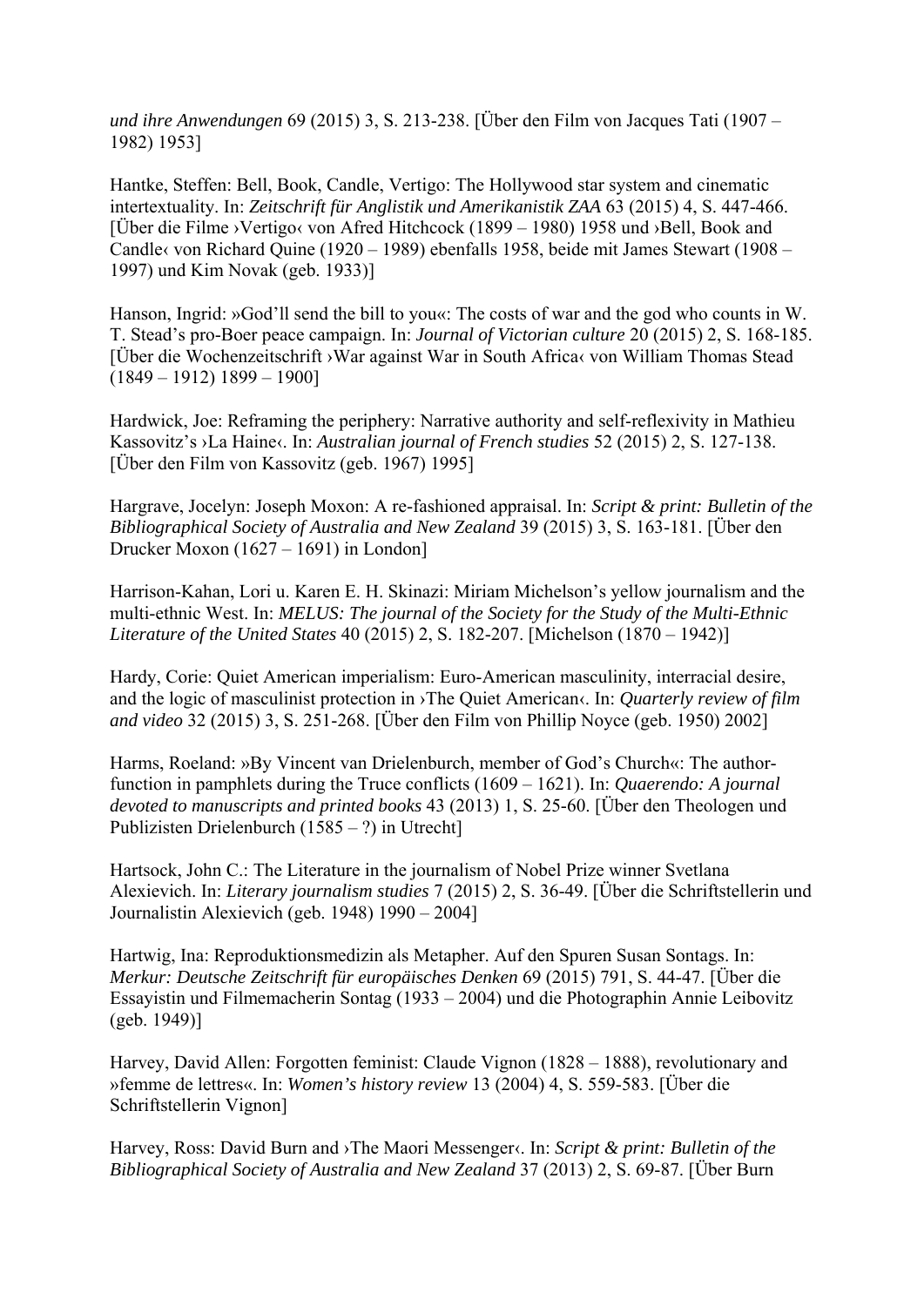*und ihre Anwendungen* 69 (2015) 3, S. 213-238. [Über den Film von Jacques Tati (1907 – 1982) 1953]

Hantke, Steffen: Bell, Book, Candle, Vertigo: The Hollywood star system and cinematic intertextuality. In: *Zeitschrift für Anglistik und Amerikanistik ZAA* 63 (2015) 4, S. 447-466. [Über die Filme ›Vertigo‹ von Afred Hitchcock (1899 – 1980) 1958 und ›Bell, Book and Candle‹ von Richard Quine (1920 – 1989) ebenfalls 1958, beide mit James Stewart (1908 – 1997) und Kim Novak (geb. 1933)]

Hanson, Ingrid: »God'll send the bill to you«: The costs of war and the god who counts in W. T. Stead's pro-Boer peace campaign. In: *Journal of Victorian culture* 20 (2015) 2, S. 168-185. [Über die Wochenzeitschrift ›War against War in South Africa‹ von William Thomas Stead (1849 – 1912) 1899 – 1900]

Hardwick, Joe: Reframing the periphery: Narrative authority and self-reflexivity in Mathieu Kassovitz's ›La Haine‹. In: *Australian journal of French studies* 52 (2015) 2, S. 127-138. [Über den Film von Kassovitz (geb. 1967) 1995]

Hargrave, Jocelyn: Joseph Moxon: A re-fashioned appraisal. In: *Script & print: Bulletin of the Bibliographical Society of Australia and New Zealand* 39 (2015) 3, S. 163-181. [Über den Drucker Moxon (1627 – 1691) in London]

Harrison-Kahan, Lori u. Karen E. H. Skinazi: Miriam Michelson's yellow journalism and the multi-ethnic West. In: *MELUS: The journal of the Society for the Study of the Multi-Ethnic Literature of the United States* 40 (2015) 2, S. 182-207. [Michelson (1870 – 1942)]

Hardy, Corie: Quiet American imperialism: Euro-American masculinity, interracial desire, and the logic of masculinist protection in ›The Quiet American‹. In: *Quarterly review of film and video* 32 (2015) 3, S. 251-268. [Über den Film von Phillip Noyce (geb. 1950) 2002]

Harms, Roeland: »By Vincent van Drielenburch, member of God's Church«: The author-function in pamphlets during the Truce conflicts (1609 – 1621). In: *Quaerendo: A journal devoted to manuscripts and printed books* 43 (2013) 1, S. 25-60. [Über den Theologen und Publizisten Drielenburch (1585 – ?) in Utrecht]

Hartsock, John C.: The Literature in the journalism of Nobel Prize winner Svetlana Alexievich. In: *Literary journalism studies* 7 (2015) 2, S. 36-49. [Über die Schriftstellerin und Journalistin Alexievich (geb. 1948) 1990 – 2004]

Hartwig, Ina: Reproduktionsmedizin als Metapher. Auf den Spuren Susan Sontags. In: *Merkur: Deutsche Zeitschrift für europäisches Denken* 69 (2015) 791, S. 44-47. [Über die Essayistin und Filmemacherin Sontag (1933 – 2004) und die Photographin Annie Leibovitz (geb. 1949)]

Harvey, David Allen: Forgotten feminist: Claude Vignon (1828 – 1888), revolutionary and »femme de lettres«. In: *Women's history review* 13 (2004) 4, S. 559-583. [Über die Schriftstellerin Vignon]

Harvey, Ross: David Burn and ›The Maori Messenger‹. In: *Script & print: Bulletin of the Bibliographical Society of Australia and New Zealand* 37 (2013) 2, S. 69-87. [Über Burn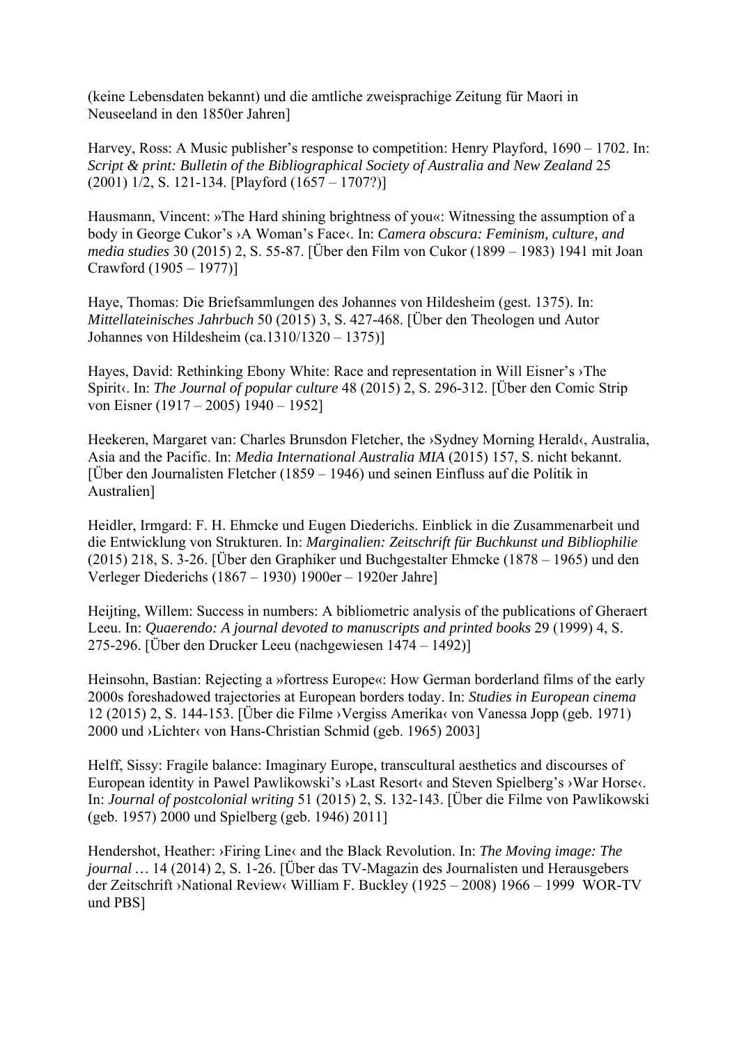(keine Lebensdaten bekannt) und die amtliche zweisprachige Zeitung für Maori in Neuseeland in den 1850er Jahren]

Harvey, Ross: A Music publisher's response to competition: Henry Playford, 1690 – 1702. In: *Script & print: Bulletin of the Bibliographical Society of Australia and New Zealand* 25 (2001) 1/2, S. 121-134. [Playford (1657 – 1707?)]

Hausmann, Vincent: »The Hard shining brightness of you«: Witnessing the assumption of a body in George Cukor's ›A Woman's Face‹. In: *Camera obscura: Feminism, culture, and media studies* 30 (2015) 2, S. 55-87. [Über den Film von Cukor (1899 – 1983) 1941 mit Joan Crawford (1905 – 1977)]

Haye, Thomas: Die Briefsammlungen des Johannes von Hildesheim (gest. 1375). In: *Mittellateinisches Jahrbuch* 50 (2015) 3, S. 427-468. [Über den Theologen und Autor Johannes von Hildesheim (ca.1310/1320 – 1375)]

Hayes, David: Rethinking Ebony White: Race and representation in Will Eisner's ›The Spirit‹. In: *The Journal of popular culture* 48 (2015) 2, S. 296-312. [Über den Comic Strip von Eisner (1917 – 2005) 1940 – 1952]

Heekeren, Margaret van: Charles Brunsdon Fletcher, the ›Sydney Morning Herald‹, Australia, Asia and the Pacific. In: *Media International Australia MIA* (2015) 157, S. nicht bekannt. [Über den Journalisten Fletcher (1859 – 1946) und seinen Einfluss auf die Politik in Australien]

Heidler, Irmgard: F. H. Ehmcke und Eugen Diederichs. Einblick in die Zusammenarbeit und die Entwicklung von Strukturen. In: *Marginalien: Zeitschrift für Buchkunst und Bibliophilie* (2015) 218, S. 3-26. [Über den Graphiker und Buchgestalter Ehmcke (1878 – 1965) und den Verleger Diederichs (1867 – 1930) 1900er – 1920er Jahre]

Heijting, Willem: Success in numbers: A bibliometric analysis of the publications of Gheraert Leeu. In: *Quaerendo: A journal devoted to manuscripts and printed books* 29 (1999) 4, S. 275-296. [Über den Drucker Leeu (nachgewiesen 1474 – 1492)]

Heinsohn, Bastian: Rejecting a »fortress Europe«: How German borderland films of the early 2000s foreshadowed trajectories at European borders today. In: *Studies in European cinema* 12 (2015) 2, S. 144-153. [Über die Filme ›Vergiss Amerika‹ von Vanessa Jopp (geb. 1971) 2000 und ›Lichter‹ von Hans-Christian Schmid (geb. 1965) 2003]

Helff, Sissy: Fragile balance: Imaginary Europe, transcultural aesthetics and discourses of European identity in Pawel Pawlikowski's ›Last Resort‹ and Steven Spielberg's ›War Horse‹. In: *Journal of postcolonial writing* 51 (2015) 2, S. 132-143. [Über die Filme von Pawlikowski (geb. 1957) 2000 und Spielberg (geb. 1946) 2011]

Hendershot, Heather: ›Firing Line‹ and the Black Revolution. In: *The Moving image: The journal …* 14 (2014) 2, S. 1-26. [Über das TV-Magazin des Journalisten und Herausgebers der Zeitschrift ›National Review‹ William F. Buckley (1925 – 2008) 1966 – 1999 WOR-TV und PBS]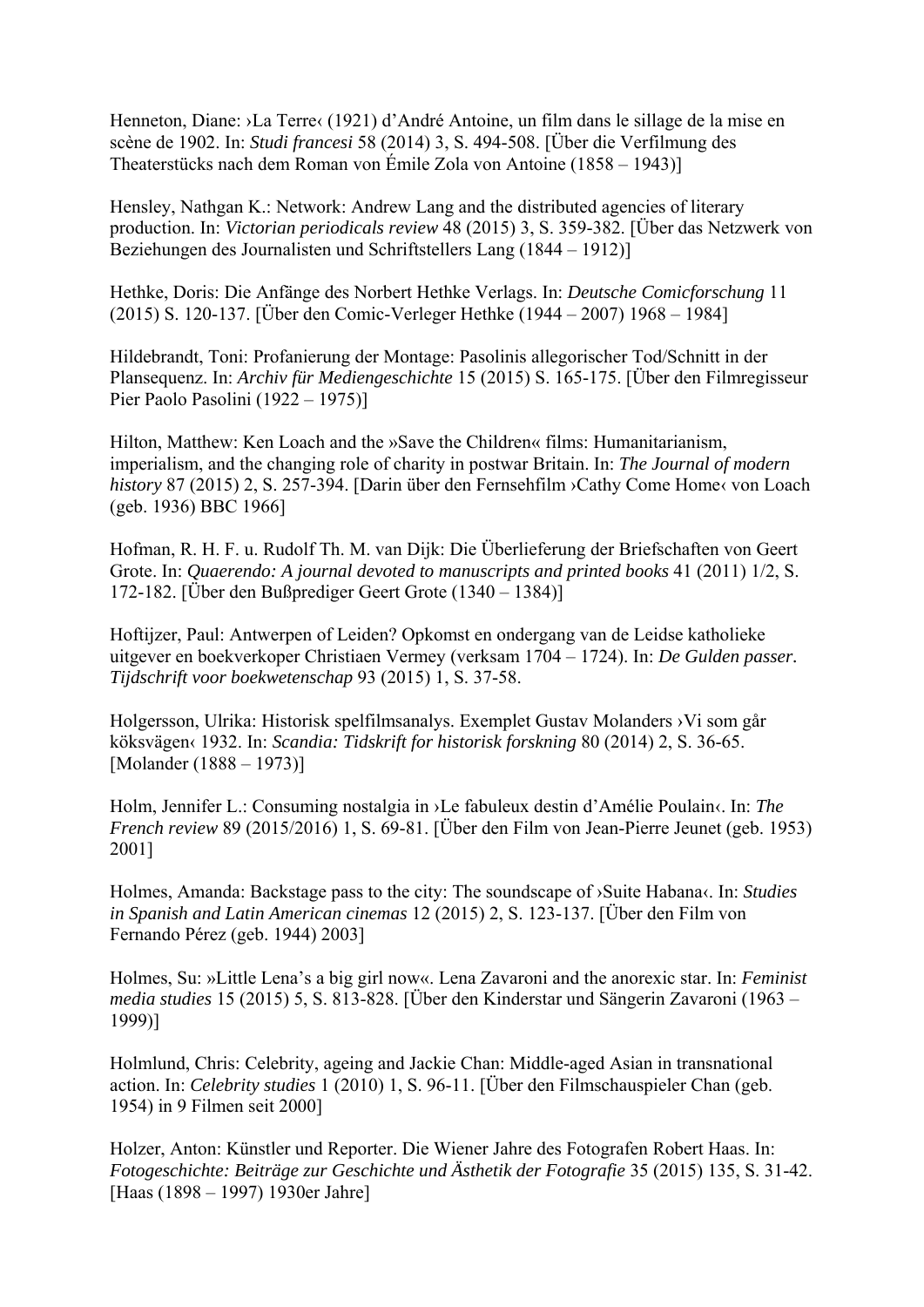Henneton, Diane: ›La Terre‹ (1921) d'André Antoine, un film dans le sillage de la mise en scène de 1902. In: *Studi francesi* 58 (2014) 3, S. 494-508. [Über die Verfilmung des Theaterstücks nach dem Roman von Émile Zola von Antoine (1858 – 1943)]

Hensley, Nathgan K.: Network: Andrew Lang and the distributed agencies of literary production. In: *Victorian periodicals review* 48 (2015) 3, S. 359-382. [Über das Netzwerk von Beziehungen des Journalisten und Schriftstellers Lang (1844 – 1912)]

Hethke, Doris: Die Anfänge des Norbert Hethke Verlags. In: *Deutsche Comicforschung* 11 (2015) S. 120-137. [Über den Comic-Verleger Hethke (1944 – 2007) 1968 – 1984]

Hildebrandt, Toni: Profanierung der Montage: Pasolinis allegorischer Tod/Schnitt in der Plansequenz. In: *Archiv für Mediengeschichte* 15 (2015) S. 165-175. [Über den Filmregisseur Pier Paolo Pasolini (1922 – 1975)]

Hilton, Matthew: Ken Loach and the »Save the Children« films: Humanitarianism, imperialism, and the changing role of charity in postwar Britain. In: *The Journal of modern history* 87 (2015) 2, S. 257-394. [Darin über den Fernsehfilm ›Cathy Come Home‹ von Loach (geb. 1936) BBC 1966]

Hofman, R. H. F. u. Rudolf Th. M. van Dijk: Die Überlieferung der Briefschaften von Geert Grote. In: *Quaerendo: A journal devoted to manuscripts and printed books* 41 (2011) 1/2, S. 172-182. [Über den Bußprediger Geert Grote (1340 – 1384)]

Hoftijzer, Paul: Antwerpen of Leiden? Opkomst en ondergang van de Leidse katholieke uitgever en boekverkoper Christiaen Vermey (verksam 1704 – 1724). In: *De Gulden passer. Tijdschrift voor boekwetenschap* 93 (2015) 1, S. 37-58.

Holgersson, Ulrika: Historisk spelfilmsanalys. Exemplet Gustav Molanders ›Vi som går köksvägen‹ 1932. In: *Scandia: Tidskrift for historisk forskning* 80 (2014) 2, S. 36-65. [Molander (1888 – 1973)]

Holm, Jennifer L.: Consuming nostalgia in ›Le fabuleux destin d'Amélie Poulain‹. In: *The French review* 89 (2015/2016) 1, S. 69-81. [Über den Film von Jean-Pierre Jeunet (geb. 1953) 2001]

Holmes, Amanda: Backstage pass to the city: The soundscape of ›Suite Habana‹. In: *Studies in Spanish and Latin American cinemas* 12 (2015) 2, S. 123-137. [Über den Film von Fernando Pérez (geb. 1944) 2003]

Holmes, Su: »Little Lena's a big girl now«. Lena Zavaroni and the anorexic star. In: *Feminist media studies* 15 (2015) 5, S. 813-828. [Über den Kinderstar und Sängerin Zavaroni (1963 – 1999)]

Holmlund, Chris: Celebrity, ageing and Jackie Chan: Middle-aged Asian in transnational action. In: *Celebrity studies* 1 (2010) 1, S. 96-11. [Über den Filmschauspieler Chan (geb. 1954) in 9 Filmen seit 2000]

Holzer, Anton: Künstler und Reporter. Die Wiener Jahre des Fotografen Robert Haas. In: *Fotogeschichte: Beiträge zur Geschichte und Ästhetik der Fotografie* 35 (2015) 135, S. 31-42. [Haas (1898 – 1997) 1930er Jahre]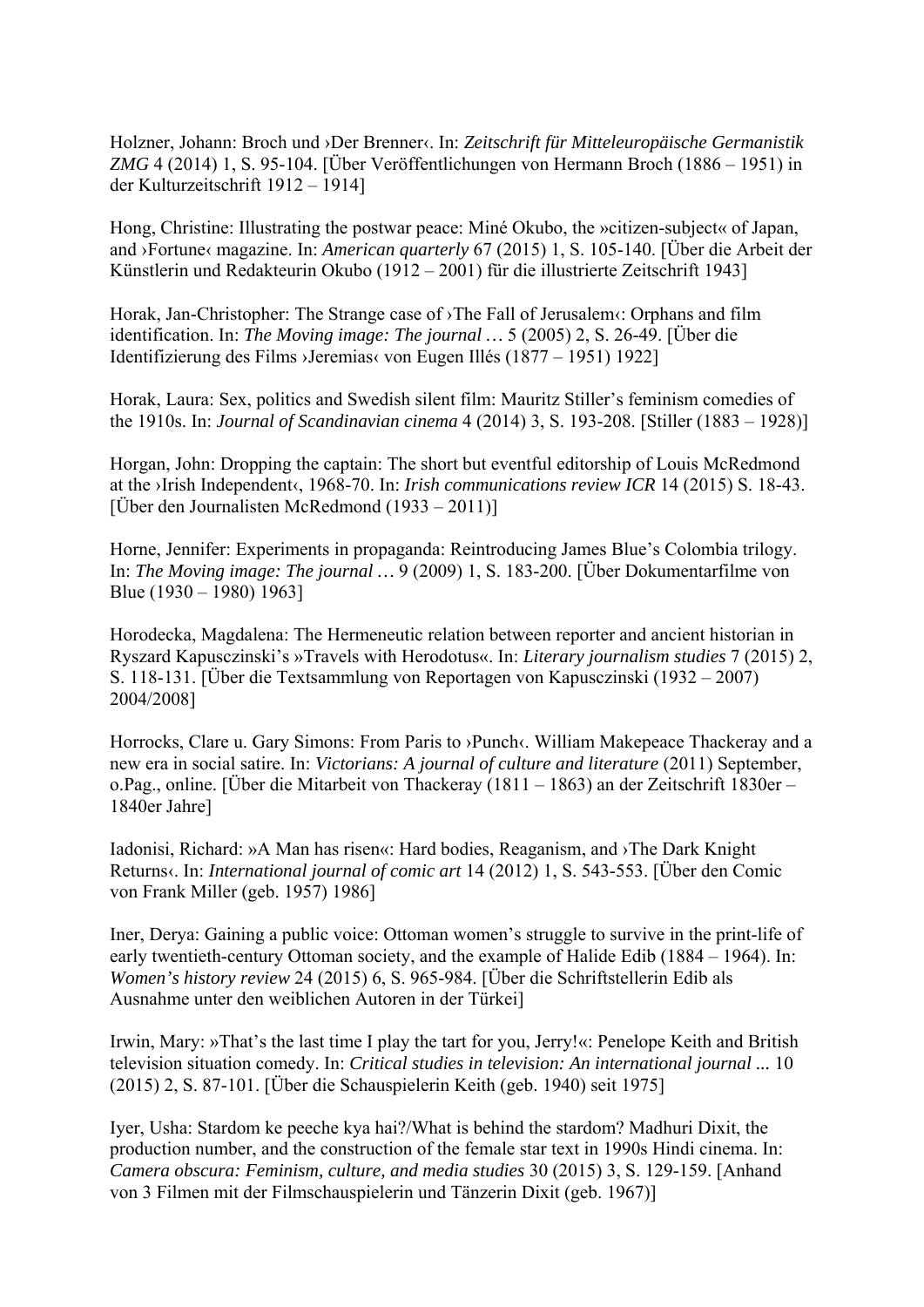Holzner, Johann: Broch und ›Der Brenner‹. In: *Zeitschrift für Mitteleuropäische Germanistik ZMG* 4 (2014) 1, S. 95-104. [Über Veröffentlichungen von Hermann Broch (1886 – 1951) in der Kulturzeitschrift 1912 – 1914]

Hong, Christine: Illustrating the postwar peace: Miné Okubo, the »citizen-subject« of Japan, and ›Fortune‹ magazine. In: *American quarterly* 67 (2015) 1, S. 105-140. [Über die Arbeit der Künstlerin und Redakteurin Okubo (1912 – 2001) für die illustrierte Zeitschrift 1943]

Horak, Jan-Christopher: The Strange case of ›The Fall of Jerusalem‹: Orphans and film identification. In: *The Moving image: The journal …* 5 (2005) 2, S. 26-49. [Über die Identifizierung des Films ›Jeremias‹ von Eugen Illés (1877 – 1951) 1922]

Horak, Laura: Sex, politics and Swedish silent film: Mauritz Stiller's feminism comedies of the 1910s. In: *Journal of Scandinavian cinema* 4 (2014) 3, S. 193-208. [Stiller (1883 – 1928)]

Horgan, John: Dropping the captain: The short but eventful editorship of Louis McRedmond at the ›Irish Independent‹, 1968-70. In: *Irish communications review ICR* 14 (2015) S. 18-43. [Über den Journalisten McRedmond (1933 – 2011)]

Horne, Jennifer: Experiments in propaganda: Reintroducing James Blue's Colombia trilogy. In: *The Moving image: The journal …* 9 (2009) 1, S. 183-200. [Über Dokumentarfilme von Blue (1930 – 1980) 1963]

Horodecka, Magdalena: The Hermeneutic relation between reporter and ancient historian in Ryszard Kapusczinski's »Travels with Herodotus«. In: *Literary journalism studies* 7 (2015) 2, S. 118-131. [Über die Textsammlung von Reportagen von Kapusczinski (1932 – 2007) 2004/2008]

Horrocks, Clare u. Gary Simons: From Paris to ›Punch‹. William Makepeace Thackeray and a new era in social satire. In: *Victorians: A journal of culture and literature* (2011) September, o.Pag., online. [Über die Mitarbeit von Thackeray (1811 – 1863) an der Zeitschrift 1830er – 1840er Jahre]

Iadonisi, Richard: »A Man has risen«: Hard bodies, Reaganism, and ›The Dark Knight Returns‹. In: *International journal of comic art* 14 (2012) 1, S. 543-553. [Über den Comic von Frank Miller (geb. 1957) 1986]

Iner, Derya: Gaining a public voice: Ottoman women's struggle to survive in the print-life of early twentieth-century Ottoman society, and the example of Halide Edib (1884 – 1964). In: *Women's history review* 24 (2015) 6, S. 965-984. [Über die Schriftstellerin Edib als Ausnahme unter den weiblichen Autoren in der Türkei]

Irwin, Mary: »That's the last time I play the tart for you, Jerry!«: Penelope Keith and British television situation comedy. In: *Critical studies in television: An international journal ...* 10 (2015) 2, S. 87-101. [Über die Schauspielerin Keith (geb. 1940) seit 1975]

Iyer, Usha: Stardom ke peeche kya hai?/What is behind the stardom? Madhuri Dixit, the production number, and the construction of the female star text in 1990s Hindi cinema. In: *Camera obscura: Feminism, culture, and media studies* 30 (2015) 3, S. 129-159. [Anhand von 3 Filmen mit der Filmschauspielerin und Tänzerin Dixit (geb. 1967)]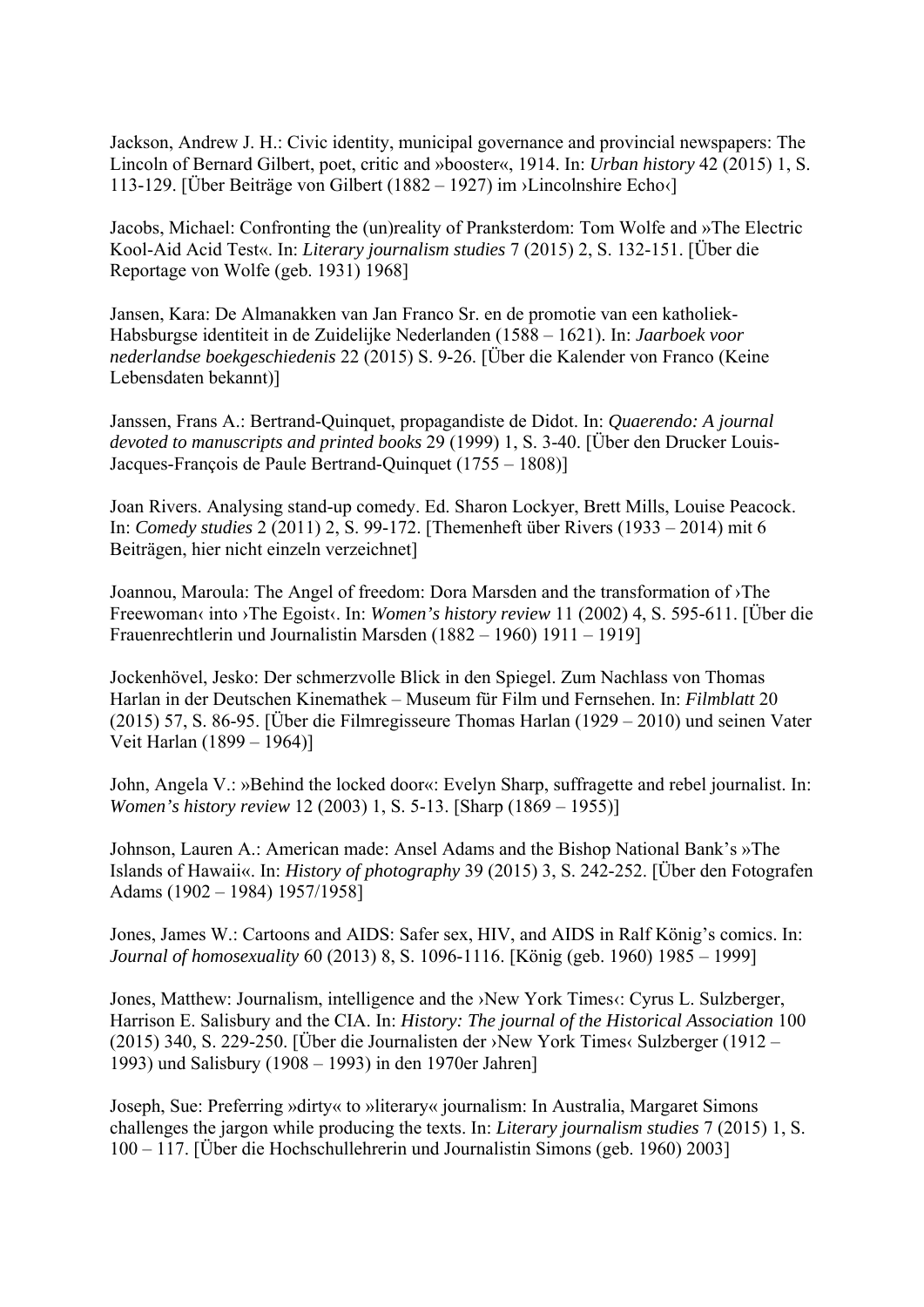Jackson, Andrew J. H.: Civic identity, municipal governance and provincial newspapers: The Lincoln of Bernard Gilbert, poet, critic and »booster«, 1914. In: *Urban history* 42 (2015) 1, S. 113-129. [Über Beiträge von Gilbert (1882 – 1927) im ›Lincolnshire Echo‹]

Jacobs, Michael: Confronting the (un)reality of Pranksterdom: Tom Wolfe and »The Electric Kool-Aid Acid Test«. In: *Literary journalism studies* 7 (2015) 2, S. 132-151. [Über die Reportage von Wolfe (geb. 1931) 1968]

Jansen, Kara: De Almanakken van Jan Franco Sr. en de promotie van een katholiek-Habsburgse identiteit in de Zuidelijke Nederlanden (1588 – 1621). In: *Jaarboek voor nederlandse boekgeschiedenis* 22 (2015) S. 9-26. [Über die Kalender von Franco (Keine Lebensdaten bekannt)]

Janssen, Frans A.: Bertrand-Quinquet, propagandiste de Didot. In: *Quaerendo: A journal devoted to manuscripts and printed books* 29 (1999) 1, S. 3-40. [Über den Drucker Louis-Jacques-François de Paule Bertrand-Quinquet (1755 – 1808)]

Joan Rivers. Analysing stand-up comedy. Ed. Sharon Lockyer, Brett Mills, Louise Peacock. In: *Comedy studies* 2 (2011) 2, S. 99-172. [Themenheft über Rivers (1933 – 2014) mit 6 Beiträgen, hier nicht einzeln verzeichnet]

Joannou, Maroula: The Angel of freedom: Dora Marsden and the transformation of ›The Freewoman‹ into ›The Egoist‹. In: *Women's history review* 11 (2002) 4, S. 595-611. [Über die Frauenrechtlerin und Journalistin Marsden (1882 – 1960) 1911 – 1919]

Jockenhövel, Jesko: Der schmerzvolle Blick in den Spiegel. Zum Nachlass von Thomas Harlan in der Deutschen Kinemathek – Museum für Film und Fernsehen. In: *Filmblatt* 20 (2015) 57, S. 86-95. [Über die Filmregisseure Thomas Harlan (1929 – 2010) und seinen Vater Veit Harlan (1899 – 1964)]

John, Angela V.: »Behind the locked door«: Evelyn Sharp, suffragette and rebel journalist. In: *Women's history review* 12 (2003) 1, S. 5-13. [Sharp (1869 – 1955)]

Johnson, Lauren A.: American made: Ansel Adams and the Bishop National Bank's »The Islands of Hawaii«. In: *History of photography* 39 (2015) 3, S. 242-252. [Über den Fotografen Adams (1902 – 1984) 1957/1958]

Jones, James W.: Cartoons and AIDS: Safer sex, HIV, and AIDS in Ralf König's comics. In: *Journal of homosexuality* 60 (2013) 8, S. 1096-1116. [König (geb. 1960) 1985 – 1999]

Jones, Matthew: Journalism, intelligence and the ›New York Times‹: Cyrus L. Sulzberger, Harrison E. Salisbury and the CIA. In: *History: The journal of the Historical Association* 100 (2015) 340, S. 229-250. [Über die Journalisten der ›New York Times‹ Sulzberger (1912 – 1993) und Salisbury (1908 – 1993) in den 1970er Jahren]

Joseph, Sue: Preferring »dirty« to »literary« journalism: In Australia, Margaret Simons challenges the jargon while producing the texts. In: *Literary journalism studies* 7 (2015) 1, S. 100 – 117. [Über die Hochschullehrerin und Journalistin Simons (geb. 1960) 2003]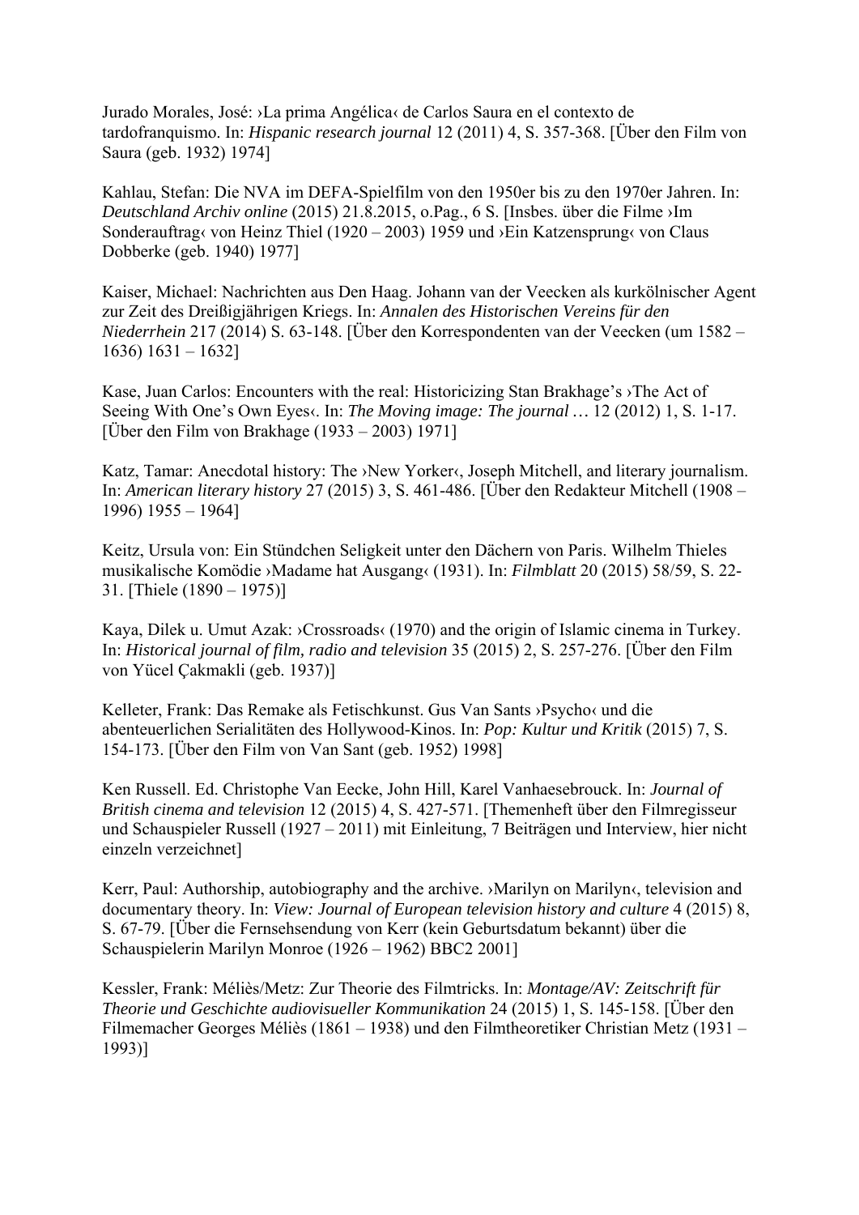Jurado Morales, José: ›La prima Angélica‹ de Carlos Saura en el contexto de tardofranquismo. In: *Hispanic research journal* 12 (2011) 4, S. 357-368. [Über den Film von Saura (geb. 1932) 1974]

Kahlau, Stefan: Die NVA im DEFA-Spielfilm von den 1950er bis zu den 1970er Jahren. In: *Deutschland Archiv online* (2015) 21.8.2015, o.Pag., 6 S. [Insbes. über die Filme ›Im Sonderauftrag‹ von Heinz Thiel (1920 – 2003) 1959 und ›Ein Katzensprung‹ von Claus Dobberke (geb. 1940) 1977]

Kaiser, Michael: Nachrichten aus Den Haag. Johann van der Veecken als kurkölnischer Agent zur Zeit des Dreißigjährigen Kriegs. In: *Annalen des Historischen Vereins für den Niederrhein* 217 (2014) S. 63-148. [Über den Korrespondenten van der Veecken (um 1582 – 1636) 1631 – 1632]

Kase, Juan Carlos: Encounters with the real: Historicizing Stan Brakhage's ›The Act of Seeing With One's Own Eyes‹. In: *The Moving image: The journal …* 12 (2012) 1, S. 1-17. [Über den Film von Brakhage (1933 – 2003) 1971]

Katz, Tamar: Anecdotal history: The ›New Yorker‹, Joseph Mitchell, and literary journalism. In: *American literary history* 27 (2015) 3, S. 461-486. [Über den Redakteur Mitchell (1908 – 1996) 1955 – 1964]

Keitz, Ursula von: Ein Stündchen Seligkeit unter den Dächern von Paris. Wilhelm Thieles musikalische Komödie ›Madame hat Ausgang‹ (1931). In: *Filmblatt* 20 (2015) 58/59, S. 22-31. [Thiele (1890 – 1975)]

Kaya, Dilek u. Umut Azak: ›Crossroads‹ (1970) and the origin of Islamic cinema in Turkey. In: *Historical journal of film, radio and television* 35 (2015) 2, S. 257-276. [Über den Film von Yücel Çakmakli (geb. 1937)]

Kelleter, Frank: Das Remake als Fetischkunst. Gus Van Sants ›Psycho‹ und die abenteuerlichen Serialitäten des Hollywood-Kinos. In: *Pop: Kultur und Kritik* (2015) 7, S. 154-173. [Über den Film von Van Sant (geb. 1952) 1998]

Ken Russell. Ed. Christophe Van Eecke, John Hill, Karel Vanhaesebrouck. In: *Journal of British cinema and television* 12 (2015) 4, S. 427-571. [Themenheft über den Filmregisseur und Schauspieler Russell (1927 – 2011) mit Einleitung, 7 Beiträgen und Interview, hier nicht einzeln verzeichnet]

Kerr, Paul: Authorship, autobiography and the archive. ›Marilyn on Marilyn‹, television and documentary theory. In: *View: Journal of European television history and culture* 4 (2015) 8, S. 67-79. [Über die Fernsehsendung von Kerr (kein Geburtsdatum bekannt) über die Schauspielerin Marilyn Monroe (1926 – 1962) BBC2 2001]

Kessler, Frank: Méliès/Metz: Zur Theorie des Filmtricks. In: *Montage/AV: Zeitschrift für Theorie und Geschichte audiovisueller Kommunikation* 24 (2015) 1, S. 145-158. [Über den Filmemacher Georges Méliès (1861 – 1938) und den Filmtheoretiker Christian Metz (1931 – 1993)]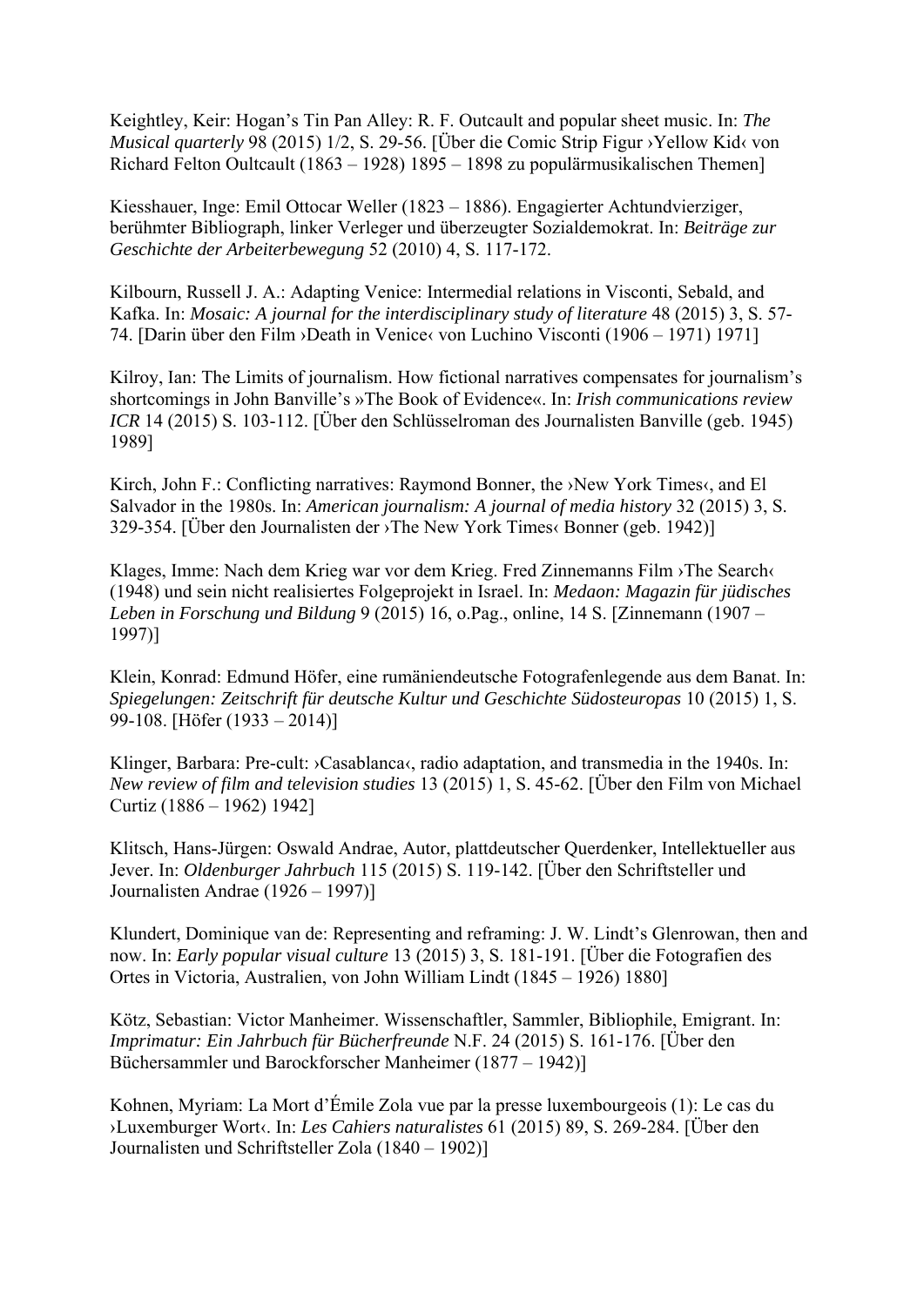Keightley, Keir: Hogan's Tin Pan Alley: R. F. Outcault and popular sheet music. In: *The Musical quarterly* 98 (2015) 1/2, S. 29-56. [Über die Comic Strip Figur ›Yellow Kid‹ von Richard Felton Oultcault (1863 – 1928) 1895 – 1898 zu populärmusikalischen Themen]

Kiesshauer, Inge: Emil Ottocar Weller (1823 – 1886). Engagierter Achtundvierziger, berühmter Bibliograph, linker Verleger und überzeugter Sozialdemokrat. In: *Beiträge zur Geschichte der Arbeiterbewegung* 52 (2010) 4, S. 117-172.

Kilbourn, Russell J. A.: Adapting Venice: Intermedial relations in Visconti, Sebald, and Kafka. In: *Mosaic: A journal for the interdisciplinary study of literature* 48 (2015) 3, S. 57-74. [Darin über den Film ›Death in Venice‹ von Luchino Visconti (1906 – 1971) 1971]

Kilroy, Ian: The Limits of journalism. How fictional narratives compensates for journalism's shortcomings in John Banville's »The Book of Evidence«. In: *Irish communications review ICR* 14 (2015) S. 103-112. [Über den Schlüsselroman des Journalisten Banville (geb. 1945) 1989]

Kirch, John F.: Conflicting narratives: Raymond Bonner, the ›New York Times‹, and El Salvador in the 1980s. In: *American journalism: A journal of media history* 32 (2015) 3, S. 329-354. [Über den Journalisten der ›The New York Times‹ Bonner (geb. 1942)]

Klages, Imme: Nach dem Krieg war vor dem Krieg. Fred Zinnemanns Film ›The Search‹ (1948) und sein nicht realisiertes Folgeprojekt in Israel. In: *Medaon: Magazin für jüdisches Leben in Forschung und Bildung* 9 (2015) 16, o.Pag., online, 14 S. [Zinnemann (1907 – 1997)]

Klein, Konrad: Edmund Höfer, eine rumäniendeutsche Fotografenlegende aus dem Banat. In: *Spiegelungen: Zeitschrift für deutsche Kultur und Geschichte Südosteuropas* 10 (2015) 1, S. 99-108. [Höfer (1933 – 2014)]

Klinger, Barbara: Pre-cult: ›Casablanca‹, radio adaptation, and transmedia in the 1940s. In: *New review of film and television studies* 13 (2015) 1, S. 45-62. [Über den Film von Michael Curtiz (1886 – 1962) 1942]

Klitsch, Hans-Jürgen: Oswald Andrae, Autor, plattdeutscher Querdenker, Intellektueller aus Jever. In: *Oldenburger Jahrbuch* 115 (2015) S. 119-142. [Über den Schriftsteller und Journalisten Andrae (1926 – 1997)]

Klundert, Dominique van de: Representing and reframing: J. W. Lindt's Glenrowan, then and now. In: *Early popular visual culture* 13 (2015) 3, S. 181-191. [Über die Fotografien des Ortes in Victoria, Australien, von John William Lindt (1845 – 1926) 1880]

Kötz, Sebastian: Victor Manheimer. Wissenschaftler, Sammler, Bibliophile, Emigrant. In: *Imprimatur: Ein Jahrbuch für Bücherfreunde* N.F. 24 (2015) S. 161-176. [Über den Büchersammler und Barockforscher Manheimer (1877 – 1942)]

Kohnen, Myriam: La Mort d'Émile Zola vue par la presse luxembourgeois (1): Le cas du ›Luxemburger Wort‹. In: *Les Cahiers naturalistes* 61 (2015) 89, S. 269-284. [Über den Journalisten und Schriftsteller Zola (1840 – 1902)]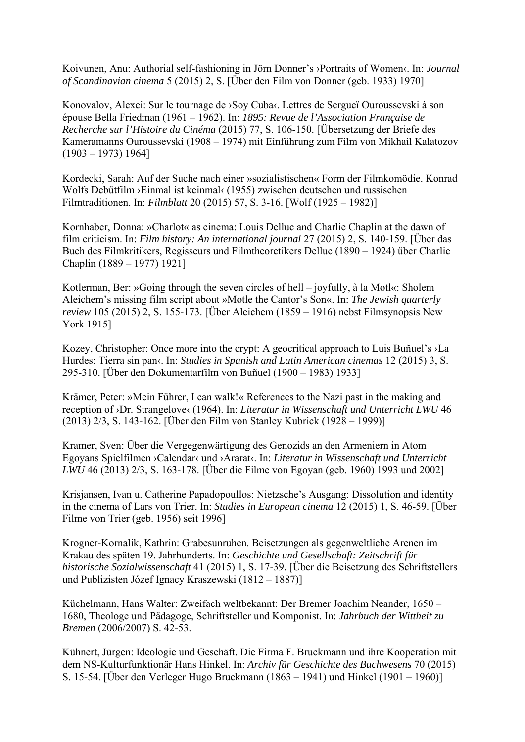Koivunen, Anu: Authorial self-fashioning in Jörn Donner's ›Portraits of Women‹. In: *Journal of Scandinavian cinema* 5 (2015) 2, S. [Über den Film von Donner (geb. 1933) 1970]

Konovalov, Alexei: Sur le tournage de ›Soy Cuba‹. Lettres de Sergueï Ouroussevski à son épouse Bella Friedman (1961 – 1962). In: *1895: Revue de l'Association Française de Recherche sur l'Histoire du Cinéma* (2015) 77, S. 106-150. [Übersetzung der Briefe des Kameramanns Ouroussevski (1908 – 1974) mit Einführung zum Film von Mikhail Kalatozov (1903 – 1973) 1964]

Kordecki, Sarah: Auf der Suche nach einer »sozialistischen« Form der Filmkomödie. Konrad Wolfs Debütfilm ›Einmal ist keinmal‹ (1955) zwischen deutschen und russischen Filmtraditionen. In: *Filmblatt* 20 (2015) 57, S. 3-16. [Wolf (1925 – 1982)]

Kornhaber, Donna: »Charlot« as cinema: Louis Delluc and Charlie Chaplin at the dawn of film criticism. In: *Film history: An international journal* 27 (2015) 2, S. 140-159. [Über das Buch des Filmkritikers, Regisseurs und Filmtheoretikers Delluc (1890 – 1924) über Charlie Chaplin (1889 – 1977) 1921]

Kotlerman, Ber: »Going through the seven circles of hell – joyfully, à la Motl«: Sholem Aleichem's missing film script about »Motle the Cantor's Son«. In: *The Jewish quarterly review* 105 (2015) 2, S. 155-173. [Über Aleichem (1859 – 1916) nebst Filmsynopsis New York 1915]

Kozey, Christopher: Once more into the crypt: A geocritical approach to Luis Buñuel's ›La Hurdes: Tierra sin pan‹. In: *Studies in Spanish and Latin American cinemas* 12 (2015) 3, S. 295-310. [Über den Dokumentarfilm von Buñuel (1900 – 1983) 1933]

Krämer, Peter: »Mein Führer, I can walk!« References to the Nazi past in the making and reception of ›Dr. Strangelove‹ (1964). In: *Literatur in Wissenschaft und Unterricht LWU* 46 (2013) 2/3, S. 143-162. [Über den Film von Stanley Kubrick (1928 – 1999)]

Kramer, Sven: Über die Vergegenwärtigung des Genozids an den Armeniern in Atom Egoyans Spielfilmen ›Calendar‹ und ›Ararat‹. In: *Literatur in Wissenschaft und Unterricht LWU* 46 (2013) 2/3, S. 163-178. [Über die Filme von Egoyan (geb. 1960) 1993 und 2002]

Krisjansen, Ivan u. Catherine Papadopoullos: Nietzsche's Ausgang: Dissolution and identity in the cinema of Lars von Trier. In: *Studies in European cinema* 12 (2015) 1, S. 46-59. [Über Filme von Trier (geb. 1956) seit 1996]

Krogner-Kornalik, Kathrin: Grabesunruhen. Beisetzungen als gegenweltliche Arenen im Krakau des späten 19. Jahrhunderts. In: *Geschichte und Gesellschaft: Zeitschrift für historische Sozialwissenschaft* 41 (2015) 1, S. 17-39. [Über die Beisetzung des Schriftstellers und Publizisten Józef Ignacy Kraszewski (1812 – 1887)]

Küchelmann, Hans Walter: Zweifach weltbekannt: Der Bremer Joachim Neander, 1650 – 1680, Theologe und Pädagoge, Schriftsteller und Komponist. In: *Jahrbuch der Wittheit zu Bremen* (2006/2007) S. 42-53.

Kühnert, Jürgen: Ideologie und Geschäft. Die Firma F. Bruckmann und ihre Kooperation mit dem NS-Kulturfunktionär Hans Hinkel. In: *Archiv für Geschichte des Buchwesens* 70 (2015) S. 15-54. [Über den Verleger Hugo Bruckmann (1863 – 1941) und Hinkel (1901 – 1960)]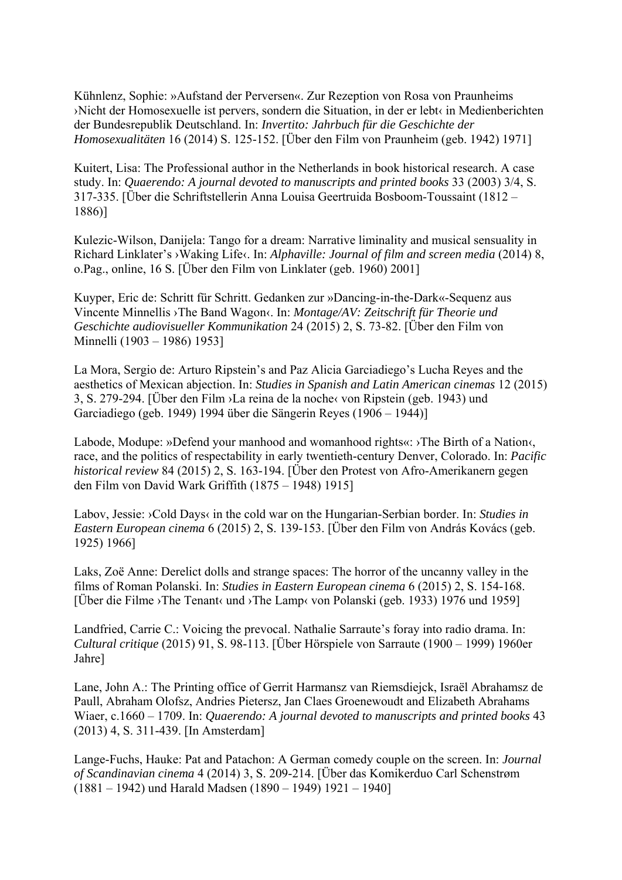Kühnlenz, Sophie: »Aufstand der Perversen«. Zur Rezeption von Rosa von Praunheims ›Nicht der Homosexuelle ist pervers, sondern die Situation, in der er lebt‹ in Medienberichten der Bundesrepublik Deutschland. In: *Invertito: Jahrbuch für die Geschichte der Homosexualitäten* 16 (2014) S. 125-152. [Über den Film von Praunheim (geb. 1942) 1971]

Kuitert, Lisa: The Professional author in the Netherlands in book historical research. A case study. In: *Quaerendo: A journal devoted to manuscripts and printed books* 33 (2003) 3/4, S. 317-335. [Über die Schriftstellerin Anna Louisa Geertruida Bosboom-Toussaint (1812 – 1886)]

Kulezic-Wilson, Danijela: Tango for a dream: Narrative liminality and musical sensuality in Richard Linklater's ›Waking Life‹. In: *Alphaville: Journal of film and screen media* (2014) 8, o.Pag., online, 16 S. [Über den Film von Linklater (geb. 1960) 2001]

Kuyper, Eric de: Schritt für Schritt. Gedanken zur »Dancing-in-the-Dark«-Sequenz aus Vincente Minnellis ›The Band Wagon‹. In: *Montage/AV: Zeitschrift für Theorie und Geschichte audiovisueller Kommunikation* 24 (2015) 2, S. 73-82. [Über den Film von Minnelli (1903 – 1986) 1953]

La Mora, Sergio de: Arturo Ripstein's and Paz Alicia Garciadiego's Lucha Reyes and the aesthetics of Mexican abjection. In: *Studies in Spanish and Latin American cinemas* 12 (2015) 3, S. 279-294. [Über den Film ›La reina de la noche‹ von Ripstein (geb. 1943) und Garciadiego (geb. 1949) 1994 über die Sängerin Reyes (1906 – 1944)]

Labode, Modupe: »Defend your manhood and womanhood rights«: ›The Birth of a Nation‹, race, and the politics of respectability in early twentieth-century Denver, Colorado. In: *Pacific historical review* 84 (2015) 2, S. 163-194. [Über den Protest von Afro-Amerikanern gegen den Film von David Wark Griffith (1875 – 1948) 1915]

Labov, Jessie: ›Cold Days‹ in the cold war on the Hungarian-Serbian border. In: *Studies in Eastern European cinema* 6 (2015) 2, S. 139-153. [Über den Film von András Kovács (geb. 1925) 1966]

Laks, Zoë Anne: Derelict dolls and strange spaces: The horror of the uncanny valley in the films of Roman Polanski. In: *Studies in Eastern European cinema* 6 (2015) 2, S. 154-168. [Über die Filme ›The Tenant‹ und ›The Lamp‹ von Polanski (geb. 1933) 1976 und 1959]

Landfried, Carrie C.: Voicing the prevocal. Nathalie Sarraute's foray into radio drama. In: *Cultural critique* (2015) 91, S. 98-113. [Über Hörspiele von Sarraute (1900 – 1999) 1960er Jahre]

Lane, John A.: The Printing office of Gerrit Harmansz van Riemsdiejck, Israël Abrahamsz de Paull, Abraham Olofsz, Andries Pietersz, Jan Claes Groenewoudt and Elizabeth Abrahams Wiaer, c.1660 – 1709. In: *Quaerendo: A journal devoted to manuscripts and printed books* 43 (2013) 4, S. 311-439. [In Amsterdam]

Lange-Fuchs, Hauke: Pat and Patachon: A German comedy couple on the screen. In: *Journal of Scandinavian cinema* 4 (2014) 3, S. 209-214. [Über das Komikerduo Carl Schenstrøm (1881 – 1942) und Harald Madsen (1890 – 1949) 1921 – 1940]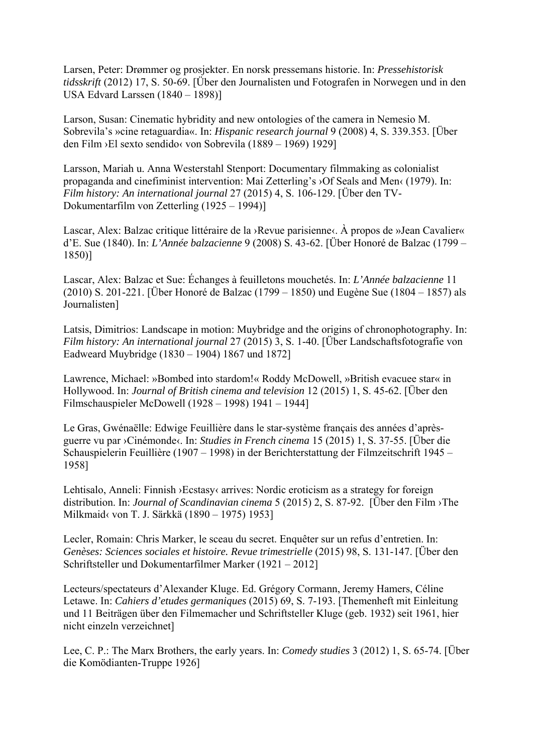Larsen, Peter: Drømmer og prosjekter. En norsk pressemans historie. In: *Pressehistorisk tidsskrift* (2012) 17, S. 50-69. [Über den Journalisten und Fotografen in Norwegen und in den USA Edvard Larssen (1840 – 1898)]

Larson, Susan: Cinematic hybridity and new ontologies of the camera in Nemesio M. Sobrevila's »cine retaguardia«. In: *Hispanic research journal* 9 (2008) 4, S. 339.353. [Über den Film ›El sexto sendido‹ von Sobrevila (1889 – 1969) 1929]

Larsson, Mariah u. Anna Westerstahl Stenport: Documentary filmmaking as colonialist propaganda and cinefiminist intervention: Mai Zetterling's ›Of Seals and Men‹ (1979). In: *Film history: An international journal* 27 (2015) 4, S. 106-129. [Über den TV-Dokumentarfilm von Zetterling (1925 – 1994)]

Lascar, Alex: Balzac critique littéraire de la ›Revue parisienne‹. À propos de »Jean Cavalier« d'E. Sue (1840). In: *L'Année balzacienne* 9 (2008) S. 43-62. [Über Honoré de Balzac (1799 – 1850)]

Lascar, Alex: Balzac et Sue: Échanges à feuilletons mouchetés. In: *L'Année balzacienne* 11 (2010) S. 201-221. [Über Honoré de Balzac (1799 – 1850) und Eugène Sue (1804 – 1857) als Journalisten]

Latsis, Dimitrios: Landscape in motion: Muybridge and the origins of chronophotography. In: *Film history: An international journal* 27 (2015) 3, S. 1-40. [Über Landschaftsfotografie von Eadweard Muybridge (1830 – 1904) 1867 und 1872]

Lawrence, Michael: »Bombed into stardom!« Roddy McDowell, »British evacuee star« in Hollywood. In: *Journal of British cinema and television* 12 (2015) 1, S. 45-62. [Über den Filmschauspieler McDowell (1928 – 1998) 1941 – 1944]

Le Gras, Gwénaëlle: Edwige Feuillière dans le star-système français des années d'après-guerre vu par ›Cinémonde‹. In: *Studies in French cinema* 15 (2015) 1, S. 37-55. [Über die Schauspielerin Feuillière (1907 – 1998) in der Berichterstattung der Filmzeitschrift 1945 – 1958]

Lehtisalo, Anneli: Finnish ›Ecstasy‹ arrives: Nordic eroticism as a strategy for foreign distribution. In: *Journal of Scandinavian cinema* 5 (2015) 2, S. 87-92. [Über den Film ›The Milkmaid‹ von T. J. Särkkä (1890 – 1975) 1953]

Lecler, Romain: Chris Marker, le sceau du secret. Enquêter sur un refus d'entretien. In: *Genèses: Sciences sociales et histoire. Revue trimestrielle* (2015) 98, S. 131-147. [Über den Schriftsteller und Dokumentarfilmer Marker (1921 – 2012]

Lecteurs/spectateurs d'Alexander Kluge. Ed. Grégory Cormann, Jeremy Hamers, Céline Letawe. In: *Cahiers d'etudes germaniques* (2015) 69, S. 7-193. [Themenheft mit Einleitung und 11 Beiträgen über den Filmemacher und Schriftsteller Kluge (geb. 1932) seit 1961, hier nicht einzeln verzeichnet]

Lee, C. P.: The Marx Brothers, the early years. In: *Comedy studies* 3 (2012) 1, S. 65-74. [Über die Komödianten-Truppe 1926]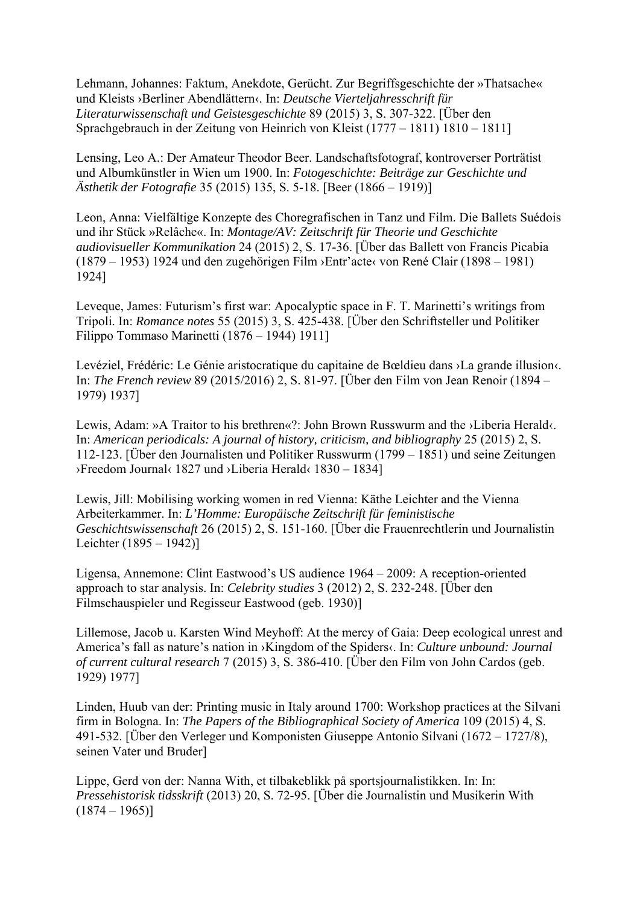Lehmann, Johannes: Faktum, Anekdote, Gerücht. Zur Begriffsgeschichte der »Thatsache« und Kleists ›Berliner Abendlättern‹. In: *Deutsche Vierteljahresschrift für Literaturwissenschaft und Geistesgeschichte* 89 (2015) 3, S. 307-322. [Über den Sprachgebrauch in der Zeitung von Heinrich von Kleist (1777 – 1811) 1810 – 1811]

Lensing, Leo A.: Der Amateur Theodor Beer. Landschaftsfotograf, kontroverser Porträtist und Albumkünstler in Wien um 1900. In: *Fotogeschichte: Beiträge zur Geschichte und Ästhetik der Fotografie* 35 (2015) 135, S. 5-18. [Beer (1866 – 1919)]

Leon, Anna: Vielfältige Konzepte des Choregrafischen in Tanz und Film. Die Ballets Suédois und ihr Stück »Relâche«. In: *Montage/AV: Zeitschrift für Theorie und Geschichte audiovisueller Kommunikation* 24 (2015) 2, S. 17-36. [Über das Ballett von Francis Picabia (1879 – 1953) 1924 und den zugehörigen Film ›Entr'acte‹ von René Clair (1898 – 1981) 1924]

Leveque, James: Futurism's first war: Apocalyptic space in F. T. Marinetti's writings from Tripoli. In: *Romance notes* 55 (2015) 3, S. 425-438. [Über den Schriftsteller und Politiker Filippo Tommaso Marinetti (1876 – 1944) 1911]

Levéziel, Frédéric: Le Génie aristocratique du capitaine de Bœldieu dans ›La grande illusion‹. In: *The French review* 89 (2015/2016) 2, S. 81-97. [Über den Film von Jean Renoir (1894 – 1979) 1937]

Lewis, Adam: »A Traitor to his brethren«?: John Brown Russwurm and the ›Liberia Herald‹. In: *American periodicals: A journal of history, criticism, and bibliography* 25 (2015) 2, S. 112-123. [Über den Journalisten und Politiker Russwurm (1799 – 1851) und seine Zeitungen ›Freedom Journal‹ 1827 und ›Liberia Herald‹ 1830 – 1834]

Lewis, Jill: Mobilising working women in red Vienna: Käthe Leichter and the Vienna Arbeiterkammer. In: *L'Homme: Europäische Zeitschrift für feministische Geschichtswissenschaft* 26 (2015) 2, S. 151-160. [Über die Frauenrechtlerin und Journalistin Leichter (1895 – 1942)]

Ligensa, Annemone: Clint Eastwood's US audience 1964 – 2009: A reception-oriented approach to star analysis. In: *Celebrity studies* 3 (2012) 2, S. 232-248. [Über den Filmschauspieler und Regisseur Eastwood (geb. 1930)]

Lillemose, Jacob u. Karsten Wind Meyhoff: At the mercy of Gaia: Deep ecological unrest and America's fall as nature's nation in ›Kingdom of the Spiders‹. In: *Culture unbound: Journal of current cultural research* 7 (2015) 3, S. 386-410. [Über den Film von John Cardos (geb. 1929) 1977]

Linden, Huub van der: Printing music in Italy around 1700: Workshop practices at the Silvani firm in Bologna. In: *The Papers of the Bibliographical Society of America* 109 (2015) 4, S. 491-532. [Über den Verleger und Komponisten Giuseppe Antonio Silvani (1672 – 1727/8), seinen Vater und Bruder]

Lippe, Gerd von der: Nanna With, et tilbakeblikk på sportsjournalistikken. In: In: *Pressehistorisk tidsskrift* (2013) 20, S. 72-95. [Über die Journalistin und Musikerin With (1874 – 1965)]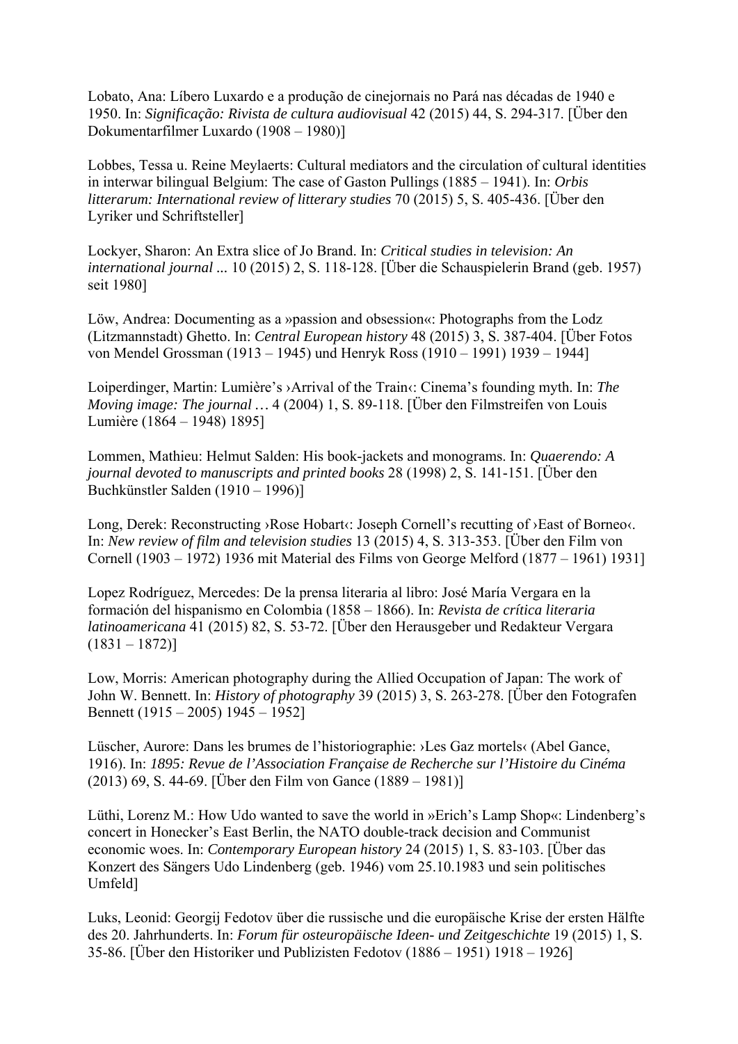Lobato, Ana: Líbero Luxardo e a produção de cinejornais no Pará nas décadas de 1940 e 1950. In: *Significação: Rivista de cultura audiovisual* 42 (2015) 44, S. 294-317. [Über den Dokumentarfilmer Luxardo (1908 – 1980)]

Lobbes, Tessa u. Reine Meylaerts: Cultural mediators and the circulation of cultural identities in interwar bilingual Belgium: The case of Gaston Pullings (1885 – 1941). In: *Orbis litterarum: International review of litterary studies* 70 (2015) 5, S. 405-436. [Über den Lyriker und Schriftsteller]

Lockyer, Sharon: An Extra slice of Jo Brand. In: *Critical studies in television: An international journal ...* 10 (2015) 2, S. 118-128. [Über die Schauspielerin Brand (geb. 1957) seit 1980]

Löw, Andrea: Documenting as a »passion and obsession«: Photographs from the Lodz (Litzmannstadt) Ghetto. In: *Central European history* 48 (2015) 3, S. 387-404. [Über Fotos von Mendel Grossman (1913 – 1945) und Henryk Ross (1910 – 1991) 1939 – 1944]

Loiperdinger, Martin: Lumière's ›Arrival of the Train‹: Cinema's founding myth. In: *The Moving image: The journal …* 4 (2004) 1, S. 89-118. [Über den Filmstreifen von Louis Lumière (1864 – 1948) 1895]

Lommen, Mathieu: Helmut Salden: His book-jackets and monograms. In: *Quaerendo: A journal devoted to manuscripts and printed books* 28 (1998) 2, S. 141-151. [Über den Buchkünstler Salden (1910 – 1996)]

Long, Derek: Reconstructing ›Rose Hobart‹: Joseph Cornell's recutting of ›East of Borneo‹. In: *New review of film and television studies* 13 (2015) 4, S. 313-353. [Über den Film von Cornell (1903 – 1972) 1936 mit Material des Films von George Melford (1877 – 1961) 1931]

Lopez Rodríguez, Mercedes: De la prensa literaria al libro: José María Vergara en la formación del hispanismo en Colombia (1858 – 1866). In: *Revista de crítica literaria latinoamericana* 41 (2015) 82, S. 53-72. [Über den Herausgeber und Redakteur Vergara (1831 – 1872)]

Low, Morris: American photography during the Allied Occupation of Japan: The work of John W. Bennett. In: *History of photography* 39 (2015) 3, S. 263-278. [Über den Fotografen Bennett (1915 – 2005) 1945 – 1952]

Lüscher, Aurore: Dans les brumes de l'historiographie: ›Les Gaz mortels‹ (Abel Gance, 1916). In: *1895: Revue de l'Association Française de Recherche sur l'Histoire du Cinéma* (2013) 69, S. 44-69. [Über den Film von Gance (1889 – 1981)]

Lüthi, Lorenz M.: How Udo wanted to save the world in »Erich's Lamp Shop«: Lindenberg's concert in Honecker's East Berlin, the NATO double-track decision and Communist economic woes. In: *Contemporary European history* 24 (2015) 1, S. 83-103. [Über das Konzert des Sängers Udo Lindenberg (geb. 1946) vom 25.10.1983 und sein politisches Umfeld]

Luks, Leonid: Georgij Fedotov über die russische und die europäische Krise der ersten Hälfte des 20. Jahrhunderts. In: *Forum für osteuropäische Ideen- und Zeitgeschichte* 19 (2015) 1, S. 35-86. [Über den Historiker und Publizisten Fedotov (1886 – 1951) 1918 – 1926]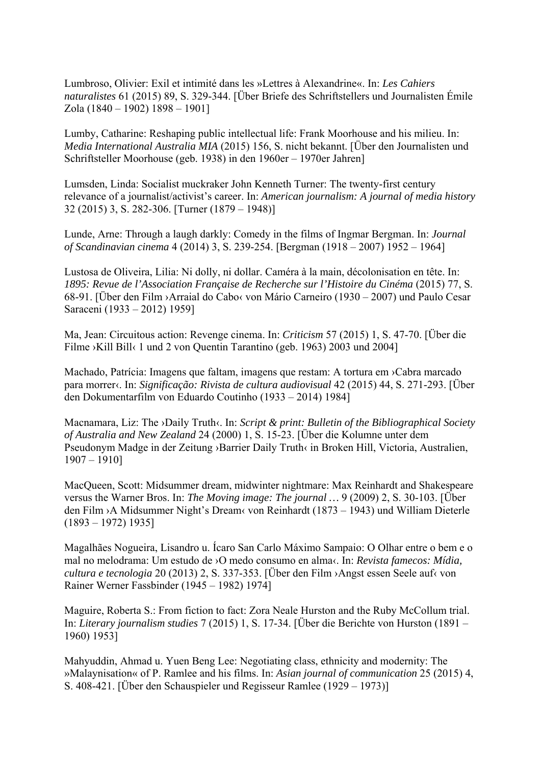Lumbroso, Olivier: Exil et intimité dans les »Lettres à Alexandrine«. In: *Les Cahiers naturalistes* 61 (2015) 89, S. 329-344. [Über Briefe des Schriftstellers und Journalisten Émile Zola (1840 – 1902) 1898 – 1901]

Lumby, Catharine: Reshaping public intellectual life: Frank Moorhouse and his milieu. In: *Media International Australia MIA* (2015) 156, S. nicht bekannt. [Über den Journalisten und Schriftsteller Moorhouse (geb. 1938) in den 1960er – 1970er Jahren]

Lumsden, Linda: Socialist muckraker John Kenneth Turner: The twenty-first century relevance of a journalist/activist's career. In: *American journalism: A journal of media history* 32 (2015) 3, S. 282-306. [Turner (1879 – 1948)]

Lunde, Arne: Through a laugh darkly: Comedy in the films of Ingmar Bergman. In: *Journal of Scandinavian cinema* 4 (2014) 3, S. 239-254. [Bergman (1918 – 2007) 1952 – 1964]

Lustosa de Oliveira, Lilia: Ni dolly, ni dollar. Caméra à la main, décolonisation en tête. In: *1895: Revue de l'Association Française de Recherche sur l'Histoire du Cinéma* (2015) 77, S. 68-91. [Über den Film ›Arraial do Cabo‹ von Mário Carneiro (1930 – 2007) und Paulo Cesar Saraceni (1933 – 2012) 1959]

Ma, Jean: Circuitous action: Revenge cinema. In: *Criticism* 57 (2015) 1, S. 47-70. [Über die Filme ›Kill Bill‹ 1 und 2 von Quentin Tarantino (geb. 1963) 2003 und 2004]

Machado, Patrícia: Imagens que faltam, imagens que restam: A tortura em ›Cabra marcado para morrer‹. In: *Significação: Rivista de cultura audiovisual* 42 (2015) 44, S. 271-293. [Über den Dokumentarfilm von Eduardo Coutinho (1933 – 2014) 1984]

Macnamara, Liz: The ›Daily Truth‹. In: *Script & print: Bulletin of the Bibliographical Society of Australia and New Zealand* 24 (2000) 1, S. 15-23. [Über die Kolumne unter dem Pseudonym Madge in der Zeitung ›Barrier Daily Truth‹ in Broken Hill, Victoria, Australien, 1907 – 1910]

MacQueen, Scott: Midsummer dream, midwinter nightmare: Max Reinhardt and Shakespeare versus the Warner Bros. In: *The Moving image: The journal …* 9 (2009) 2, S. 30-103. [Über den Film ›A Midsummer Night's Dream‹ von Reinhardt (1873 – 1943) und William Dieterle (1893 – 1972) 1935]

Magalhães Nogueira, Lisandro u. Ícaro San Carlo Máximo Sampaio: O Olhar entre o bem e o mal no melodrama: Um estudo de ›O medo consumo en alma‹. In: *Revista famecos: Mídia, cultura e tecnologia* 20 (2013) 2, S. 337-353. [Über den Film ›Angst essen Seele auf‹ von Rainer Werner Fassbinder (1945 – 1982) 1974]

Maguire, Roberta S.: From fiction to fact: Zora Neale Hurston and the Ruby McCollum trial. In: *Literary journalism studies* 7 (2015) 1, S. 17-34. [Über die Berichte von Hurston (1891 – 1960) 1953]

Mahyuddin, Ahmad u. Yuen Beng Lee: Negotiating class, ethnicity and modernity: The »Malaynisation« of P. Ramlee and his films. In: *Asian journal of communication* 25 (2015) 4, S. 408-421. [Über den Schauspieler und Regisseur Ramlee (1929 – 1973)]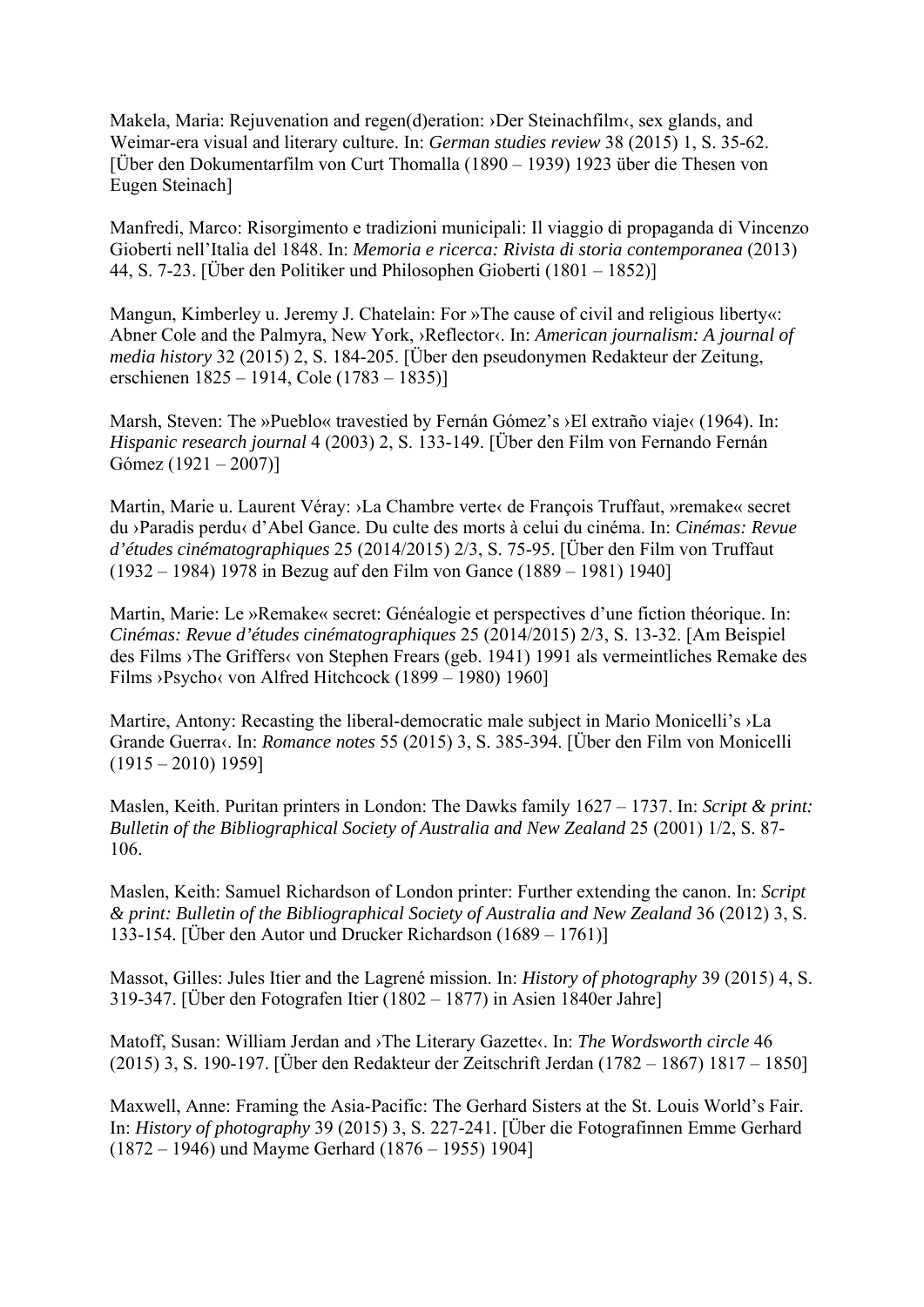Makela, Maria: Rejuvenation and regen(d)eration: ›Der Steinachfilm‹, sex glands, and Weimar-era visual and literary culture. In: *German studies review* 38 (2015) 1, S. 35-62. [Über den Dokumentarfilm von Curt Thomalla (1890 – 1939) 1923 über die Thesen von Eugen Steinach]

Manfredi, Marco: Risorgimento e tradizioni municipali: Il viaggio di propaganda di Vincenzo Gioberti nell'Italia del 1848. In: *Memoria e ricerca: Rivista di storia contemporanea* (2013) 44, S. 7-23. [Über den Politiker und Philosophen Gioberti (1801 – 1852)]

Mangun, Kimberley u. Jeremy J. Chatelain: For »The cause of civil and religious liberty«: Abner Cole and the Palmyra, New York, ›Reflector‹. In: *American journalism: A journal of media history* 32 (2015) 2, S. 184-205. [Über den pseudonymen Redakteur der Zeitung, erschienen 1825 – 1914, Cole (1783 – 1835)]

Marsh, Steven: The »Pueblo« travestied by Fernán Gómez's ›El extraño viaje‹ (1964). In: *Hispanic research journal* 4 (2003) 2, S. 133-149. [Über den Film von Fernando Fernán Gómez (1921 – 2007)]

Martin, Marie u. Laurent Véray: ›La Chambre verte‹ de François Truffaut, »remake« secret du ›Paradis perdu‹ d'Abel Gance. Du culte des morts à celui du cinéma. In: *Cinémas: Revue d'études cinématographiques* 25 (2014/2015) 2/3, S. 75-95. [Über den Film von Truffaut (1932 – 1984) 1978 in Bezug auf den Film von Gance (1889 – 1981) 1940]

Martin, Marie: Le »Remake« secret: Généalogie et perspectives d'une fiction théorique. In: *Cinémas: Revue d'études cinématographiques* 25 (2014/2015) 2/3, S. 13-32. [Am Beispiel des Films ›The Griffers‹ von Stephen Frears (geb. 1941) 1991 als vermeintliches Remake des Films ›Psycho‹ von Alfred Hitchcock (1899 – 1980) 1960]

Martire, Antony: Recasting the liberal-democratic male subject in Mario Monicelli's ›La Grande Guerra‹. In: *Romance notes* 55 (2015) 3, S. 385-394. [Über den Film von Monicelli (1915 – 2010) 1959]

Maslen, Keith. Puritan printers in London: The Dawks family 1627 – 1737. In: *Script & print: Bulletin of the Bibliographical Society of Australia and New Zealand* 25 (2001) 1/2, S. 87-106.

Maslen, Keith: Samuel Richardson of London printer: Further extending the canon. In: *Script & print: Bulletin of the Bibliographical Society of Australia and New Zealand* 36 (2012) 3, S. 133-154. [Über den Autor und Drucker Richardson (1689 – 1761)]

Massot, Gilles: Jules Itier and the Lagrené mission. In: *History of photography* 39 (2015) 4, S. 319-347. [Über den Fotografen Itier (1802 – 1877) in Asien 1840er Jahre]

Matoff, Susan: William Jerdan and ›The Literary Gazette‹. In: *The Wordsworth circle* 46 (2015) 3, S. 190-197. [Über den Redakteur der Zeitschrift Jerdan (1782 – 1867) 1817 – 1850]

Maxwell, Anne: Framing the Asia-Pacific: The Gerhard Sisters at the St. Louis World's Fair. In: *History of photography* 39 (2015) 3, S. 227-241. [Über die Fotografinnen Emme Gerhard (1872 – 1946) und Mayme Gerhard (1876 – 1955) 1904]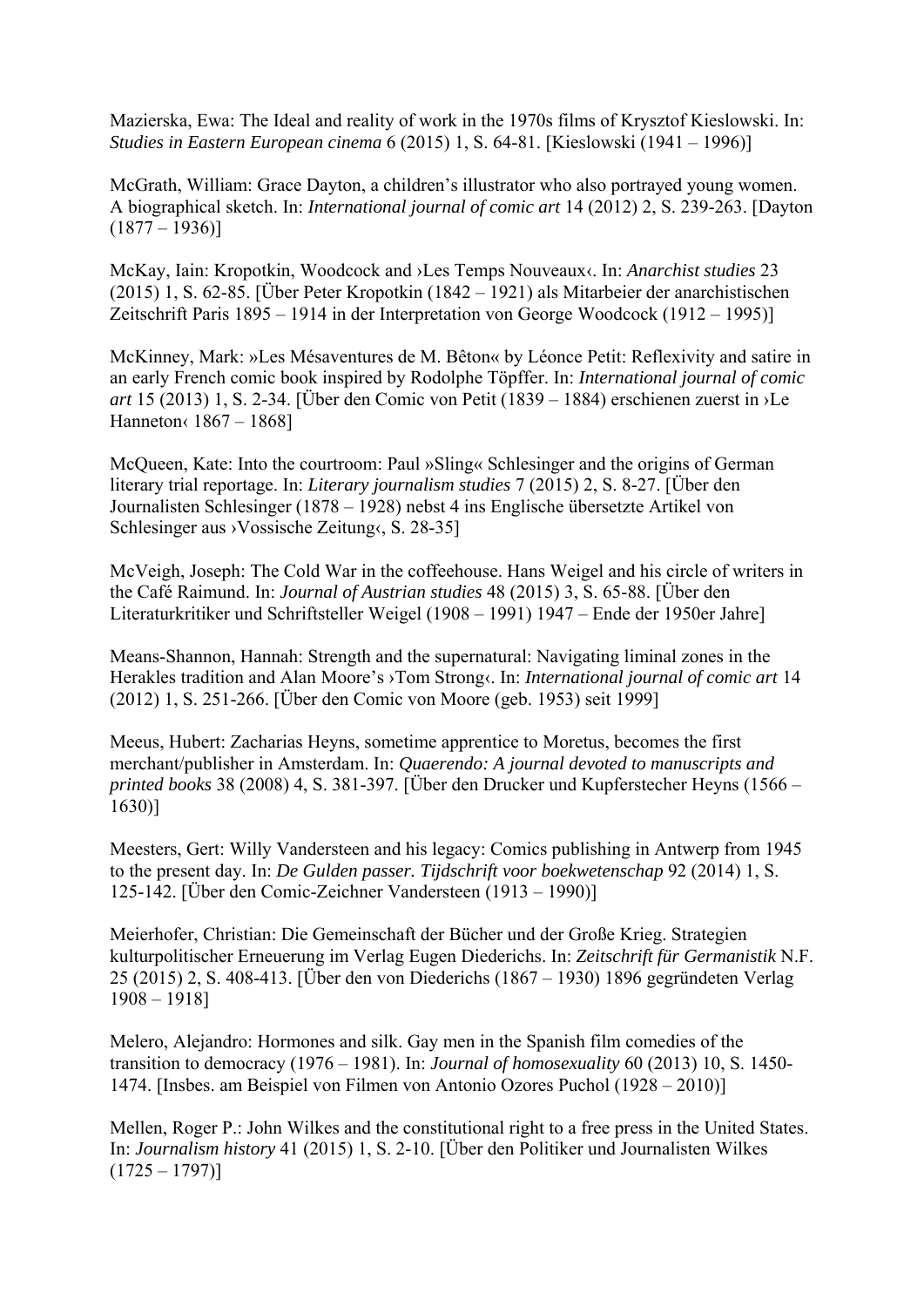Mazierska, Ewa: The Ideal and reality of work in the 1970s films of Krysztof Kieslowski. In: *Studies in Eastern European cinema* 6 (2015) 1, S. 64-81. [Kieslowski (1941 – 1996)]

McGrath, William: Grace Dayton, a children's illustrator who also portrayed young women. A biographical sketch. In: *International journal of comic art* 14 (2012) 2, S. 239-263. [Dayton (1877 – 1936)]

McKay, Iain: Kropotkin, Woodcock and ›Les Temps Nouveaux‹. In: *Anarchist studies* 23 (2015) 1, S. 62-85. [Über Peter Kropotkin (1842 – 1921) als Mitarbeier der anarchistischen Zeitschrift Paris 1895 – 1914 in der Interpretation von George Woodcock (1912 – 1995)]

McKinney, Mark: »Les Mésaventures de M. Bêton« by Léonce Petit: Reflexivity and satire in an early French comic book inspired by Rodolphe Töpffer. In: *International journal of comic art* 15 (2013) 1, S. 2-34. [Über den Comic von Petit (1839 – 1884) erschienen zuerst in ›Le Hanneton‹ 1867 – 1868]

McQueen, Kate: Into the courtroom: Paul »Sling« Schlesinger and the origins of German literary trial reportage. In: *Literary journalism studies* 7 (2015) 2, S. 8-27. [Über den Journalisten Schlesinger (1878 – 1928) nebst 4 ins Englische übersetzte Artikel von Schlesinger aus ›Vossische Zeitung‹, S. 28-35]

McVeigh, Joseph: The Cold War in the coffeehouse. Hans Weigel and his circle of writers in the Café Raimund. In: *Journal of Austrian studies* 48 (2015) 3, S. 65-88. [Über den Literaturkritiker und Schriftsteller Weigel (1908 – 1991) 1947 – Ende der 1950er Jahre]

Means-Shannon, Hannah: Strength and the supernatural: Navigating liminal zones in the Herakles tradition and Alan Moore's ›Tom Strong‹. In: *International journal of comic art* 14 (2012) 1, S. 251-266. [Über den Comic von Moore (geb. 1953) seit 1999]

Meeus, Hubert: Zacharias Heyns, sometime apprentice to Moretus, becomes the first merchant/publisher in Amsterdam. In: *Quaerendo: A journal devoted to manuscripts and printed books* 38 (2008) 4, S. 381-397. [Über den Drucker und Kupferstecher Heyns (1566 – 1630)]

Meesters, Gert: Willy Vandersteen and his legacy: Comics publishing in Antwerp from 1945 to the present day. In: *De Gulden passer. Tijdschrift voor boekwetenschap* 92 (2014) 1, S. 125-142. [Über den Comic-Zeichner Vandersteen (1913 – 1990)]

Meierhofer, Christian: Die Gemeinschaft der Bücher und der Große Krieg. Strategien kulturpolitischer Erneuerung im Verlag Eugen Diederichs. In: *Zeitschrift für Germanistik* N.F. 25 (2015) 2, S. 408-413. [Über den von Diederichs (1867 – 1930) 1896 gegründeten Verlag 1908 – 1918]

Melero, Alejandro: Hormones and silk. Gay men in the Spanish film comedies of the transition to democracy (1976 – 1981). In: *Journal of homosexuality* 60 (2013) 10, S. 1450-1474. [Insbes. am Beispiel von Filmen von Antonio Ozores Puchol (1928 – 2010)]

Mellen, Roger P.: John Wilkes and the constitutional right to a free press in the United States. In: *Journalism history* 41 (2015) 1, S. 2-10. [Über den Politiker und Journalisten Wilkes (1725 – 1797)]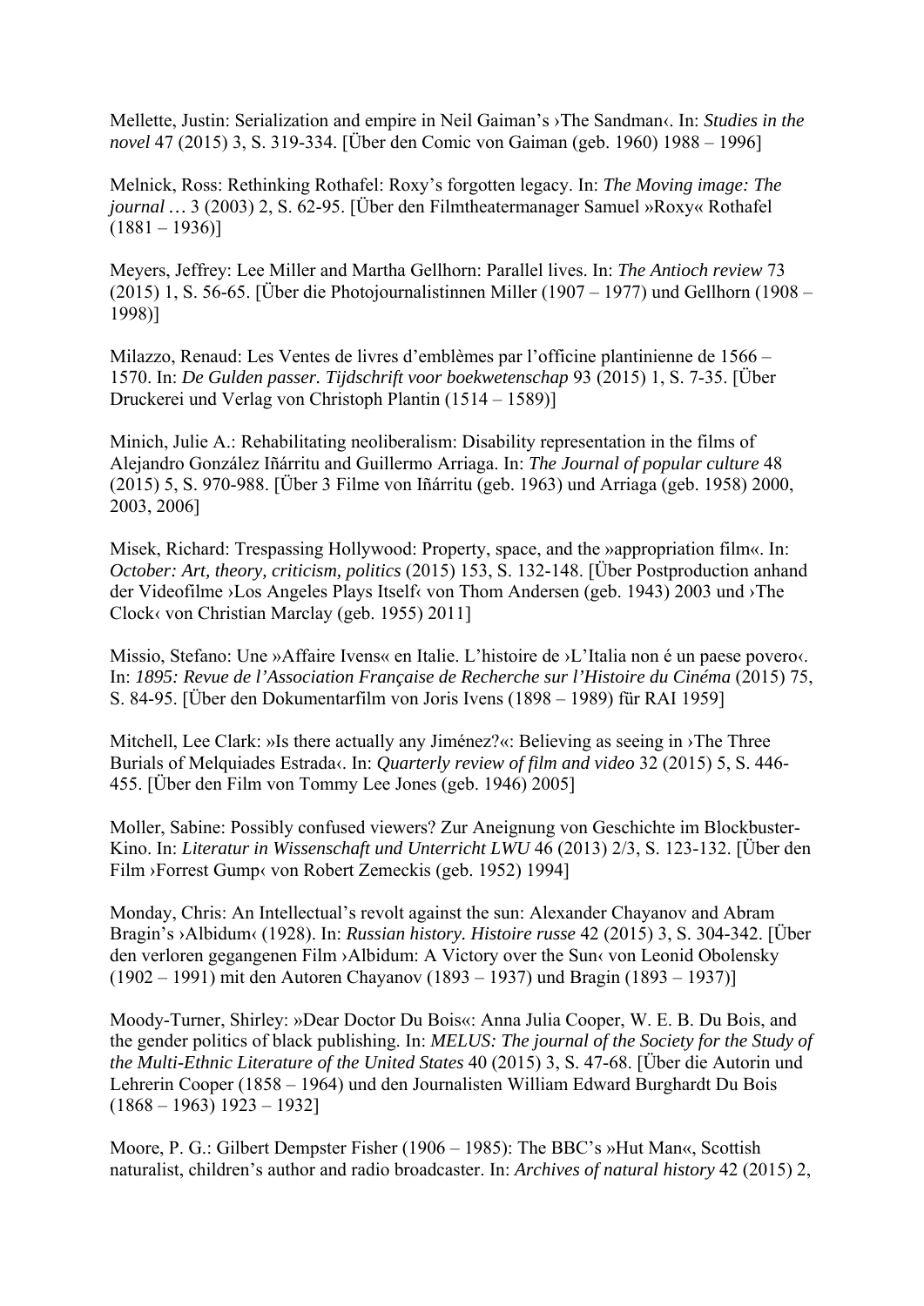Mellette, Justin: Serialization and empire in Neil Gaiman's ›The Sandman‹. In: *Studies in the novel* 47 (2015) 3, S. 319-334. [Über den Comic von Gaiman (geb. 1960) 1988 – 1996]

Melnick, Ross: Rethinking Rothafel: Roxy's forgotten legacy. In: *The Moving image: The journal …* 3 (2003) 2, S. 62-95. [Über den Filmtheatermanager Samuel »Roxy« Rothafel (1881 – 1936)]

Meyers, Jeffrey: Lee Miller and Martha Gellhorn: Parallel lives. In: *The Antioch review* 73 (2015) 1, S. 56-65. [Über die Photojournalistinnen Miller (1907 – 1977) und Gellhorn (1908 – 1998)]

Milazzo, Renaud: Les Ventes de livres d'emblèmes par l'officine plantinienne de 1566 – 1570. In: *De Gulden passer. Tijdschrift voor boekwetenschap* 93 (2015) 1, S. 7-35. [Über Druckerei und Verlag von Christoph Plantin (1514 – 1589)]

Minich, Julie A.: Rehabilitating neoliberalism: Disability representation in the films of Alejandro González Iñárritu and Guillermo Arriaga. In: *The Journal of popular culture* 48 (2015) 5, S. 970-988. [Über 3 Filme von Iñárritu (geb. 1963) und Arriaga (geb. 1958) 2000, 2003, 2006]

Misek, Richard: Trespassing Hollywood: Property, space, and the »appropriation film«. In: *October: Art, theory, criticism, politics* (2015) 153, S. 132-148. [Über Postproduction anhand der Videofilme ›Los Angeles Plays Itself‹ von Thom Andersen (geb. 1943) 2003 und ›The Clock‹ von Christian Marclay (geb. 1955) 2011]

Missio, Stefano: Une »Affaire Ivens« en Italie. L'histoire de ›L'Italia non é un paese povero‹. In: *1895: Revue de l'Association Française de Recherche sur l'Histoire du Cinéma* (2015) 75, S. 84-95. [Über den Dokumentarfilm von Joris Ivens (1898 – 1989) für RAI 1959]

Mitchell, Lee Clark: »Is there actually any Jiménez?«: Believing as seeing in ›The Three Burials of Melquiades Estrada‹. In: *Quarterly review of film and video* 32 (2015) 5, S. 446-455. [Über den Film von Tommy Lee Jones (geb. 1946) 2005]

Moller, Sabine: Possibly confused viewers? Zur Aneignung von Geschichte im Blockbuster-Kino. In: *Literatur in Wissenschaft und Unterricht LWU* 46 (2013) 2/3, S. 123-132. [Über den Film ›Forrest Gump‹ von Robert Zemeckis (geb. 1952) 1994]

Monday, Chris: An Intellectual's revolt against the sun: Alexander Chayanov and Abram Bragin's ›Albidum‹ (1928). In: *Russian history. Histoire russe* 42 (2015) 3, S. 304-342. [Über den verloren gegangenen Film ›Albidum: A Victory over the Sun‹ von Leonid Obolensky (1902 – 1991) mit den Autoren Chayanov (1893 – 1937) und Bragin (1893 – 1937)]

Moody-Turner, Shirley: »Dear Doctor Du Bois«: Anna Julia Cooper, W. E. B. Du Bois, and the gender politics of black publishing. In: *MELUS: The journal of the Society for the Study of the Multi-Ethnic Literature of the United States* 40 (2015) 3, S. 47-68. [Über die Autorin und Lehrerin Cooper (1858 – 1964) und den Journalisten William Edward Burghardt Du Bois (1868 – 1963) 1923 – 1932]

Moore, P. G.: Gilbert Dempster Fisher (1906 – 1985): The BBC's »Hut Man«, Scottish naturalist, children's author and radio broadcaster. In: *Archives of natural history* 42 (2015) 2,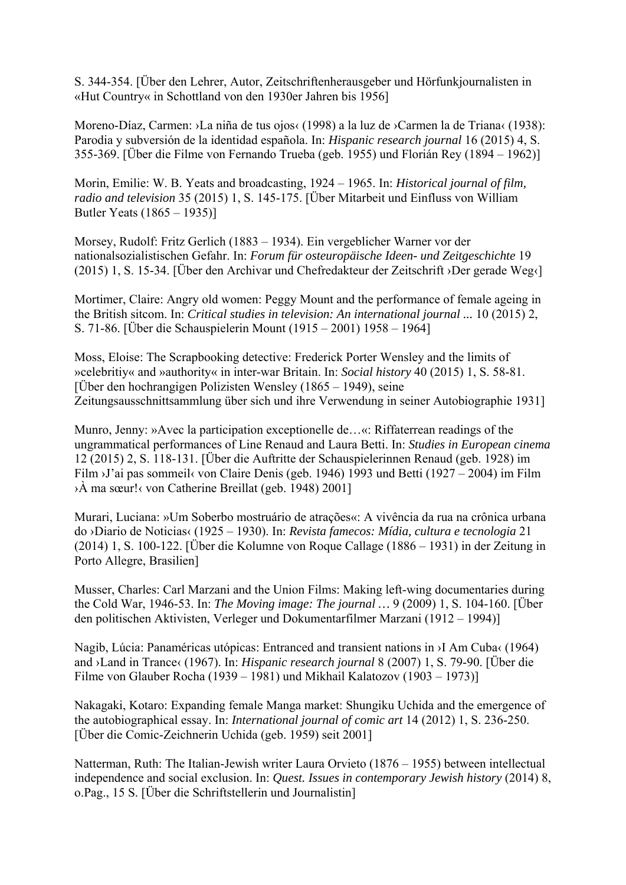S. 344-354. [Über den Lehrer, Autor, Zeitschriftenherausgeber und Hörfunkjournalisten in «Hut Country« in Schottland von den 1930er Jahren bis 1956]

Moreno-Díaz, Carmen: ›La niña de tus ojos‹ (1998) a la luz de ›Carmen la de Triana‹ (1938): Parodia y subversión de la identidad española. In: *Hispanic research journal* 16 (2015) 4, S. 355-369. [Über die Filme von Fernando Trueba (geb. 1955) und Florián Rey (1894 – 1962)]

Morin, Emilie: W. B. Yeats and broadcasting, 1924 – 1965. In: *Historical journal of film, radio and television* 35 (2015) 1, S. 145-175. [Über Mitarbeit und Einfluss von William Butler Yeats (1865 – 1935)]

Morsey, Rudolf: Fritz Gerlich (1883 – 1934). Ein vergeblicher Warner vor der nationalsozialistischen Gefahr. In: *Forum für osteuropäische Ideen- und Zeitgeschichte* 19 (2015) 1, S. 15-34. [Über den Archivar und Chefredakteur der Zeitschrift ›Der gerade Weg‹]

Mortimer, Claire: Angry old women: Peggy Mount and the performance of female ageing in the British sitcom. In: *Critical studies in television: An international journal ...* 10 (2015) 2, S. 71-86. [Über die Schauspielerin Mount (1915 – 2001) 1958 – 1964]

Moss, Eloise: The Scrapbooking detective: Frederick Porter Wensley and the limits of »celebritiy« and »authority« in inter-war Britain. In: *Social history* 40 (2015) 1, S. 58-81. [Über den hochrangigen Polizisten Wensley (1865 – 1949), seine Zeitungsausschnittsammlung über sich und ihre Verwendung in seiner Autobiographie 1931]

Munro, Jenny: »Avec la participation exceptionelle de…«: Riffaterrean readings of the ungrammatical performances of Line Renaud and Laura Betti. In: *Studies in European cinema* 12 (2015) 2, S. 118-131. [Über die Auftritte der Schauspielerinnen Renaud (geb. 1928) im Film ›J'ai pas sommeil‹ von Claire Denis (geb. 1946) 1993 und Betti (1927 – 2004) im Film ›À ma sœur!‹ von Catherine Breillat (geb. 1948) 2001]

Murari, Luciana: »Um Soberbo mostruário de atrações«: A vivência da rua na crônica urbana do ›Diario de Noticias‹ (1925 – 1930). In: *Revista famecos: Mídia, cultura e tecnologia* 21 (2014) 1, S. 100-122. [Über die Kolumne von Roque Callage (1886 – 1931) in der Zeitung in Porto Allegre, Brasilien]

Musser, Charles: Carl Marzani and the Union Films: Making left-wing documentaries during the Cold War, 1946-53. In: *The Moving image: The journal …* 9 (2009) 1, S. 104-160. [Über den politischen Aktivisten, Verleger und Dokumentarfilmer Marzani (1912 – 1994)]

Nagib, Lúcia: Panaméricas utópicas: Entranced and transient nations in ›I Am Cuba‹ (1964) and ›Land in Trance‹ (1967). In: *Hispanic research journal* 8 (2007) 1, S. 79-90. [Über die Filme von Glauber Rocha (1939 – 1981) und Mikhail Kalatozov (1903 – 1973)]

Nakagaki, Kotaro: Expanding female Manga market: Shungiku Uchida and the emergence of the autobiographical essay. In: *International journal of comic art* 14 (2012) 1, S. 236-250. [Über die Comic-Zeichnerin Uchida (geb. 1959) seit 2001]

Natterman, Ruth: The Italian-Jewish writer Laura Orvieto (1876 – 1955) between intellectual independence and social exclusion. In: *Quest. Issues in contemporary Jewish history* (2014) 8, o.Pag., 15 S. [Über die Schriftstellerin und Journalistin]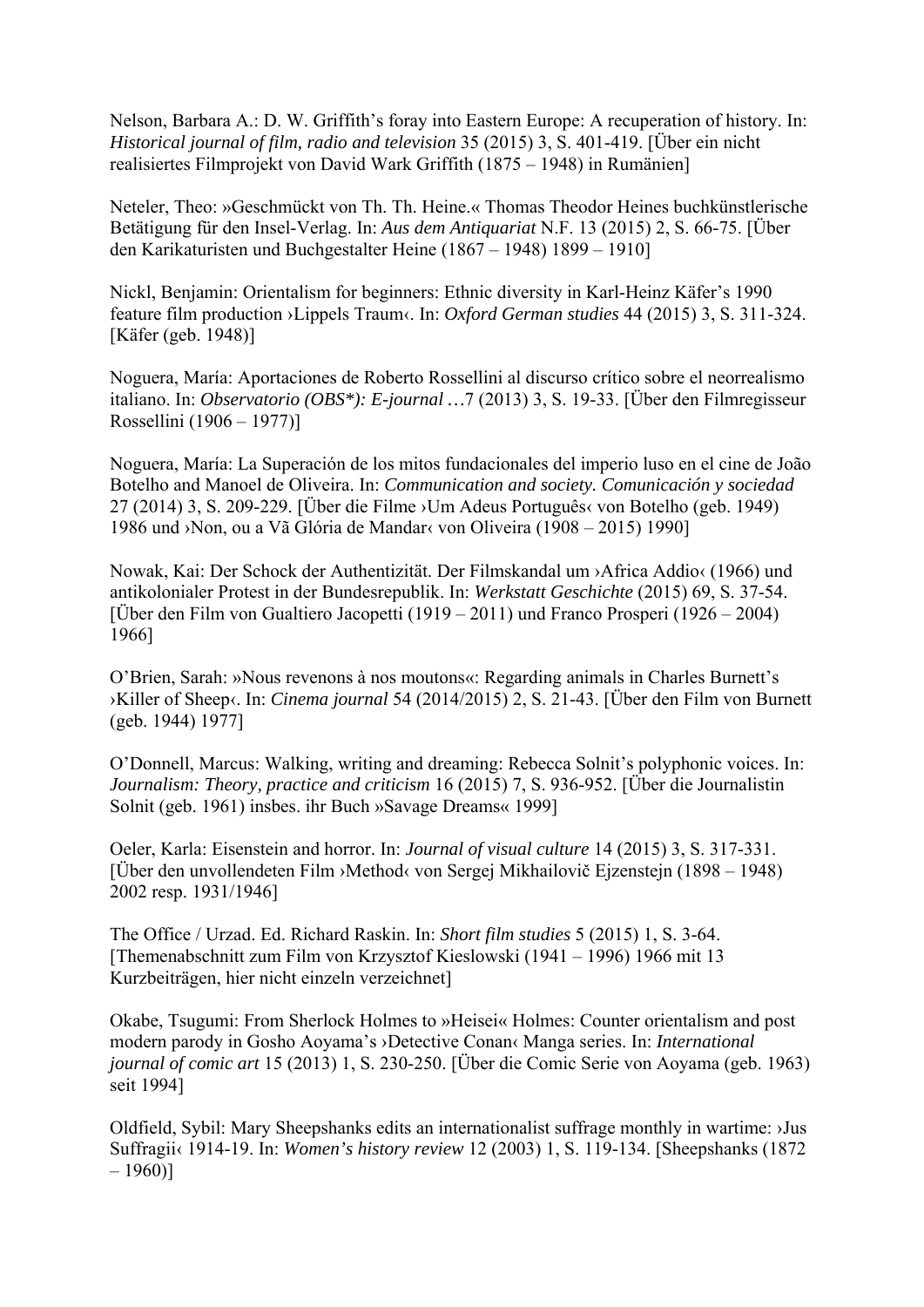Nelson, Barbara A.: D. W. Griffith's foray into Eastern Europe: A recuperation of history. In: *Historical journal of film, radio and television* 35 (2015) 3, S. 401-419. [Über ein nicht realisiertes Filmprojekt von David Wark Griffith (1875 – 1948) in Rumänien]

Neteler, Theo: »Geschmückt von Th. Th. Heine.« Thomas Theodor Heines buchkünstlerische Betätigung für den Insel-Verlag. In: *Aus dem Antiquariat* N.F. 13 (2015) 2, S. 66-75. [Über den Karikaturisten und Buchgestalter Heine (1867 – 1948) 1899 – 1910]

Nickl, Benjamin: Orientalism for beginners: Ethnic diversity in Karl-Heinz Käfer's 1990 feature film production ›Lippels Traum‹. In: *Oxford German studies* 44 (2015) 3, S. 311-324. [Käfer (geb. 1948)]

Noguera, María: Aportaciones de Roberto Rossellini al discurso crítico sobre el neorrealismo italiano. In: *Observatorio (OBS\*): E-journal …*7 (2013) 3, S. 19-33. [Über den Filmregisseur Rossellini (1906 – 1977)]

Noguera, María: La Superación de los mitos fundacionales del imperio luso en el cine de João Botelho and Manoel de Oliveira. In: *Communication and society. Comunicación y sociedad* 27 (2014) 3, S. 209-229. [Über die Filme ›Um Adeus Português‹ von Botelho (geb. 1949) 1986 und ›Non, ou a Vã Glória de Mandar‹ von Oliveira (1908 – 2015) 1990]

Nowak, Kai: Der Schock der Authentizität. Der Filmskandal um ›Africa Addio‹ (1966) und antikolonialer Protest in der Bundesrepublik. In: *Werkstatt Geschichte* (2015) 69, S. 37-54. [Über den Film von Gualtiero Jacopetti (1919 – 2011) und Franco Prosperi (1926 – 2004) 1966]

O'Brien, Sarah: »Nous revenons à nos moutons«: Regarding animals in Charles Burnett's ›Killer of Sheep‹. In: *Cinema journal* 54 (2014/2015) 2, S. 21-43. [Über den Film von Burnett (geb. 1944) 1977]

O'Donnell, Marcus: Walking, writing and dreaming: Rebecca Solnit's polyphonic voices. In: *Journalism: Theory, practice and criticism* 16 (2015) 7, S. 936-952. [Über die Journalistin Solnit (geb. 1961) insbes. ihr Buch »Savage Dreams« 1999]

Oeler, Karla: Eisenstein and horror. In: *Journal of visual culture* 14 (2015) 3, S. 317-331. [Über den unvollendeten Film ›Method‹ von Sergej Mikhailovič Ejzenstejn (1898 – 1948) 2002 resp. 1931/1946]

The Office / Urzad. Ed. Richard Raskin. In: *Short film studies* 5 (2015) 1, S. 3-64. [Themenabschnitt zum Film von Krzysztof Kieslowski (1941 – 1996) 1966 mit 13 Kurzbeiträgen, hier nicht einzeln verzeichnet]

Okabe, Tsugumi: From Sherlock Holmes to »Heisei« Holmes: Counter orientalism and post modern parody in Gosho Aoyama's ›Detective Conan‹ Manga series. In: *International journal of comic art* 15 (2013) 1, S. 230-250. [Über die Comic Serie von Aoyama (geb. 1963) seit 1994]

Oldfield, Sybil: Mary Sheepshanks edits an internationalist suffrage monthly in wartime: ›Jus Suffragii‹ 1914-19. In: *Women's history review* 12 (2003) 1, S. 119-134. [Sheepshanks (1872 – 1960)]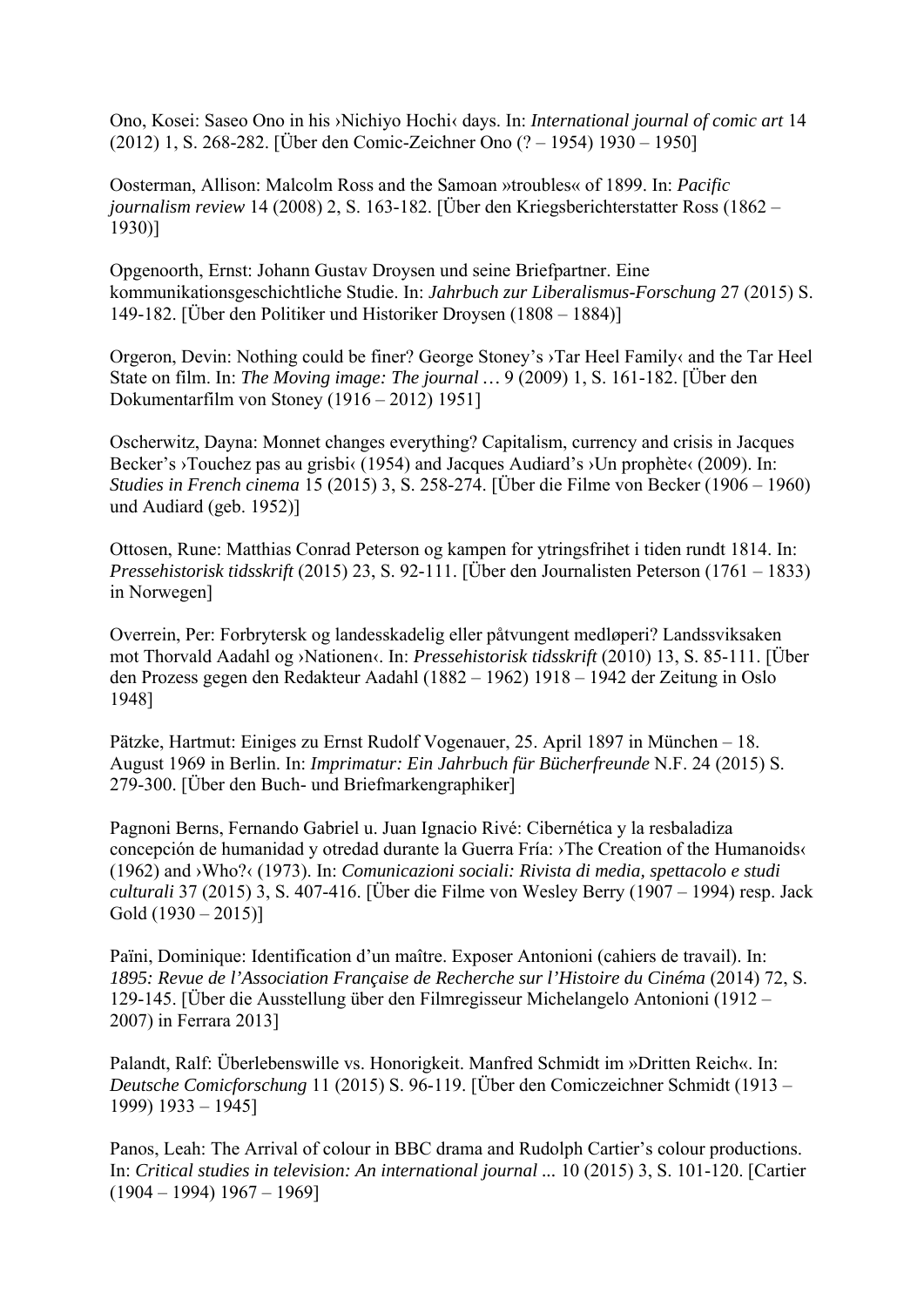Ono, Kosei: Saseo Ono in his ›Nichiyo Hochi‹ days. In: *International journal of comic art* 14 (2012) 1, S. 268-282. [Über den Comic-Zeichner Ono (? – 1954) 1930 – 1950]

Oosterman, Allison: Malcolm Ross and the Samoan »troubles« of 1899. In: *Pacific journalism review* 14 (2008) 2, S. 163-182. [Über den Kriegsberichterstatter Ross (1862 – 1930)]

Opgenoorth, Ernst: Johann Gustav Droysen und seine Briefpartner. Eine kommunikationsgeschichtliche Studie. In: *Jahrbuch zur Liberalismus-Forschung* 27 (2015) S. 149-182. [Über den Politiker und Historiker Droysen (1808 – 1884)]

Orgeron, Devin: Nothing could be finer? George Stoney's ›Tar Heel Family‹ and the Tar Heel State on film. In: *The Moving image: The journal …* 9 (2009) 1, S. 161-182. [Über den Dokumentarfilm von Stoney (1916 – 2012) 1951]

Oscherwitz, Dayna: Monnet changes everything? Capitalism, currency and crisis in Jacques Becker's ›Touchez pas au grisbi‹ (1954) and Jacques Audiard's ›Un prophète‹ (2009). In: *Studies in French cinema* 15 (2015) 3, S. 258-274. [Über die Filme von Becker (1906 – 1960) und Audiard (geb. 1952)]

Ottosen, Rune: Matthias Conrad Peterson og kampen for ytringsfrihet i tiden rundt 1814. In: *Pressehistorisk tidsskrift* (2015) 23, S. 92-111. [Über den Journalisten Peterson (1761 – 1833) in Norwegen]

Overrein, Per: Forbrytersk og landesskadelig eller påtvungent medløperi? Landssviksaken mot Thorvald Aadahl og ›Nationen‹. In: *Pressehistorisk tidsskrift* (2010) 13, S. 85-111. [Über den Prozess gegen den Redakteur Aadahl (1882 – 1962) 1918 – 1942 der Zeitung in Oslo 1948]

Pätzke, Hartmut: Einiges zu Ernst Rudolf Vogenauer, 25. April 1897 in München – 18. August 1969 in Berlin. In: *Imprimatur: Ein Jahrbuch für Bücherfreunde* N.F. 24 (2015) S. 279-300. [Über den Buch- und Briefmarkengraphiker]

Pagnoni Berns, Fernando Gabriel u. Juan Ignacio Rivé: Cibernética y la resbaladiza concepción de humanidad y otredad durante la Guerra Fría: ›The Creation of the Humanoids‹ (1962) and ›Who?‹ (1973). In: *Comunicazioni sociali: Rivista di media, spettacolo e studi culturali* 37 (2015) 3, S. 407-416. [Über die Filme von Wesley Berry (1907 – 1994) resp. Jack Gold (1930 – 2015)]

Païni, Dominique: Identification d'un maître. Exposer Antonioni (cahiers de travail). In: *1895: Revue de l'Association Française de Recherche sur l'Histoire du Cinéma* (2014) 72, S. 129-145. [Über die Ausstellung über den Filmregisseur Michelangelo Antonioni (1912 – 2007) in Ferrara 2013]

Palandt, Ralf: Überlebenswille vs. Honorigkeit. Manfred Schmidt im »Dritten Reich«. In: *Deutsche Comicforschung* 11 (2015) S. 96-119. [Über den Comiczeichner Schmidt (1913 – 1999) 1933 – 1945]

Panos, Leah: The Arrival of colour in BBC drama and Rudolph Cartier's colour productions. In: *Critical studies in television: An international journal ...* 10 (2015) 3, S. 101-120. [Cartier (1904 – 1994) 1967 – 1969]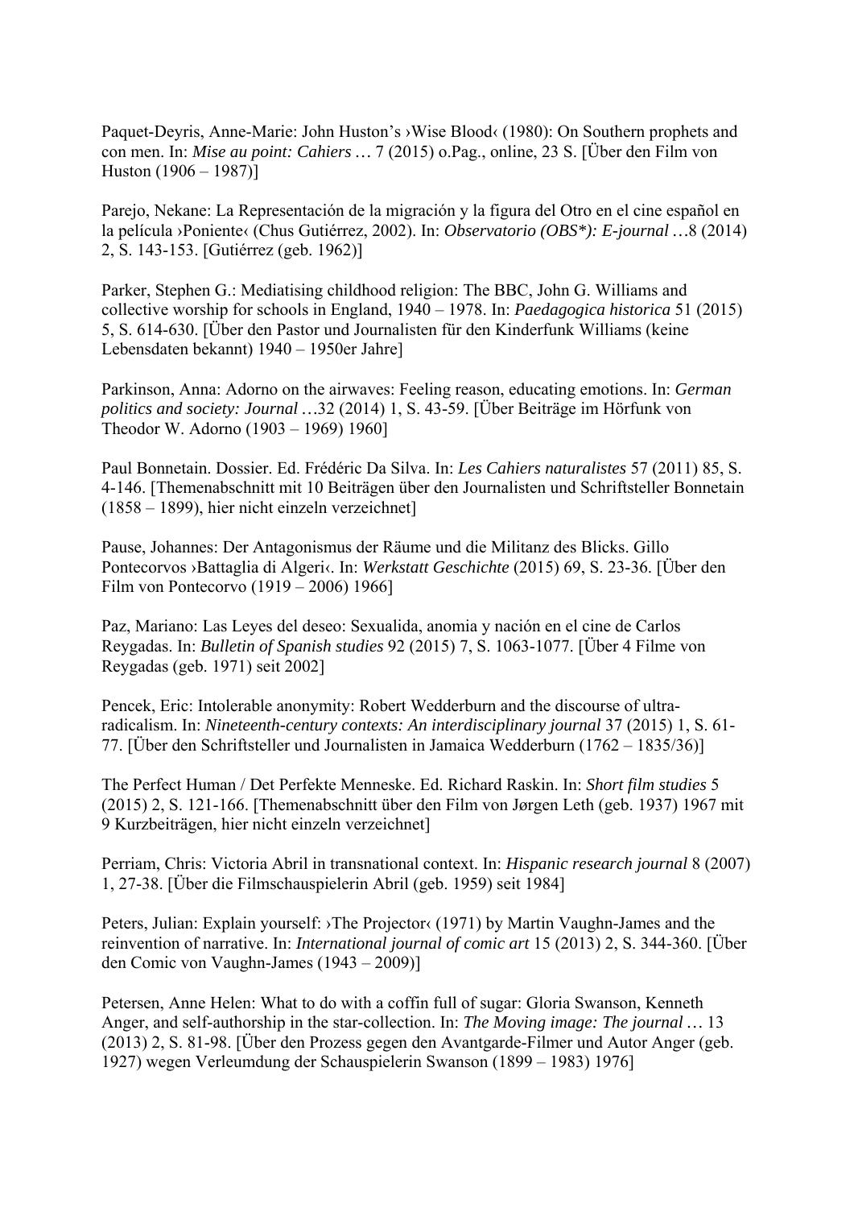Paquet-Deyris, Anne-Marie: John Huston's ›Wise Blood‹ (1980): On Southern prophets and con men. In: *Mise au point: Cahiers …* 7 (2015) o.Pag., online, 23 S. [Über den Film von Huston (1906 – 1987)]

Parejo, Nekane: La Representación de la migración y la figura del Otro en el cine español en la película ›Poniente‹ (Chus Gutiérrez, 2002). In: *Observatorio (OBS*): E-journal …*8 (2014) 2, S. 143-153. [Gutiérrez (geb. 1962)]

Parker, Stephen G.: Mediatising childhood religion: The BBC, John G. Williams and collective worship for schools in England, 1940 – 1978. In: *Paedagogica historica* 51 (2015) 5, S. 614-630. [Über den Pastor und Journalisten für den Kinderfunk Williams (keine Lebensdaten bekannt) 1940 – 1950er Jahre]

Parkinson, Anna: Adorno on the airwaves: Feeling reason, educating emotions. In: *German politics and society: Journal …*32 (2014) 1, S. 43-59. [Über Beiträge im Hörfunk von Theodor W. Adorno (1903 – 1969) 1960]

Paul Bonnetain. Dossier. Ed. Frédéric Da Silva. In: *Les Cahiers naturalistes* 57 (2011) 85, S. 4-146. [Themenabschnitt mit 10 Beiträgen über den Journalisten und Schriftsteller Bonnetain (1858 – 1899), hier nicht einzeln verzeichnet]

Pause, Johannes: Der Antagonismus der Räume und die Militanz des Blicks. Gillo Pontecorvos ›Battaglia di Algeri‹. In: *Werkstatt Geschichte* (2015) 69, S. 23-36. [Über den Film von Pontecorvo (1919 – 2006) 1966]

Paz, Mariano: Las Leyes del deseo: Sexualida, anomia y nación en el cine de Carlos Reygadas. In: *Bulletin of Spanish studies* 92 (2015) 7, S. 1063-1077. [Über 4 Filme von Reygadas (geb. 1971) seit 2002]

Pencek, Eric: Intolerable anonymity: Robert Wedderburn and the discourse of ultra-radicalism. In: *Nineteenth-century contexts: An interdisciplinary journal* 37 (2015) 1, S. 61-77. [Über den Schriftsteller und Journalisten in Jamaica Wedderburn (1762 – 1835/36)]

The Perfect Human / Det Perfekte Menneske. Ed. Richard Raskin. In: *Short film studies* 5 (2015) 2, S. 121-166. [Themenabschnitt über den Film von Jørgen Leth (geb. 1937) 1967 mit 9 Kurzbeiträgen, hier nicht einzeln verzeichnet]

Perriam, Chris: Victoria Abril in transnational context. In: *Hispanic research journal* 8 (2007) 1, 27-38. [Über die Filmschauspielerin Abril (geb. 1959) seit 1984]

Peters, Julian: Explain yourself: ›The Projector‹ (1971) by Martin Vaughn-James and the reinvention of narrative. In: *International journal of comic art* 15 (2013) 2, S. 344-360. [Über den Comic von Vaughn-James (1943 – 2009)]

Petersen, Anne Helen: What to do with a coffin full of sugar: Gloria Swanson, Kenneth Anger, and self-authorship in the star-collection. In: *The Moving image: The journal …* 13 (2013) 2, S. 81-98. [Über den Prozess gegen den Avantgarde-Filmer und Autor Anger (geb. 1927) wegen Verleumdung der Schauspielerin Swanson (1899 – 1983) 1976]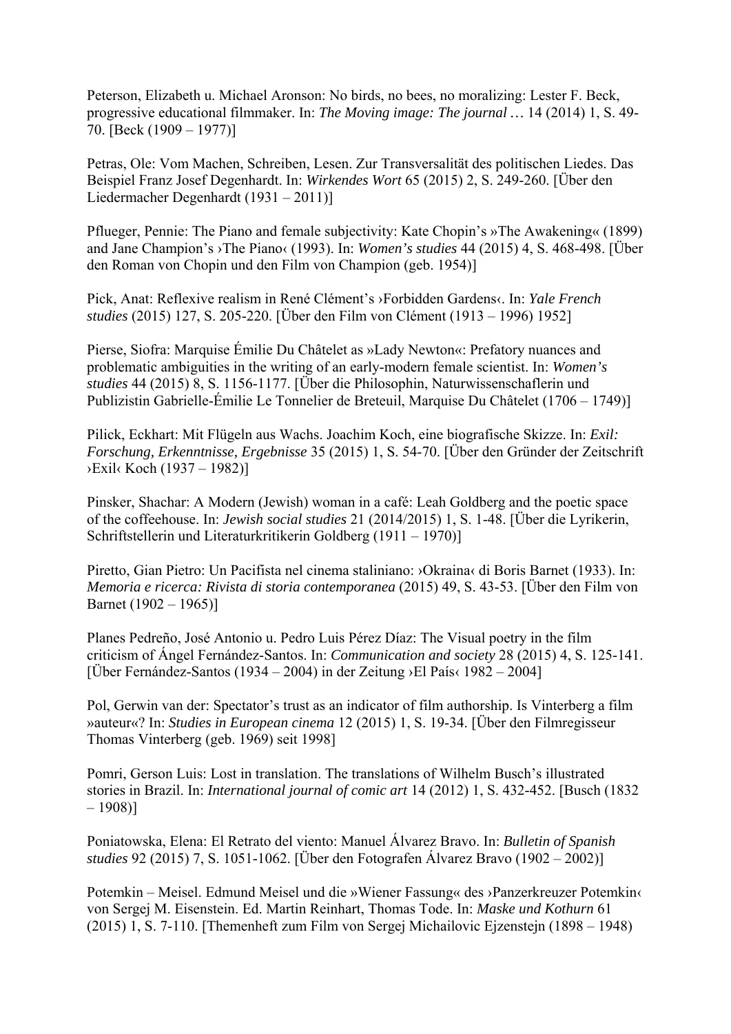Peterson, Elizabeth u. Michael Aronson: No birds, no bees, no moralizing: Lester F. Beck, progressive educational filmmaker. In: *The Moving image: The journal …* 14 (2014) 1, S. 49-70. [Beck (1909 – 1977)]

Petras, Ole: Vom Machen, Schreiben, Lesen. Zur Transversalität des politischen Liedes. Das Beispiel Franz Josef Degenhardt. In: *Wirkendes Wort* 65 (2015) 2, S. 249-260. [Über den Liedermacher Degenhardt (1931 – 2011)]

Pflueger, Pennie: The Piano and female subjectivity: Kate Chopin's »The Awakening« (1899) and Jane Champion's ›The Piano‹ (1993). In: *Women's studies* 44 (2015) 4, S. 468-498. [Über den Roman von Chopin und den Film von Champion (geb. 1954)]

Pick, Anat: Reflexive realism in René Clément's ›Forbidden Gardens‹. In: *Yale French studies* (2015) 127, S. 205-220. [Über den Film von Clément (1913 – 1996) 1952]

Pierse, Siofra: Marquise Émilie Du Châtelet as »Lady Newton«: Prefatory nuances and problematic ambiguities in the writing of an early-modern female scientist. In: *Women's studies* 44 (2015) 8, S. 1156-1177. [Über die Philosophin, Naturwissenschaflerin und Publizistin Gabrielle-Émilie Le Tonnelier de Breteuil, Marquise Du Châtelet (1706 – 1749)]

Pilick, Eckhart: Mit Flügeln aus Wachs. Joachim Koch, eine biografische Skizze. In: *Exil: Forschung, Erkenntnisse, Ergebnisse* 35 (2015) 1, S. 54-70. [Über den Gründer der Zeitschrift ›Exil‹ Koch (1937 – 1982)]

Pinsker, Shachar: A Modern (Jewish) woman in a café: Leah Goldberg and the poetic space of the coffeehouse. In: *Jewish social studies* 21 (2014/2015) 1, S. 1-48. [Über die Lyrikerin, Schriftstellerin und Literaturkritikerin Goldberg (1911 – 1970)]

Piretto, Gian Pietro: Un Pacifista nel cinema staliniano: ›Okraina‹ di Boris Barnet (1933). In: *Memoria e ricerca: Rivista di storia contemporanea* (2015) 49, S. 43-53. [Über den Film von Barnet (1902 – 1965)]

Planes Pedreño, José Antonio u. Pedro Luis Pérez Díaz: The Visual poetry in the film criticism of Ángel Fernández-Santos. In: *Communication and society* 28 (2015) 4, S. 125-141. [Über Fernández-Santos (1934 – 2004) in der Zeitung ›El País‹ 1982 – 2004]

Pol, Gerwin van der: Spectator's trust as an indicator of film authorship. Is Vinterberg a film »auteur«? In: *Studies in European cinema* 12 (2015) 1, S. 19-34. [Über den Filmregisseur Thomas Vinterberg (geb. 1969) seit 1998]

Pomri, Gerson Luis: Lost in translation. The translations of Wilhelm Busch's illustrated stories in Brazil. In: *International journal of comic art* 14 (2012) 1, S. 432-452. [Busch (1832 – 1908)]

Poniatowska, Elena: El Retrato del viento: Manuel Álvarez Bravo. In: *Bulletin of Spanish studies* 92 (2015) 7, S. 1051-1062. [Über den Fotografen Álvarez Bravo (1902 – 2002)]

Potemkin – Meisel. Edmund Meisel und die »Wiener Fassung« des ›Panzerkreuzer Potemkin‹ von Sergej M. Eisenstein. Ed. Martin Reinhart, Thomas Tode. In: *Maske und Kothurn* 61 (2015) 1, S. 7-110. [Themenheft zum Film von Sergej Michailovic Ejzenstejn (1898 – 1948)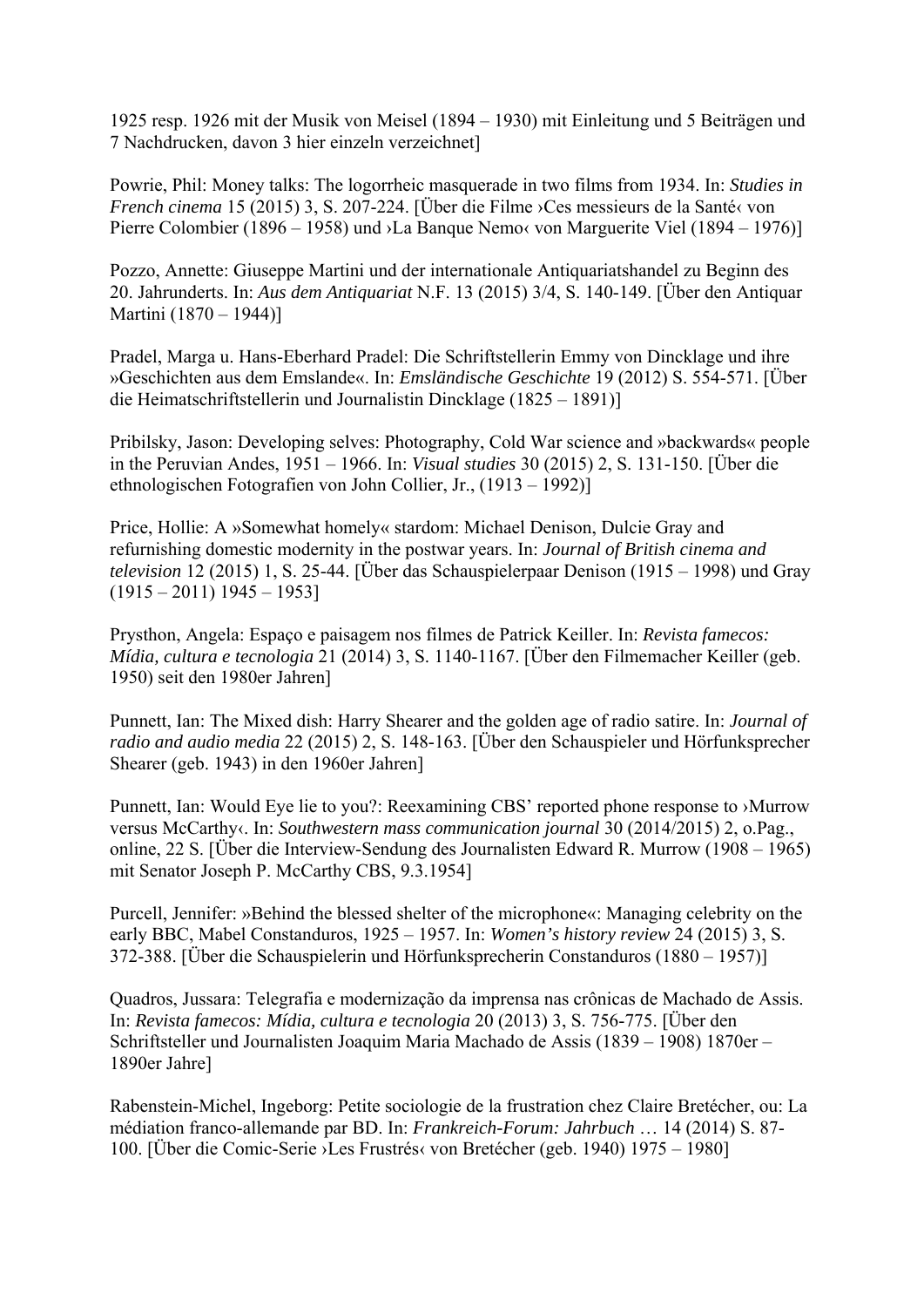1925 resp. 1926 mit der Musik von Meisel (1894 – 1930) mit Einleitung und 5 Beiträgen und 7 Nachdrucken, davon 3 hier einzeln verzeichnet]

Powrie, Phil: Money talks: The logorrheic masquerade in two films from 1934. In: *Studies in French cinema* 15 (2015) 3, S. 207-224. [Über die Filme ›Ces messieurs de la Santé‹ von Pierre Colombier (1896 – 1958) und ›La Banque Nemo‹ von Marguerite Viel (1894 – 1976)]

Pozzo, Annette: Giuseppe Martini und der internationale Antiquariatshandel zu Beginn des 20. Jahrunderts. In: *Aus dem Antiquariat* N.F. 13 (2015) 3/4, S. 140-149. [Über den Antiquar Martini (1870 – 1944)]

Pradel, Marga u. Hans-Eberhard Pradel: Die Schriftstellerin Emmy von Dincklage und ihre »Geschichten aus dem Emslande«. In: *Emsländische Geschichte* 19 (2012) S. 554-571. [Über die Heimatschriftstellerin und Journalistin Dincklage (1825 – 1891)]

Pribilsky, Jason: Developing selves: Photography, Cold War science and »backwards« people in the Peruvian Andes, 1951 – 1966. In: *Visual studies* 30 (2015) 2, S. 131-150. [Über die ethnologischen Fotografien von John Collier, Jr., (1913 – 1992)]

Price, Hollie: A »Somewhat homely« stardom: Michael Denison, Dulcie Gray and refurnishing domestic modernity in the postwar years. In: *Journal of British cinema and television* 12 (2015) 1, S. 25-44. [Über das Schauspielerpaar Denison (1915 – 1998) und Gray (1915 – 2011) 1945 – 1953]

Prysthon, Angela: Espaço e paisagem nos filmes de Patrick Keiller. In: *Revista famecos: Mídia, cultura e tecnologia* 21 (2014) 3, S. 1140-1167. [Über den Filmemacher Keiller (geb. 1950) seit den 1980er Jahren]

Punnett, Ian: The Mixed dish: Harry Shearer and the golden age of radio satire. In: *Journal of radio and audio media* 22 (2015) 2, S. 148-163. [Über den Schauspieler und Hörfunksprecher Shearer (geb. 1943) in den 1960er Jahren]

Punnett, Ian: Would Eye lie to you?: Reexamining CBS' reported phone response to ›Murrow versus McCarthy‹. In: *Southwestern mass communication journal* 30 (2014/2015) 2, o.Pag., online, 22 S. [Über die Interview-Sendung des Journalisten Edward R. Murrow (1908 – 1965) mit Senator Joseph P. McCarthy CBS, 9.3.1954]

Purcell, Jennifer: »Behind the blessed shelter of the microphone«: Managing celebrity on the early BBC, Mabel Constanduros, 1925 – 1957. In: *Women's history review* 24 (2015) 3, S. 372-388. [Über die Schauspielerin und Hörfunksprecherin Constanduros (1880 – 1957)]

Quadros, Jussara: Telegrafia e modernização da imprensa nas crônicas de Machado de Assis. In: *Revista famecos: Mídia, cultura e tecnologia* 20 (2013) 3, S. 756-775. [Über den Schriftsteller und Journalisten Joaquim Maria Machado de Assis (1839 – 1908) 1870er – 1890er Jahre]

Rabenstein-Michel, Ingeborg: Petite sociologie de la frustration chez Claire Bretécher, ou: La médiation franco-allemande par BD. In: *Frankreich-Forum: Jahrbuch* … 14 (2014) S. 87-100. [Über die Comic-Serie ›Les Frustrés‹ von Bretécher (geb. 1940) 1975 – 1980]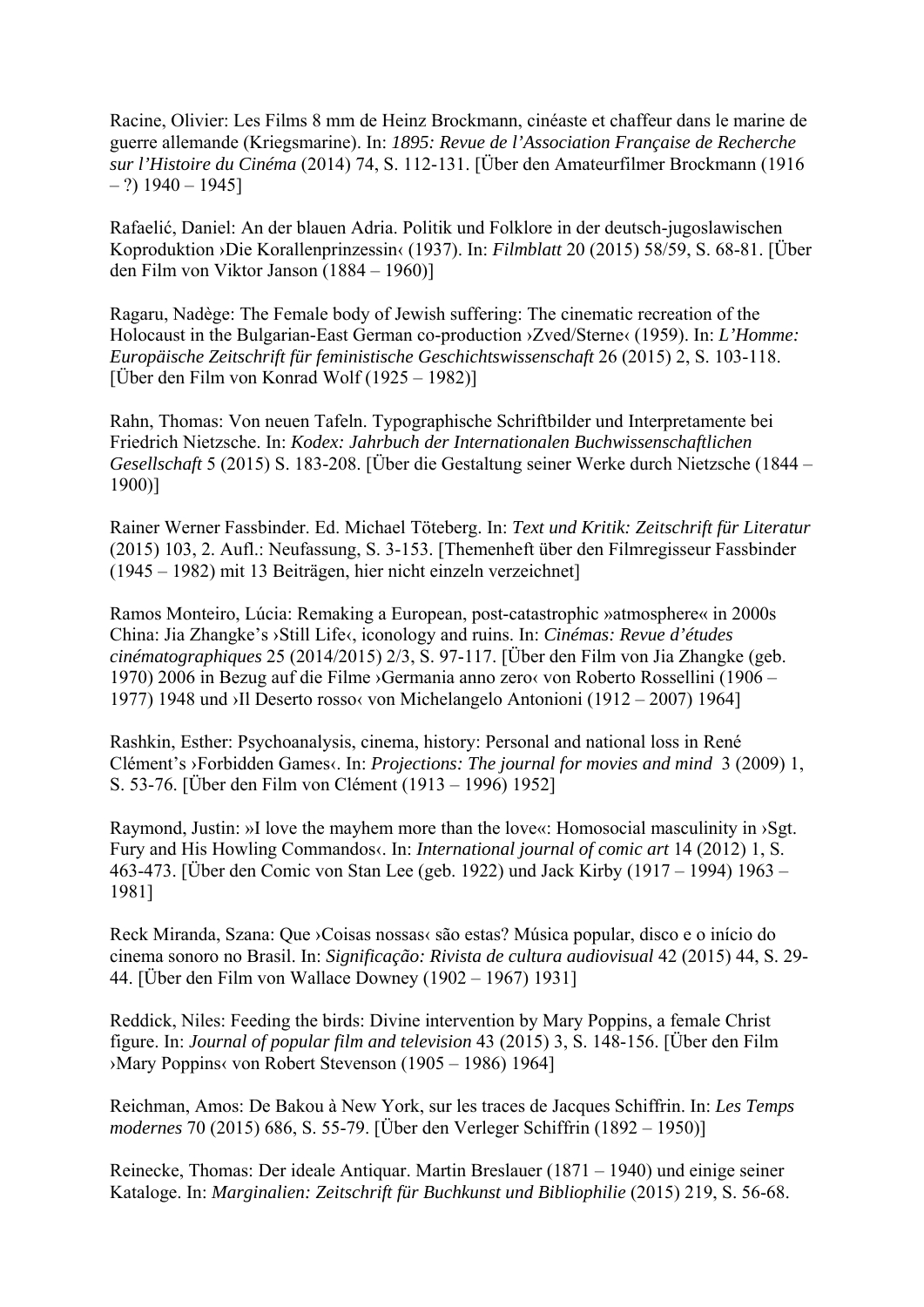Racine, Olivier: Les Films 8 mm de Heinz Brockmann, cinéaste et chaffeur dans le marine de guerre allemande (Kriegsmarine). In: *1895: Revue de l'Association Française de Recherche sur l'Histoire du Cinéma* (2014) 74, S. 112-131. [Über den Amateurfilmer Brockmann (1916 – ?) 1940 – 1945]

Rafaelić, Daniel: An der blauen Adria. Politik und Folklore in der deutsch-jugoslawischen Koproduktion ›Die Korallenprinzessin‹ (1937). In: *Filmblatt* 20 (2015) 58/59, S. 68-81. [Über den Film von Viktor Janson (1884 – 1960)]

Ragaru, Nadège: The Female body of Jewish suffering: The cinematic recreation of the Holocaust in the Bulgarian-East German co-production ›Zved/Sterne‹ (1959). In: *L'Homme: Europäische Zeitschrift für feministische Geschichtswissenschaft* 26 (2015) 2, S. 103-118. [Über den Film von Konrad Wolf (1925 – 1982)]

Rahn, Thomas: Von neuen Tafeln. Typographische Schriftbilder und Interpretamente bei Friedrich Nietzsche. In: *Kodex: Jahrbuch der Internationalen Buchwissenschaftlichen Gesellschaft* 5 (2015) S. 183-208. [Über die Gestaltung seiner Werke durch Nietzsche (1844 – 1900)]

Rainer Werner Fassbinder. Ed. Michael Töteberg. In: *Text und Kritik: Zeitschrift für Literatur* (2015) 103, 2. Aufl.: Neufassung, S. 3-153. [Themenheft über den Filmregisseur Fassbinder (1945 – 1982) mit 13 Beiträgen, hier nicht einzeln verzeichnet]

Ramos Monteiro, Lúcia: Remaking a European, post-catastrophic »atmosphere« in 2000s China: Jia Zhangke's ›Still Life‹, iconology and ruins. In: *Cinémas: Revue d'études cinématographiques* 25 (2014/2015) 2/3, S. 97-117. [Über den Film von Jia Zhangke (geb. 1970) 2006 in Bezug auf die Filme ›Germania anno zero‹ von Roberto Rossellini (1906 – 1977) 1948 und ›Il Deserto rosso‹ von Michelangelo Antonioni (1912 – 2007) 1964]

Rashkin, Esther: Psychoanalysis, cinema, history: Personal and national loss in René Clément's ›Forbidden Games‹. In: *Projections: The journal for movies and mind* 3 (2009) 1, S. 53-76. [Über den Film von Clément (1913 – 1996) 1952]

Raymond, Justin: »I love the mayhem more than the love«: Homosocial masculinity in ›Sgt. Fury and His Howling Commandos‹. In: *International journal of comic art* 14 (2012) 1, S. 463-473. [Über den Comic von Stan Lee (geb. 1922) und Jack Kirby (1917 – 1994) 1963 – 1981]

Reck Miranda, Szana: Que ›Coisas nossas‹ são estas? Música popular, disco e o início do cinema sonoro no Brasil. In: *Significação: Rivista de cultura audiovisual* 42 (2015) 44, S. 29-44. [Über den Film von Wallace Downey (1902 – 1967) 1931]

Reddick, Niles: Feeding the birds: Divine intervention by Mary Poppins, a female Christ figure. In: *Journal of popular film and television* 43 (2015) 3, S. 148-156. [Über den Film ›Mary Poppins‹ von Robert Stevenson (1905 – 1986) 1964]

Reichman, Amos: De Bakou à New York, sur les traces de Jacques Schiffrin. In: *Les Temps modernes* 70 (2015) 686, S. 55-79. [Über den Verleger Schiffrin (1892 – 1950)]

Reinecke, Thomas: Der ideale Antiquar. Martin Breslauer (1871 – 1940) und einige seiner Kataloge. In: *Marginalien: Zeitschrift für Buchkunst und Bibliophilie* (2015) 219, S. 56-68.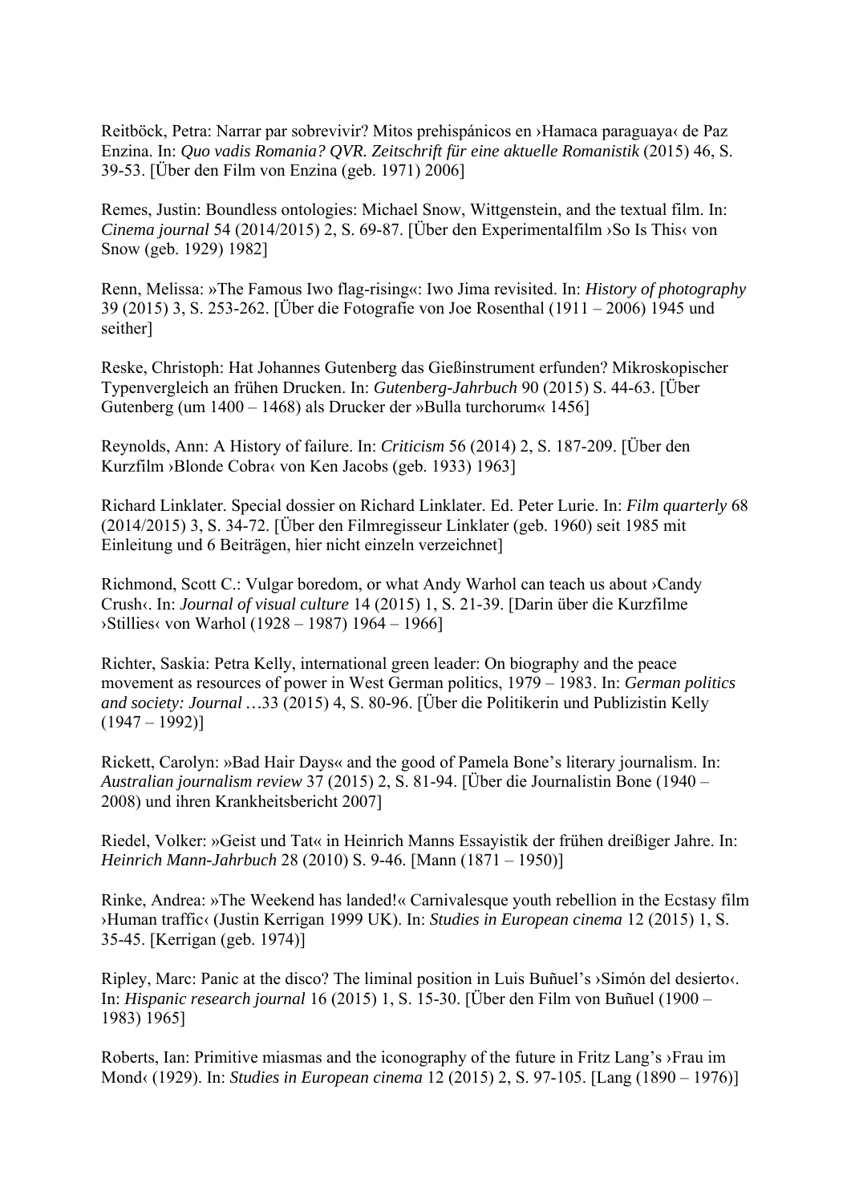Reitböck, Petra: Narrar par sobrevivir? Mitos prehispánicos en ›Hamaca paraguaya‹ de Paz Enzina. In: *Quo vadis Romania? QVR. Zeitschrift für eine aktuelle Romanistik* (2015) 46, S. 39-53. [Über den Film von Enzina (geb. 1971) 2006]

Remes, Justin: Boundless ontologies: Michael Snow, Wittgenstein, and the textual film. In: *Cinema journal* 54 (2014/2015) 2, S. 69-87. [Über den Experimentalfilm ›So Is This‹ von Snow (geb. 1929) 1982]

Renn, Melissa: »The Famous Iwo flag-rising«: Iwo Jima revisited. In: *History of photography* 39 (2015) 3, S. 253-262. [Über die Fotografie von Joe Rosenthal (1911 – 2006) 1945 und seither]

Reske, Christoph: Hat Johannes Gutenberg das Gießinstrument erfunden? Mikroskopischer Typenvergleich an frühen Drucken. In: *Gutenberg-Jahrbuch* 90 (2015) S. 44-63. [Über Gutenberg (um 1400 – 1468) als Drucker der »Bulla turchorum« 1456]

Reynolds, Ann: A History of failure. In: *Criticism* 56 (2014) 2, S. 187-209. [Über den Kurzfilm ›Blonde Cobra‹ von Ken Jacobs (geb. 1933) 1963]

Richard Linklater. Special dossier on Richard Linklater. Ed. Peter Lurie. In: *Film quarterly* 68 (2014/2015) 3, S. 34-72. [Über den Filmregisseur Linklater (geb. 1960) seit 1985 mit Einleitung und 6 Beiträgen, hier nicht einzeln verzeichnet]

Richmond, Scott C.: Vulgar boredom, or what Andy Warhol can teach us about ›Candy Crush‹. In: *Journal of visual culture* 14 (2015) 1, S. 21-39. [Darin über die Kurzfilme ›Stillies‹ von Warhol (1928 – 1987) 1964 – 1966]

Richter, Saskia: Petra Kelly, international green leader: On biography and the peace movement as resources of power in West German politics, 1979 – 1983. In: *German politics and society: Journal* …33 (2015) 4, S. 80-96. [Über die Politikerin und Publizistin Kelly (1947 – 1992)]

Rickett, Carolyn: »Bad Hair Days« and the good of Pamela Bone's literary journalism. In: *Australian journalism review* 37 (2015) 2, S. 81-94. [Über die Journalistin Bone (1940 – 2008) und ihren Krankheitsbericht 2007]

Riedel, Volker: »Geist und Tat« in Heinrich Manns Essayistik der frühen dreißiger Jahre. In: *Heinrich Mann-Jahrbuch* 28 (2010) S. 9-46. [Mann (1871 – 1950)]

Rinke, Andrea: »The Weekend has landed!« Carnivalesque youth rebellion in the Ecstasy film ›Human traffic‹ (Justin Kerrigan 1999 UK). In: *Studies in European cinema* 12 (2015) 1, S. 35-45. [Kerrigan (geb. 1974)]

Ripley, Marc: Panic at the disco? The liminal position in Luis Buñuel's ›Simón del desierto‹. In: *Hispanic research journal* 16 (2015) 1, S. 15-30. [Über den Film von Buñuel (1900 – 1983) 1965]

Roberts, Ian: Primitive miasmas and the iconography of the future in Fritz Lang's ›Frau im Mond‹ (1929). In: *Studies in European cinema* 12 (2015) 2, S. 97-105. [Lang (1890 – 1976)]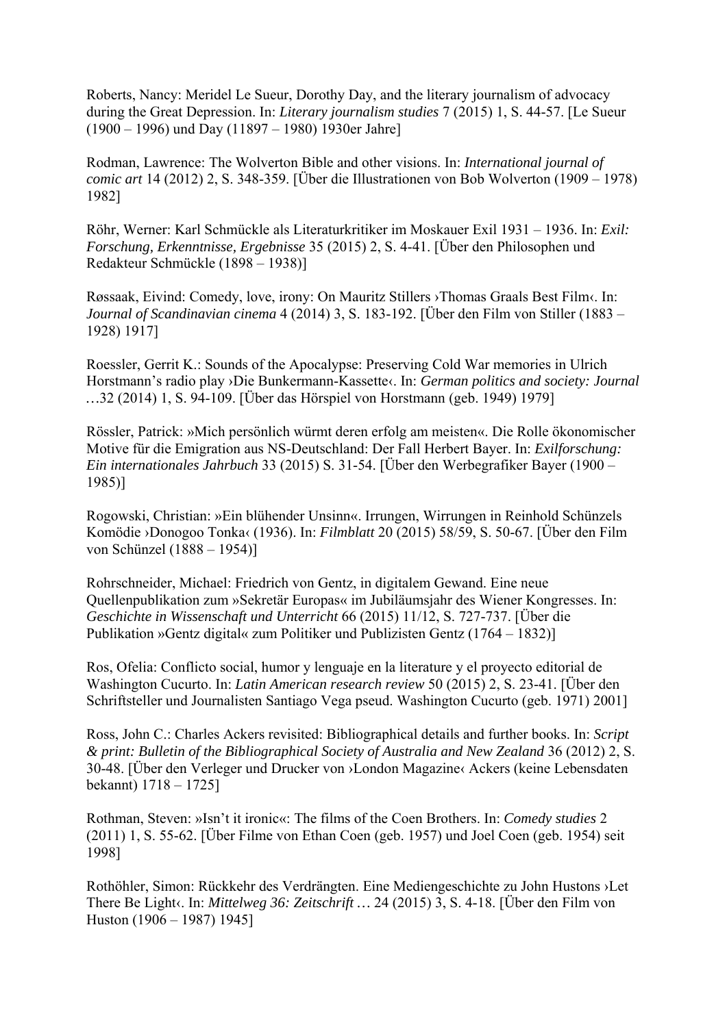Roberts, Nancy: Meridel Le Sueur, Dorothy Day, and the literary journalism of advocacy during the Great Depression. In: *Literary journalism studies* 7 (2015) 1, S. 44-57. [Le Sueur (1900 – 1996) und Day (11897 – 1980) 1930er Jahre]

Rodman, Lawrence: The Wolverton Bible and other visions. In: *International journal of comic art* 14 (2012) 2, S. 348-359. [Über die Illustrationen von Bob Wolverton (1909 – 1978) 1982]

Röhr, Werner: Karl Schmückle als Literaturkritiker im Moskauer Exil 1931 – 1936. In: *Exil: Forschung, Erkenntnisse, Ergebnisse* 35 (2015) 2, S. 4-41. [Über den Philosophen und Redakteur Schmückle (1898 – 1938)]

Røssaak, Eivind: Comedy, love, irony: On Mauritz Stillers ›Thomas Graals Best Film‹. In: *Journal of Scandinavian cinema* 4 (2014) 3, S. 183-192. [Über den Film von Stiller (1883 – 1928) 1917]

Roessler, Gerrit K.: Sounds of the Apocalypse: Preserving Cold War memories in Ulrich Horstmann's radio play ›Die Bunkermann-Kassette‹. In: *German politics and society: Journal …*32 (2014) 1, S. 94-109. [Über das Hörspiel von Horstmann (geb. 1949) 1979]

Rössler, Patrick: »Mich persönlich würmt deren erfolg am meisten«. Die Rolle ökonomischer Motive für die Emigration aus NS-Deutschland: Der Fall Herbert Bayer. In: *Exilforschung: Ein internationales Jahrbuch* 33 (2015) S. 31-54. [Über den Werbegrafiker Bayer (1900 – 1985)]

Rogowski, Christian: »Ein blühender Unsinn«. Irrungen, Wirrungen in Reinhold Schünzels Komödie ›Donogoo Tonka‹ (1936). In: *Filmblatt* 20 (2015) 58/59, S. 50-67. [Über den Film von Schünzel (1888 – 1954)]

Rohrschneider, Michael: Friedrich von Gentz, in digitalem Gewand. Eine neue Quellenpublikation zum »Sekretär Europas« im Jubiläumsjahr des Wiener Kongresses. In: *Geschichte in Wissenschaft und Unterricht* 66 (2015) 11/12, S. 727-737. [Über die Publikation »Gentz digital« zum Politiker und Publizisten Gentz (1764 – 1832)]

Ros, Ofelia: Conflicto social, humor y lenguaje en la literature y el proyecto editorial de Washington Cucurto. In: *Latin American research review* 50 (2015) 2, S. 23-41. [Über den Schriftsteller und Journalisten Santiago Vega pseud. Washington Cucurto (geb. 1971) 2001]

Ross, John C.: Charles Ackers revisited: Bibliographical details and further books. In: *Script & print: Bulletin of the Bibliographical Society of Australia and New Zealand* 36 (2012) 2, S. 30-48. [Über den Verleger und Drucker von ›London Magazine‹ Ackers (keine Lebensdaten bekannt) 1718 – 1725]

Rothman, Steven: »Isn't it ironic«: The films of the Coen Brothers. In: *Comedy studies* 2 (2011) 1, S. 55-62. [Über Filme von Ethan Coen (geb. 1957) und Joel Coen (geb. 1954) seit 1998]

Rothöhler, Simon: Rückkehr des Verdrängten. Eine Mediengeschichte zu John Hustons ›Let There Be Light‹. In: *Mittelweg 36: Zeitschrift …* 24 (2015) 3, S. 4-18. [Über den Film von Huston (1906 – 1987) 1945]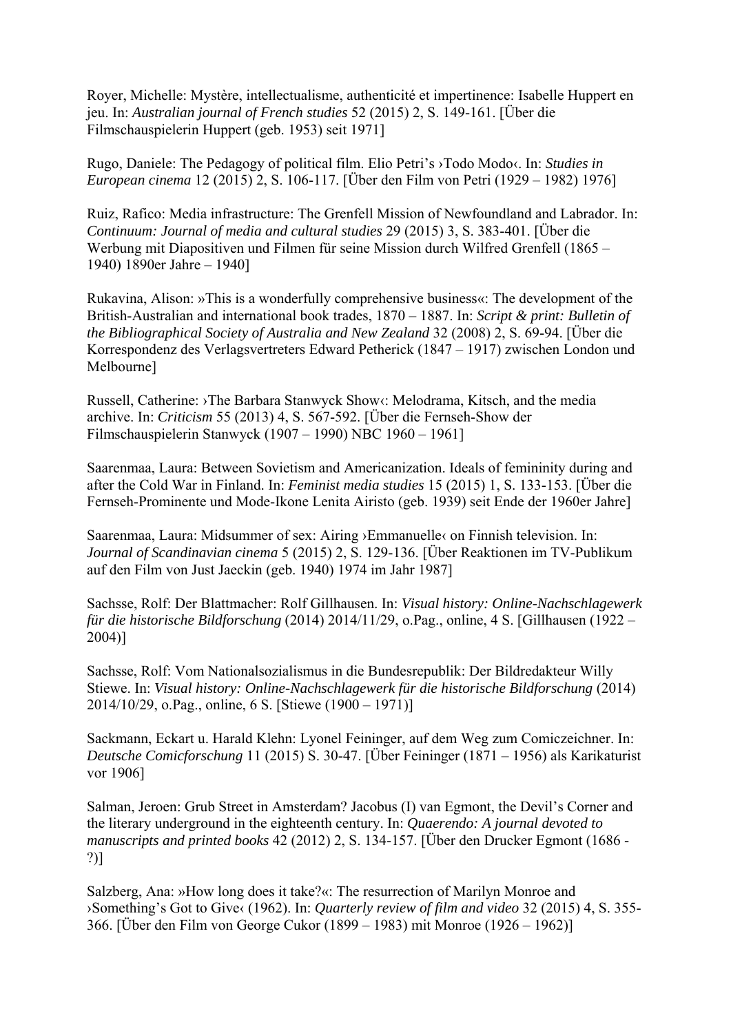Royer, Michelle: Mystère, intellectualisme, authenticité et impertinence: Isabelle Huppert en jeu. In: *Australian journal of French studies* 52 (2015) 2, S. 149-161. [Über die Filmschauspielerin Huppert (geb. 1953) seit 1971]

Rugo, Daniele: The Pedagogy of political film. Elio Petri's ›Todo Modo‹. In: *Studies in European cinema* 12 (2015) 2, S. 106-117. [Über den Film von Petri (1929 – 1982) 1976]

Ruiz, Rafico: Media infrastructure: The Grenfell Mission of Newfoundland and Labrador. In: *Continuum: Journal of media and cultural studies* 29 (2015) 3, S. 383-401. [Über die Werbung mit Diapositiven und Filmen für seine Mission durch Wilfred Grenfell (1865 – 1940) 1890er Jahre – 1940]

Rukavina, Alison: »This is a wonderfully comprehensive business«: The development of the British-Australian and international book trades, 1870 – 1887. In: *Script & print: Bulletin of the Bibliographical Society of Australia and New Zealand* 32 (2008) 2, S. 69-94. [Über die Korrespondenz des Verlagsvertreters Edward Petherick (1847 – 1917) zwischen London und Melbourne]

Russell, Catherine: ›The Barbara Stanwyck Show‹: Melodrama, Kitsch, and the media archive. In: *Criticism* 55 (2013) 4, S. 567-592. [Über die Fernseh-Show der Filmschauspielerin Stanwyck (1907 – 1990) NBC 1960 – 1961]

Saarenmaa, Laura: Between Sovietism and Americanization. Ideals of femininity during and after the Cold War in Finland. In: *Feminist media studies* 15 (2015) 1, S. 133-153. [Über die Fernseh-Prominente und Mode-Ikone Lenita Airisto (geb. 1939) seit Ende der 1960er Jahre]

Saarenmaa, Laura: Midsummer of sex: Airing ›Emmanuelle‹ on Finnish television. In: *Journal of Scandinavian cinema* 5 (2015) 2, S. 129-136. [Über Reaktionen im TV-Publikum auf den Film von Just Jaeckin (geb. 1940) 1974 im Jahr 1987]

Sachsse, Rolf: Der Blattmacher: Rolf Gillhausen. In: *Visual history: Online-Nachschlagewerk für die historische Bildforschung* (2014) 2014/11/29, o.Pag., online, 4 S. [Gillhausen (1922 – 2004)]

Sachsse, Rolf: Vom Nationalsozialismus in die Bundesrepublik: Der Bildredakteur Willy Stiewe. In: *Visual history: Online-Nachschlagewerk für die historische Bildforschung* (2014) 2014/10/29, o.Pag., online, 6 S. [Stiewe (1900 – 1971)]

Sackmann, Eckart u. Harald Klehn: Lyonel Feininger, auf dem Weg zum Comiczeichner. In: *Deutsche Comicforschung* 11 (2015) S. 30-47. [Über Feininger (1871 – 1956) als Karikaturist vor 1906]

Salman, Jeroen: Grub Street in Amsterdam? Jacobus (I) van Egmont, the Devil's Corner and the literary underground in the eighteenth century. In: *Quaerendo: A journal devoted to manuscripts and printed books* 42 (2012) 2, S. 134-157. [Über den Drucker Egmont (1686 - ?)]

Salzberg, Ana: »How long does it take?«: The resurrection of Marilyn Monroe and ›Something's Got to Give‹ (1962). In: *Quarterly review of film and video* 32 (2015) 4, S. 355-366. [Über den Film von George Cukor (1899 – 1983) mit Monroe (1926 – 1962)]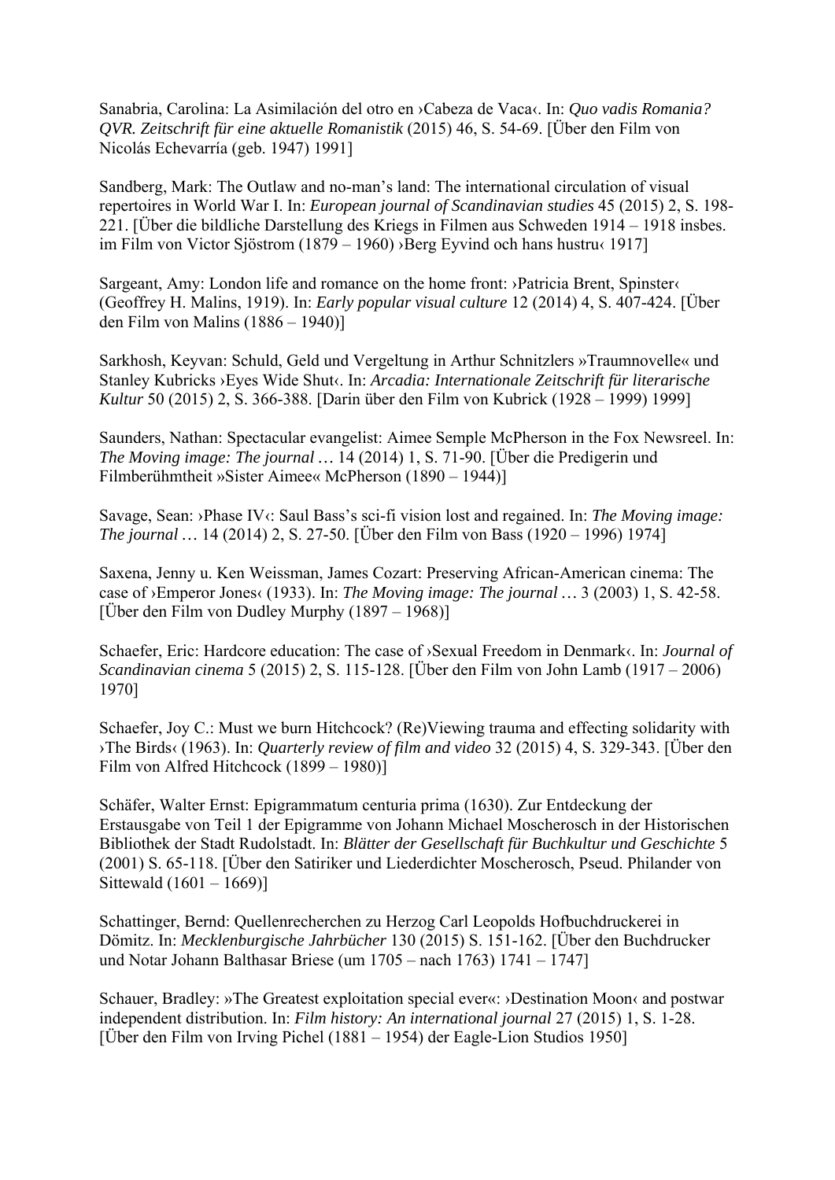Sanabria, Carolina: La Asimilación del otro en ›Cabeza de Vaca‹. In: *Quo vadis Romania? QVR. Zeitschrift für eine aktuelle Romanistik* (2015) 46, S. 54-69. [Über den Film von Nicolás Echevarría (geb. 1947) 1991]

Sandberg, Mark: The Outlaw and no-man's land: The international circulation of visual repertoires in World War I. In: *European journal of Scandinavian studies* 45 (2015) 2, S. 198-221. [Über die bildliche Darstellung des Kriegs in Filmen aus Schweden 1914 – 1918 insbes. im Film von Victor Sjöstrom (1879 – 1960) ›Berg Eyvind och hans hustru‹ 1917]

Sargeant, Amy: London life and romance on the home front: ›Patricia Brent, Spinster‹ (Geoffrey H. Malins, 1919). In: *Early popular visual culture* 12 (2014) 4, S. 407-424. [Über den Film von Malins (1886 – 1940)]

Sarkhosh, Keyvan: Schuld, Geld und Vergeltung in Arthur Schnitzlers »Traumnovelle« und Stanley Kubricks ›Eyes Wide Shut‹. In: *Arcadia: Internationale Zeitschrift für literarische Kultur* 50 (2015) 2, S. 366-388. [Darin über den Film von Kubrick (1928 – 1999) 1999]

Saunders, Nathan: Spectacular evangelist: Aimee Semple McPherson in the Fox Newsreel. In: *The Moving image: The journal …* 14 (2014) 1, S. 71-90. [Über die Predigerin und Filmberühmtheit »Sister Aimee« McPherson (1890 – 1944)]

Savage, Sean: ›Phase IV‹: Saul Bass's sci-fi vision lost and regained. In: *The Moving image: The journal …* 14 (2014) 2, S. 27-50. [Über den Film von Bass (1920 – 1996) 1974]

Saxena, Jenny u. Ken Weissman, James Cozart: Preserving African-American cinema: The case of ›Emperor Jones‹ (1933). In: *The Moving image: The journal …* 3 (2003) 1, S. 42-58. [Über den Film von Dudley Murphy (1897 – 1968)]

Schaefer, Eric: Hardcore education: The case of ›Sexual Freedom in Denmark‹. In: *Journal of Scandinavian cinema* 5 (2015) 2, S. 115-128. [Über den Film von John Lamb (1917 – 2006) 1970]

Schaefer, Joy C.: Must we burn Hitchcock? (Re)Viewing trauma and effecting solidarity with ›The Birds‹ (1963). In: *Quarterly review of film and video* 32 (2015) 4, S. 329-343. [Über den Film von Alfred Hitchcock (1899 – 1980)]

Schäfer, Walter Ernst: Epigrammatum centuria prima (1630). Zur Entdeckung der Erstausgabe von Teil 1 der Epigramme von Johann Michael Moscherosch in der Historischen Bibliothek der Stadt Rudolstadt. In: *Blätter der Gesellschaft für Buchkultur und Geschichte* 5 (2001) S. 65-118. [Über den Satiriker und Liederdichter Moscherosch, Pseud. Philander von Sittewald (1601 – 1669)]

Schattinger, Bernd: Quellenrecherchen zu Herzog Carl Leopolds Hofbuchdruckerei in Dömitz. In: *Mecklenburgische Jahrbücher* 130 (2015) S. 151-162. [Über den Buchdrucker und Notar Johann Balthasar Briese (um 1705 – nach 1763) 1741 – 1747]

Schauer, Bradley: »The Greatest exploitation special ever«: ›Destination Moon‹ and postwar independent distribution. In: *Film history: An international journal* 27 (2015) 1, S. 1-28. [Über den Film von Irving Pichel (1881 – 1954) der Eagle-Lion Studios 1950]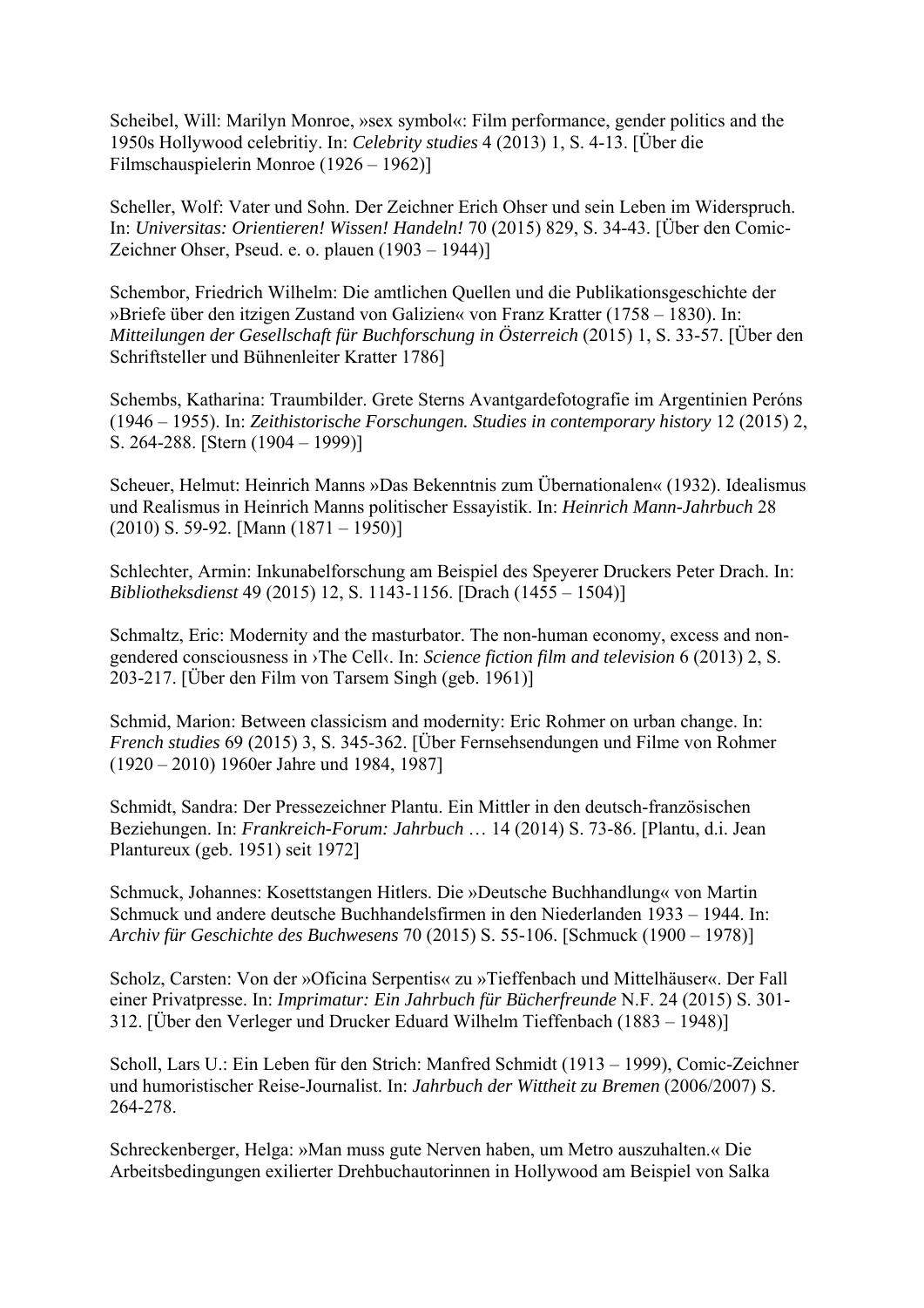Scheibel, Will: Marilyn Monroe, »sex symbol«: Film performance, gender politics and the 1950s Hollywood celebritiy. In: *Celebrity studies* 4 (2013) 1, S. 4-13. [Über die Filmschauspielerin Monroe (1926 – 1962)]

Scheller, Wolf: Vater und Sohn. Der Zeichner Erich Ohser und sein Leben im Widerspruch. In: *Universitas: Orientieren! Wissen! Handeln!* 70 (2015) 829, S. 34-43. [Über den Comic-Zeichner Ohser, Pseud. e. o. plauen (1903 – 1944)]

Schembor, Friedrich Wilhelm: Die amtlichen Quellen und die Publikationsgeschichte der »Briefe über den itzigen Zustand von Galizien« von Franz Kratter (1758 – 1830). In: *Mitteilungen der Gesellschaft für Buchforschung in Österreich* (2015) 1, S. 33-57. [Über den Schriftsteller und Bühnenleiter Kratter 1786]

Schembs, Katharina: Traumbilder. Grete Sterns Avantgardefotografie im Argentinien Peróns (1946 – 1955). In: *Zeithistorische Forschungen. Studies in contemporary history* 12 (2015) 2, S. 264-288. [Stern (1904 – 1999)]

Scheuer, Helmut: Heinrich Manns »Das Bekenntnis zum Übernationalen« (1932). Idealismus und Realismus in Heinrich Manns politischer Essayistik. In: *Heinrich Mann-Jahrbuch* 28 (2010) S. 59-92. [Mann (1871 – 1950)]

Schlechter, Armin: Inkunabelforschung am Beispiel des Speyerer Druckers Peter Drach. In: *Bibliotheksdienst* 49 (2015) 12, S. 1143-1156. [Drach (1455 – 1504)]

Schmaltz, Eric: Modernity and the masturbator. The non-human economy, excess and non-gendered consciousness in ›The Cell‹. In: *Science fiction film and television* 6 (2013) 2, S. 203-217. [Über den Film von Tarsem Singh (geb. 1961)]

Schmid, Marion: Between classicism and modernity: Eric Rohmer on urban change. In: *French studies* 69 (2015) 3, S. 345-362. [Über Fernsehsendungen und Filme von Rohmer (1920 – 2010) 1960er Jahre und 1984, 1987]

Schmidt, Sandra: Der Pressezeichner Plantu. Ein Mittler in den deutsch-französischen Beziehungen. In: *Frankreich-Forum: Jahrbuch* … 14 (2014) S. 73-86. [Plantu, d.i. Jean Plantureux (geb. 1951) seit 1972]

Schmuck, Johannes: Kosettstangen Hitlers. Die »Deutsche Buchhandlung« von Martin Schmuck und andere deutsche Buchhandelsfirmen in den Niederlanden 1933 – 1944. In: *Archiv für Geschichte des Buchwesens* 70 (2015) S. 55-106. [Schmuck (1900 – 1978)]

Scholz, Carsten: Von der »Oficina Serpentis« zu »Tieffenbach und Mittelhäuser«. Der Fall einer Privatpresse. In: *Imprimatur: Ein Jahrbuch für Bücherfreunde* N.F. 24 (2015) S. 301-312. [Über den Verleger und Drucker Eduard Wilhelm Tieffenbach (1883 – 1948)]

Scholl, Lars U.: Ein Leben für den Strich: Manfred Schmidt (1913 – 1999), Comic-Zeichner und humoristischer Reise-Journalist. In: *Jahrbuch der Wittheit zu Bremen* (2006/2007) S. 264-278.

Schreckenberger, Helga: »Man muss gute Nerven haben, um Metro auszuhalten.« Die Arbeitsbedingungen exilierter Drehbuchautorinnen in Hollywood am Beispiel von Salka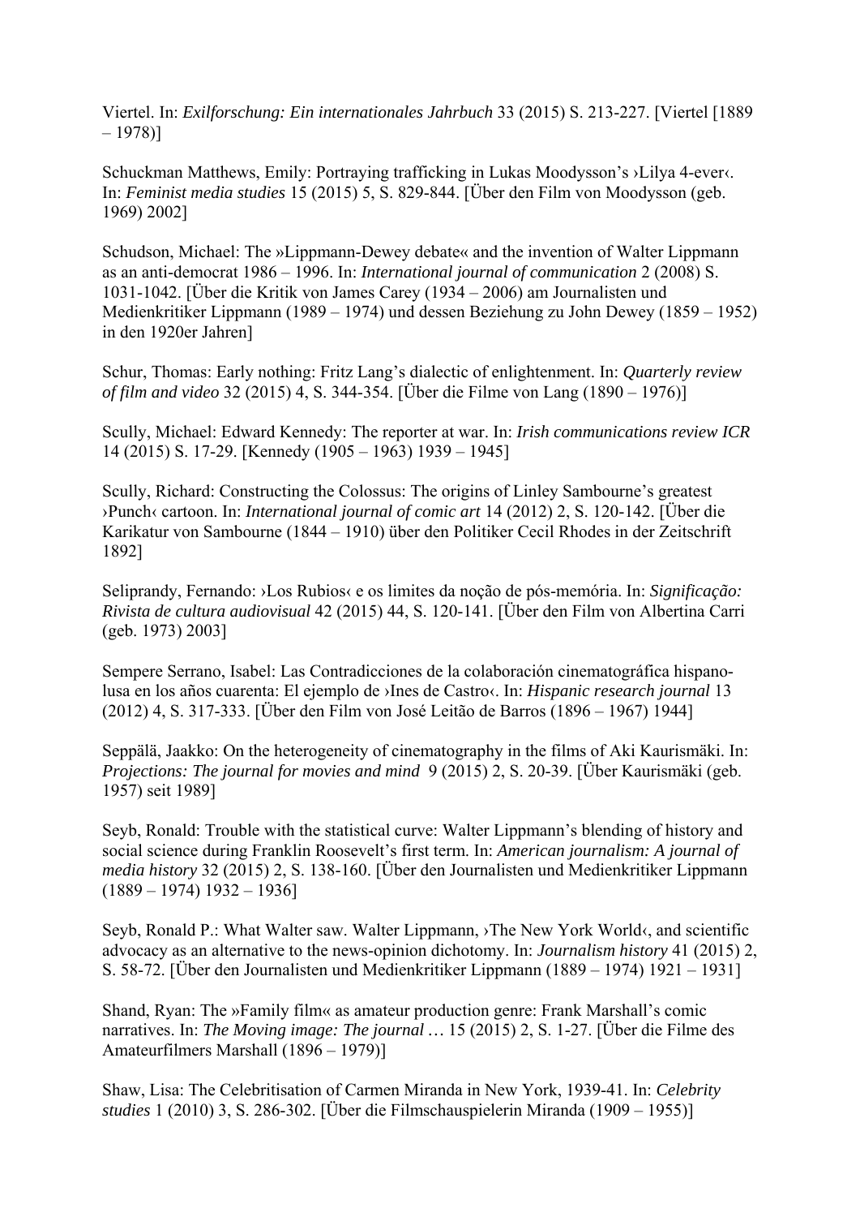Viertel. In: *Exilforschung: Ein internationales Jahrbuch* 33 (2015) S. 213-227. [Viertel [1889 – 1978)]

Schuckman Matthews, Emily: Portraying trafficking in Lukas Moodysson's ›Lilya 4-ever‹. In: *Feminist media studies* 15 (2015) 5, S. 829-844. [Über den Film von Moodysson (geb. 1969) 2002]

Schudson, Michael: The »Lippmann-Dewey debate« and the invention of Walter Lippmann as an anti-democrat 1986 – 1996. In: *International journal of communication* 2 (2008) S. 1031-1042. [Über die Kritik von James Carey (1934 – 2006) am Journalisten und Medienkritiker Lippmann (1989 – 1974) und dessen Beziehung zu John Dewey (1859 – 1952) in den 1920er Jahren]

Schur, Thomas: Early nothing: Fritz Lang's dialectic of enlightenment. In: *Quarterly review of film and video* 32 (2015) 4, S. 344-354. [Über die Filme von Lang (1890 – 1976)]

Scully, Michael: Edward Kennedy: The reporter at war. In: *Irish communications review ICR* 14 (2015) S. 17-29. [Kennedy (1905 – 1963) 1939 – 1945]

Scully, Richard: Constructing the Colossus: The origins of Linley Sambourne's greatest ›Punch‹ cartoon. In: *International journal of comic art* 14 (2012) 2, S. 120-142. [Über die Karikatur von Sambourne (1844 – 1910) über den Politiker Cecil Rhodes in der Zeitschrift 1892]

Seliprandy, Fernando: ›Los Rubios‹ e os limites da noção de pós-memória. In: *Significação: Rivista de cultura audiovisual* 42 (2015) 44, S. 120-141. [Über den Film von Albertina Carri (geb. 1973) 2003]

Sempere Serrano, Isabel: Las Contradicciones de la colaboración cinematográfica hispano-lusa en los años cuarenta: El ejemplo de ›Ines de Castro‹. In: *Hispanic research journal* 13 (2012) 4, S. 317-333. [Über den Film von José Leitão de Barros (1896 – 1967) 1944]

Seppälä, Jaakko: On the heterogeneity of cinematography in the films of Aki Kaurismäki. In: *Projections: The journal for movies and mind* 9 (2015) 2, S. 20-39. [Über Kaurismäki (geb. 1957) seit 1989]

Seyb, Ronald: Trouble with the statistical curve: Walter Lippmann's blending of history and social science during Franklin Roosevelt's first term. In: *American journalism: A journal of media history* 32 (2015) 2, S. 138-160. [Über den Journalisten und Medienkritiker Lippmann (1889 – 1974) 1932 – 1936]

Seyb, Ronald P.: What Walter saw. Walter Lippmann, ›The New York World‹, and scientific advocacy as an alternative to the news-opinion dichotomy. In: *Journalism history* 41 (2015) 2, S. 58-72. [Über den Journalisten und Medienkritiker Lippmann (1889 – 1974) 1921 – 1931]

Shand, Ryan: The »Family film« as amateur production genre: Frank Marshall's comic narratives. In: *The Moving image: The journal …* 15 (2015) 2, S. 1-27. [Über die Filme des Amateurfilmers Marshall (1896 – 1979)]

Shaw, Lisa: The Celebritisation of Carmen Miranda in New York, 1939-41. In: *Celebrity studies* 1 (2010) 3, S. 286-302. [Über die Filmschauspielerin Miranda (1909 – 1955)]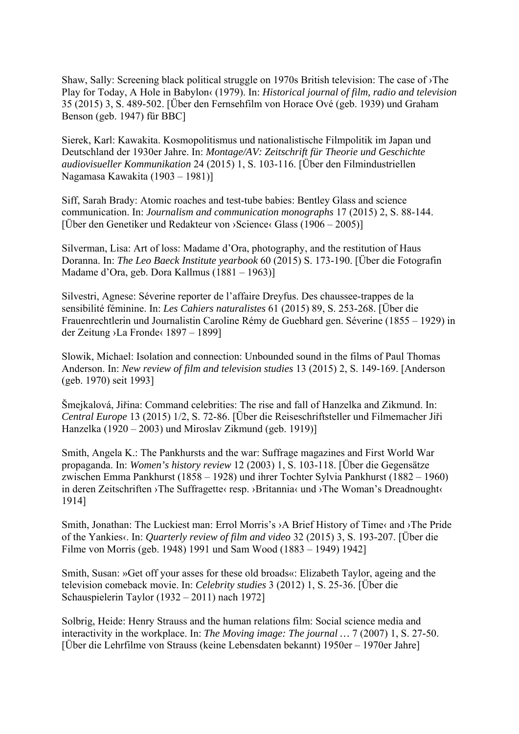Shaw, Sally: Screening black political struggle on 1970s British television: The case of ›The Play for Today, A Hole in Babylon‹ (1979). In: *Historical journal of film, radio and television* 35 (2015) 3, S. 489-502. [Über den Fernsehfilm von Horace Ové (geb. 1939) und Graham Benson (geb. 1947) für BBC]

Sierek, Karl: Kawakita. Kosmopolitismus und nationalistische Filmpolitik im Japan und Deutschland der 1930er Jahre. In: *Montage/AV: Zeitschrift für Theorie und Geschichte audiovisueller Kommunikation* 24 (2015) 1, S. 103-116. [Über den Filmindustriellen Nagamasa Kawakita (1903 – 1981)]

Siff, Sarah Brady: Atomic roaches and test-tube babies: Bentley Glass and science communication. In: *Journalism and communication monographs* 17 (2015) 2, S. 88-144. [Über den Genetiker und Redakteur von ›Science‹ Glass (1906 – 2005)]

Silverman, Lisa: Art of loss: Madame d'Ora, photography, and the restitution of Haus Doranna. In: *The Leo Baeck Institute yearbook* 60 (2015) S. 173-190. [Über die Fotografin Madame d'Ora, geb. Dora Kallmus (1881 – 1963)]

Silvestri, Agnese: Séverine reporter de l'affaire Dreyfus. Des chaussee-trappes de la sensibilité féminine. In: *Les Cahiers naturalistes* 61 (2015) 89, S. 253-268. [Über die Frauenrechtlerin und Journalistin Caroline Rémy de Guebhard gen. Séverine (1855 – 1929) in der Zeitung ›La Fronde‹ 1897 – 1899]

Slowik, Michael: Isolation and connection: Unbounded sound in the films of Paul Thomas Anderson. In: *New review of film and television studies* 13 (2015) 2, S. 149-169. [Anderson (geb. 1970) seit 1993]

Šmejkalová, Jiřina: Command celebrities: The rise and fall of Hanzelka and Zikmund. In: *Central Europe* 13 (2015) 1/2, S. 72-86. [Über die Reiseschriftsteller und Filmemacher Jiři Hanzelka (1920 – 2003) und Miroslav Zikmund (geb. 1919)]

Smith, Angela K.: The Pankhursts and the war: Suffrage magazines and First World War propaganda. In: *Women's history review* 12 (2003) 1, S. 103-118. [Über die Gegensätze zwischen Emma Pankhurst (1858 – 1928) und ihrer Tochter Sylvia Pankhurst (1882 – 1960) in deren Zeitschriften ›The Suffragette‹ resp. ›Britannia‹ und ›The Woman's Dreadnought‹ 1914]

Smith, Jonathan: The Luckiest man: Errol Morris's ›A Brief History of Time‹ and ›The Pride of the Yankies‹. In: *Quarterly review of film and video* 32 (2015) 3, S. 193-207. [Über die Filme von Morris (geb. 1948) 1991 und Sam Wood (1883 – 1949) 1942]

Smith, Susan: »Get off your asses for these old broads«: Elizabeth Taylor, ageing and the television comeback movie. In: *Celebrity studies* 3 (2012) 1, S. 25-36. [Über die Schauspielerin Taylor (1932 – 2011) nach 1972]

Solbrig, Heide: Henry Strauss and the human relations film: Social science media and interactivity in the workplace. In: *The Moving image: The journal …* 7 (2007) 1, S. 27-50. [Über die Lehrfilme von Strauss (keine Lebensdaten bekannt) 1950er – 1970er Jahre]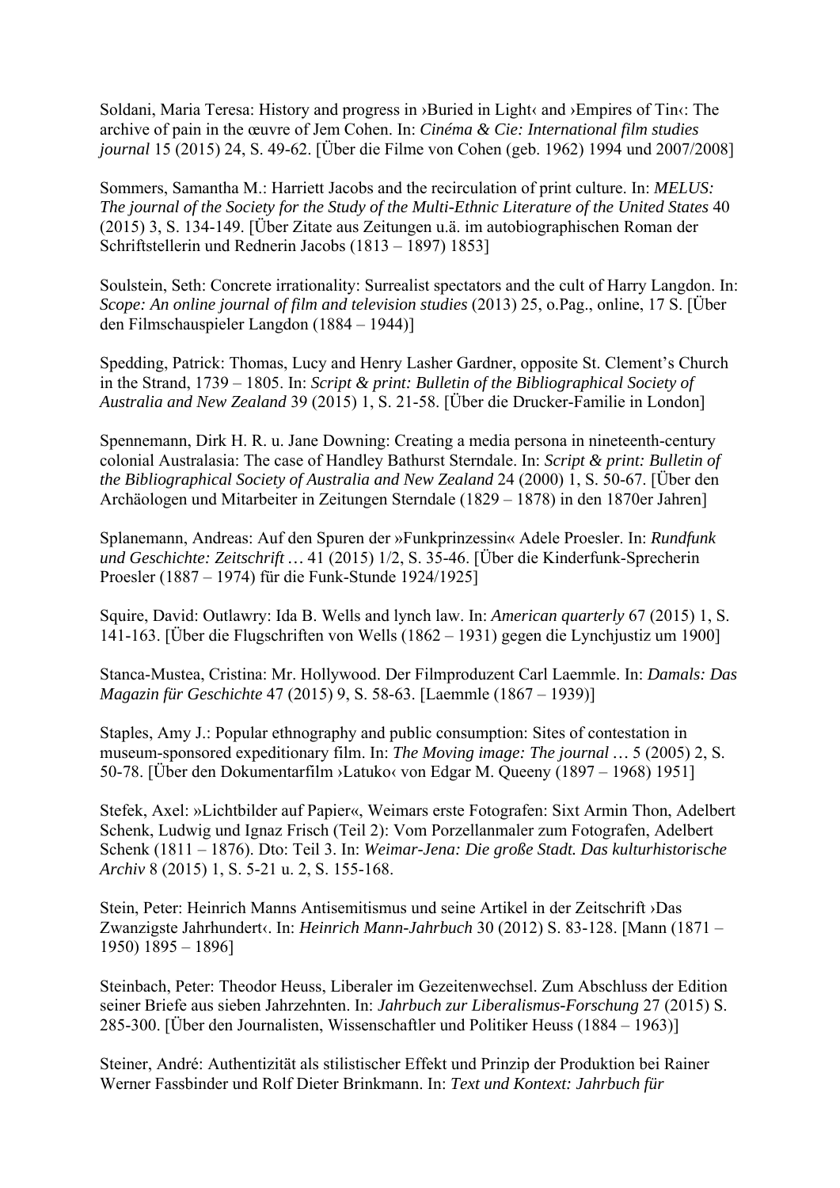Soldani, Maria Teresa: History and progress in ›Buried in Light‹ and ›Empires of Tin‹: The archive of pain in the œuvre of Jem Cohen. In: *Cinéma & Cie: International film studies journal* 15 (2015) 24, S. 49-62. [Über die Filme von Cohen (geb. 1962) 1994 und 2007/2008]

Sommers, Samantha M.: Harriett Jacobs and the recirculation of print culture. In: *MELUS: The journal of the Society for the Study of the Multi-Ethnic Literature of the United States* 40 (2015) 3, S. 134-149. [Über Zitate aus Zeitungen u.ä. im autobiographischen Roman der Schriftstellerin und Rednerin Jacobs (1813 – 1897) 1853]

Soulstein, Seth: Concrete irrationality: Surrealist spectators and the cult of Harry Langdon. In: *Scope: An online journal of film and television studies* (2013) 25, o.Pag., online, 17 S. [Über den Filmschauspieler Langdon (1884 – 1944)]

Spedding, Patrick: Thomas, Lucy and Henry Lasher Gardner, opposite St. Clement's Church in the Strand, 1739 – 1805. In: *Script & print: Bulletin of the Bibliographical Society of Australia and New Zealand* 39 (2015) 1, S. 21-58. [Über die Drucker-Familie in London]

Spennemann, Dirk H. R. u. Jane Downing: Creating a media persona in nineteenth-century colonial Australasia: The case of Handley Bathurst Sterndale. In: *Script & print: Bulletin of the Bibliographical Society of Australia and New Zealand* 24 (2000) 1, S. 50-67. [Über den Archäologen und Mitarbeiter in Zeitungen Sterndale (1829 – 1878) in den 1870er Jahren]

Splanemann, Andreas: Auf den Spuren der »Funkprinzessin« Adele Proesler. In: *Rundfunk und Geschichte: Zeitschrift …* 41 (2015) 1/2, S. 35-46. [Über die Kinderfunk-Sprecherin Proesler (1887 – 1974) für die Funk-Stunde 1924/1925]

Squire, David: Outlawry: Ida B. Wells and lynch law. In: *American quarterly* 67 (2015) 1, S. 141-163. [Über die Flugschriften von Wells (1862 – 1931) gegen die Lynchjustiz um 1900]

Stanca-Mustea, Cristina: Mr. Hollywood. Der Filmproduzent Carl Laemmle. In: *Damals: Das Magazin für Geschichte* 47 (2015) 9, S. 58-63. [Laemmle (1867 – 1939)]

Staples, Amy J.: Popular ethnography and public consumption: Sites of contestation in museum-sponsored expeditionary film. In: *The Moving image: The journal …* 5 (2005) 2, S. 50-78. [Über den Dokumentarfilm ›Latuko‹ von Edgar M. Queeny (1897 – 1968) 1951]

Stefek, Axel: »Lichtbilder auf Papier«, Weimars erste Fotografen: Sixt Armin Thon, Adelbert Schenk, Ludwig und Ignaz Frisch (Teil 2): Vom Porzellanmaler zum Fotografen, Adelbert Schenk (1811 – 1876). Dto: Teil 3. In: *Weimar-Jena: Die große Stadt. Das kulturhistorische Archiv* 8 (2015) 1, S. 5-21 u. 2, S. 155-168.

Stein, Peter: Heinrich Manns Antisemitismus und seine Artikel in der Zeitschrift ›Das Zwanzigste Jahrhundert‹. In: *Heinrich Mann-Jahrbuch* 30 (2012) S. 83-128. [Mann (1871 – 1950) 1895 – 1896]

Steinbach, Peter: Theodor Heuss, Liberaler im Gezeitenwechsel. Zum Abschluss der Edition seiner Briefe aus sieben Jahrzehnten. In: *Jahrbuch zur Liberalismus-Forschung* 27 (2015) S. 285-300. [Über den Journalisten, Wissenschaftler und Politiker Heuss (1884 – 1963)]

Steiner, André: Authentizität als stilistischer Effekt und Prinzip der Produktion bei Rainer Werner Fassbinder und Rolf Dieter Brinkmann. In: *Text und Kontext: Jahrbuch für*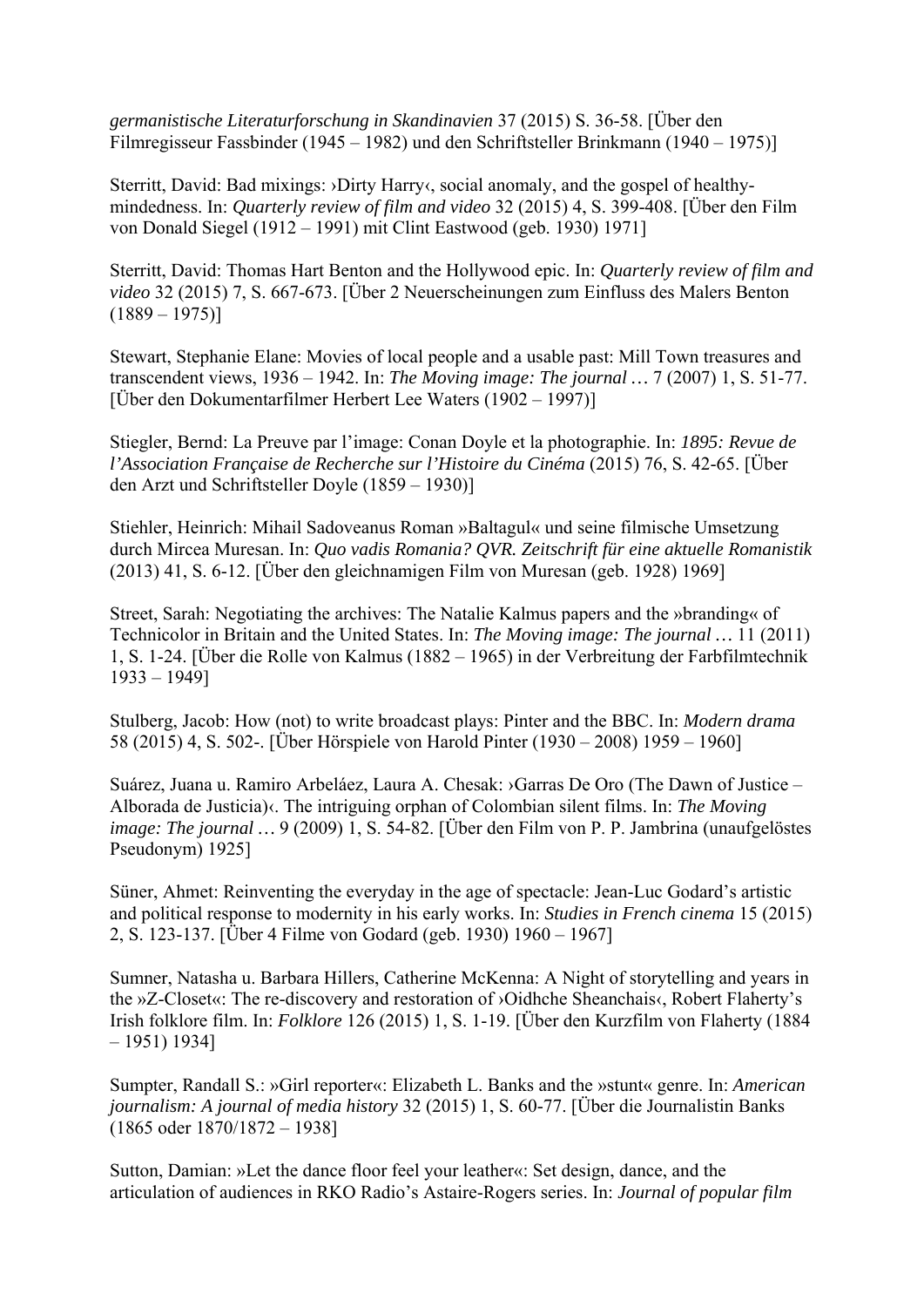*germanistische Literaturforschung in Skandinavien* 37 (2015) S. 36-58. [Über den Filmregisseur Fassbinder (1945 – 1982) und den Schriftsteller Brinkmann (1940 – 1975)]

Sterritt, David: Bad mixings: ›Dirty Harry‹, social anomaly, and the gospel of healthy-mindedness. In: *Quarterly review of film and video* 32 (2015) 4, S. 399-408. [Über den Film von Donald Siegel (1912 – 1991) mit Clint Eastwood (geb. 1930) 1971]

Sterritt, David: Thomas Hart Benton and the Hollywood epic. In: *Quarterly review of film and video* 32 (2015) 7, S. 667-673. [Über 2 Neuerscheinungen zum Einfluss des Malers Benton (1889 – 1975)]

Stewart, Stephanie Elane: Movies of local people and a usable past: Mill Town treasures and transcendent views, 1936 – 1942. In: *The Moving image: The journal …* 7 (2007) 1, S. 51-77. [Über den Dokumentarfilmer Herbert Lee Waters (1902 – 1997)]

Stiegler, Bernd: La Preuve par l'image: Conan Doyle et la photographie. In: *1895: Revue de l'Association Française de Recherche sur l'Histoire du Cinéma* (2015) 76, S. 42-65. [Über den Arzt und Schriftsteller Doyle (1859 – 1930)]

Stiehler, Heinrich: Mihail Sadoveanus Roman »Baltagul« und seine filmische Umsetzung durch Mircea Muresan. In: *Quo vadis Romania? QVR. Zeitschrift für eine aktuelle Romanistik* (2013) 41, S. 6-12. [Über den gleichnamigen Film von Muresan (geb. 1928) 1969]

Street, Sarah: Negotiating the archives: The Natalie Kalmus papers and the »branding« of Technicolor in Britain and the United States. In: *The Moving image: The journal …* 11 (2011) 1, S. 1-24. [Über die Rolle von Kalmus (1882 – 1965) in der Verbreitung der Farbfilmtechnik 1933 – 1949]

Stulberg, Jacob: How (not) to write broadcast plays: Pinter and the BBC. In: *Modern drama* 58 (2015) 4, S. 502-. [Über Hörspiele von Harold Pinter (1930 – 2008) 1959 – 1960]

Suárez, Juana u. Ramiro Arbeláez, Laura A. Chesak: ›Garras De Oro (The Dawn of Justice – Alborada de Justicia)‹. The intriguing orphan of Colombian silent films. In: *The Moving image: The journal …* 9 (2009) 1, S. 54-82. [Über den Film von P. P. Jambrina (unaufgelöstes Pseudonym) 1925]

Süner, Ahmet: Reinventing the everyday in the age of spectacle: Jean-Luc Godard's artistic and political response to modernity in his early works. In: *Studies in French cinema* 15 (2015) 2, S. 123-137. [Über 4 Filme von Godard (geb. 1930) 1960 – 1967]

Sumner, Natasha u. Barbara Hillers, Catherine McKenna: A Night of storytelling and years in the »Z-Closet«: The re-discovery and restoration of ›Oidhche Sheanchais‹, Robert Flaherty's Irish folklore film. In: *Folklore* 126 (2015) 1, S. 1-19. [Über den Kurzfilm von Flaherty (1884 – 1951) 1934]

Sumpter, Randall S.: »Girl reporter«: Elizabeth L. Banks and the »stunt« genre. In: *American journalism: A journal of media history* 32 (2015) 1, S. 60-77. [Über die Journalistin Banks (1865 oder 1870/1872 – 1938]

Sutton, Damian: »Let the dance floor feel your leather«: Set design, dance, and the articulation of audiences in RKO Radio's Astaire-Rogers series. In: *Journal of popular film*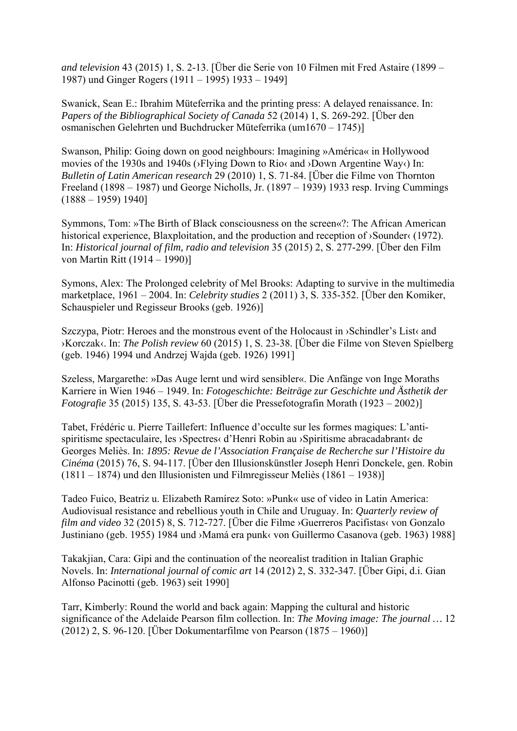*and television* 43 (2015) 1, S. 2-13. [Über die Serie von 10 Filmen mit Fred Astaire (1899 – 1987) und Ginger Rogers (1911 – 1995) 1933 – 1949]

Swanick, Sean E.: Ibrahim Müteferrika and the printing press: A delayed renaissance. In: *Papers of the Bibliographical Society of Canada* 52 (2014) 1, S. 269-292. [Über den osmanischen Gelehrten und Buchdrucker Müteferrika (um1670 – 1745)]

Swanson, Philip: Going down on good neighbours: Imagining »América« in Hollywood movies of the 1930s and 1940s (›Flying Down to Rio‹ and ›Down Argentine Way‹) In: *Bulletin of Latin American research* 29 (2010) 1, S. 71-84. [Über die Filme von Thornton Freeland (1898 – 1987) und George Nicholls, Jr. (1897 – 1939) 1933 resp. Irving Cummings (1888 – 1959) 1940]

Symmons, Tom: »The Birth of Black consciousness on the screen«?: The African American historical experience, Blaxploitation, and the production and reception of ›Sounder‹ (1972). In: *Historical journal of film, radio and television* 35 (2015) 2, S. 277-299. [Über den Film von Martin Ritt (1914 – 1990)]

Symons, Alex: The Prolonged celebrity of Mel Brooks: Adapting to survive in the multimedia marketplace, 1961 – 2004. In: *Celebrity studies* 2 (2011) 3, S. 335-352. [Über den Komiker, Schauspieler und Regisseur Brooks (geb. 1926)]

Szczypa, Piotr: Heroes and the monstrous event of the Holocaust in ›Schindler's List‹ and ›Korczak‹. In: *The Polish review* 60 (2015) 1, S. 23-38. [Über die Filme von Steven Spielberg (geb. 1946) 1994 und Andrzej Wajda (geb. 1926) 1991]

Szeless, Margarethe: »Das Auge lernt und wird sensibler«. Die Anfänge von Inge Moraths Karriere in Wien 1946 – 1949. In: *Fotogeschichte: Beiträge zur Geschichte und Ästhetik der Fotografie* 35 (2015) 135, S. 43-53. [Über die Pressefotografin Morath (1923 – 2002)]

Tabet, Frédéric u. Pierre Taillefert: Influence d'occulte sur les formes magiques: L'anti-spiritisme spectaculaire, les ›Spectres‹ d'Henri Robin au ›Spiritisme abracadabrant‹ de Georges Meliès. In: *1895: Revue de l'Association Française de Recherche sur l'Histoire du Cinéma* (2015) 76, S. 94-117. [Über den Illusionskünstler Joseph Henri Donckele, gen. Robin (1811 – 1874) und den Illusionisten und Filmregisseur Meliès (1861 – 1938)]

Tadeo Fuico, Beatriz u. Elizabeth Ramírez Soto: »Punk« use of video in Latin America: Audiovisual resistance and rebellious youth in Chile and Uruguay. In: *Quarterly review of film and video* 32 (2015) 8, S. 712-727. [Über die Filme ›Guerreros Pacifistas‹ von Gonzalo Justiniano (geb. 1955) 1984 und ›Mamá era punk‹ von Guillermo Casanova (geb. 1963) 1988]

Takakjian, Cara: Gipi and the continuation of the neorealist tradition in Italian Graphic Novels. In: *International journal of comic art* 14 (2012) 2, S. 332-347. [Über Gipi, d.i. Gian Alfonso Pacinotti (geb. 1963) seit 1990]

Tarr, Kimberly: Round the world and back again: Mapping the cultural and historic significance of the Adelaide Pearson film collection. In: *The Moving image: The journal …* 12 (2012) 2, S. 96-120. [Über Dokumentarfilme von Pearson (1875 – 1960)]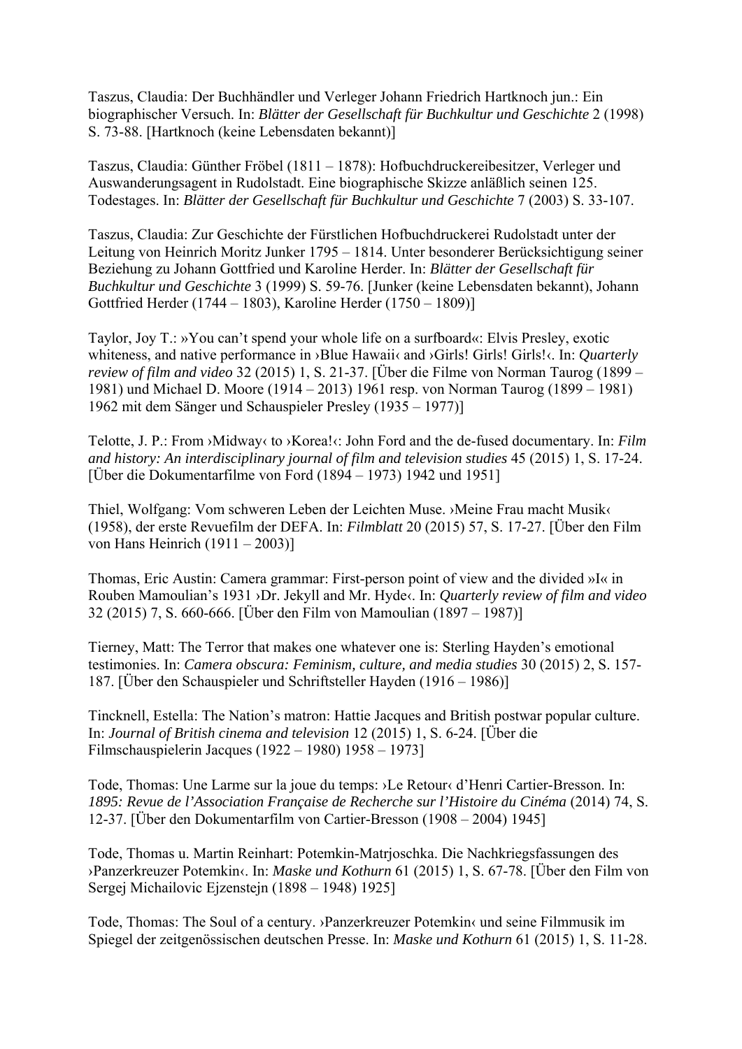Taszus, Claudia: Der Buchhändler und Verleger Johann Friedrich Hartknoch jun.: Ein biographischer Versuch. In: *Blätter der Gesellschaft für Buchkultur und Geschichte* 2 (1998) S. 73-88. [Hartknoch (keine Lebensdaten bekannt)]

Taszus, Claudia: Günther Fröbel (1811 – 1878): Hofbuchdruckereibesitzer, Verleger und Auswanderungsagent in Rudolstadt. Eine biographische Skizze anläßlich seinen 125. Todestages. In: *Blätter der Gesellschaft für Buchkultur und Geschichte* 7 (2003) S. 33-107.

Taszus, Claudia: Zur Geschichte der Fürstlichen Hofbuchdruckerei Rudolstadt unter der Leitung von Heinrich Moritz Junker 1795 – 1814. Unter besonderer Berücksichtigung seiner Beziehung zu Johann Gottfried und Karoline Herder. In: *Blätter der Gesellschaft für Buchkultur und Geschichte* 3 (1999) S. 59-76. [Junker (keine Lebensdaten bekannt), Johann Gottfried Herder (1744 – 1803), Karoline Herder (1750 – 1809)]

Taylor, Joy T.: »You can't spend your whole life on a surfboard«: Elvis Presley, exotic whiteness, and native performance in ›Blue Hawaii‹ and ›Girls! Girls! Girls!‹. In: *Quarterly review of film and video* 32 (2015) 1, S. 21-37. [Über die Filme von Norman Taurog (1899 – 1981) und Michael D. Moore (1914 – 2013) 1961 resp. von Norman Taurog (1899 – 1981) 1962 mit dem Sänger und Schauspieler Presley (1935 – 1977)]

Telotte, J. P.: From ›Midway‹ to ›Korea!‹: John Ford and the de-fused documentary. In: *Film and history: An interdisciplinary journal of film and television studies* 45 (2015) 1, S. 17-24. [Über die Dokumentarfilme von Ford (1894 – 1973) 1942 und 1951]

Thiel, Wolfgang: Vom schweren Leben der Leichten Muse. ›Meine Frau macht Musik‹ (1958), der erste Revuefilm der DEFA. In: *Filmblatt* 20 (2015) 57, S. 17-27. [Über den Film von Hans Heinrich (1911 – 2003)]

Thomas, Eric Austin: Camera grammar: First-person point of view and the divided »I« in Rouben Mamoulian's 1931 ›Dr. Jekyll and Mr. Hyde‹. In: *Quarterly review of film and video* 32 (2015) 7, S. 660-666. [Über den Film von Mamoulian (1897 – 1987)]

Tierney, Matt: The Terror that makes one whatever one is: Sterling Hayden's emotional testimonies. In: *Camera obscura: Feminism, culture, and media studies* 30 (2015) 2, S. 157-187. [Über den Schauspieler und Schriftsteller Hayden (1916 – 1986)]

Tincknell, Estella: The Nation's matron: Hattie Jacques and British postwar popular culture. In: *Journal of British cinema and television* 12 (2015) 1, S. 6-24. [Über die Filmschauspielerin Jacques (1922 – 1980) 1958 – 1973]

Tode, Thomas: Une Larme sur la joue du temps: ›Le Retour‹ d'Henri Cartier-Bresson. In: *1895: Revue de l'Association Française de Recherche sur l'Histoire du Cinéma* (2014) 74, S. 12-37. [Über den Dokumentarfilm von Cartier-Bresson (1908 – 2004) 1945]

Tode, Thomas u. Martin Reinhart: Potemkin-Matrjoschka. Die Nachkriegsfassungen des ›Panzerkreuzer Potemkin‹. In: *Maske und Kothurn* 61 (2015) 1, S. 67-78. [Über den Film von Sergej Michailovic Ejzenstejn (1898 – 1948) 1925]

Tode, Thomas: The Soul of a century. ›Panzerkreuzer Potemkin‹ und seine Filmmusik im Spiegel der zeitgenössischen deutschen Presse. In: *Maske und Kothurn* 61 (2015) 1, S. 11-28.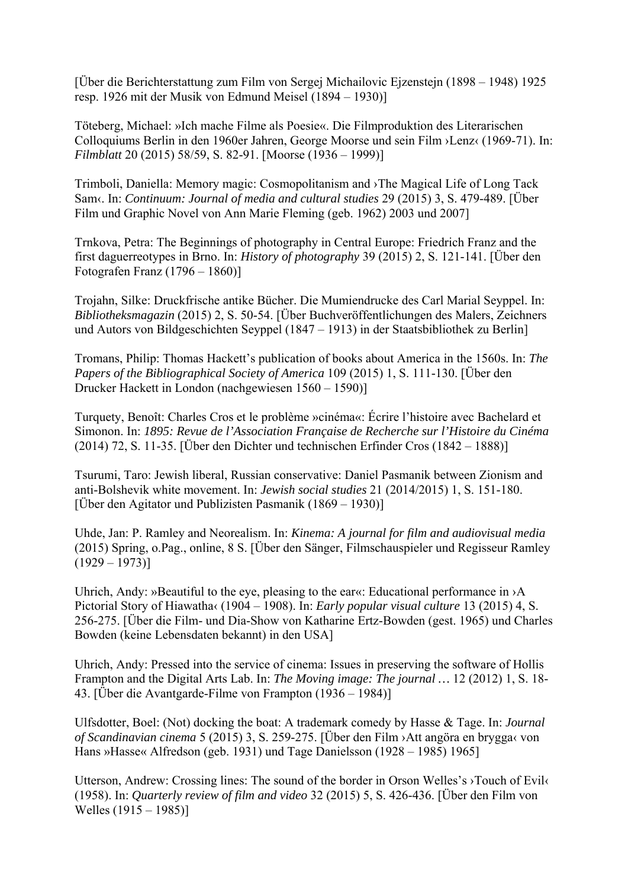[Über die Berichterstattung zum Film von Sergej Michailovic Ejzenstejn (1898 – 1948) 1925 resp. 1926 mit der Musik von Edmund Meisel (1894 – 1930)]

Töteberg, Michael: »Ich mache Filme als Poesie«. Die Filmproduktion des Literarischen Colloquiums Berlin in den 1960er Jahren, George Moorse und sein Film ›Lenz‹ (1969-71). In: *Filmblatt* 20 (2015) 58/59, S. 82-91. [Moorse (1936 – 1999)]

Trimboli, Daniella: Memory magic: Cosmopolitanism and ›The Magical Life of Long Tack Sam‹. In: *Continuum: Journal of media and cultural studies* 29 (2015) 3, S. 479-489. [Über Film und Graphic Novel von Ann Marie Fleming (geb. 1962) 2003 und 2007]

Trnkova, Petra: The Beginnings of photography in Central Europe: Friedrich Franz and the first daguerreotypes in Brno. In: *History of photography* 39 (2015) 2, S. 121-141. [Über den Fotografen Franz (1796 – 1860)]

Trojahn, Silke: Druckfrische antike Bücher. Die Mumiendrucke des Carl Marial Seyppel. In: *Bibliotheksmagazin* (2015) 2, S. 50-54. [Über Buchveröffentlichungen des Malers, Zeichners und Autors von Bildgeschichten Seyppel (1847 – 1913) in der Staatsbibliothek zu Berlin]

Tromans, Philip: Thomas Hackett's publication of books about America in the 1560s. In: *The Papers of the Bibliographical Society of America* 109 (2015) 1, S. 111-130. [Über den Drucker Hackett in London (nachgewiesen 1560 – 1590)]

Turquety, Benoît: Charles Cros et le problème »cinéma«: Écrire l'histoire avec Bachelard et Simonon. In: *1895: Revue de l'Association Française de Recherche sur l'Histoire du Cinéma* (2014) 72, S. 11-35. [Über den Dichter und technischen Erfinder Cros (1842 – 1888)]

Tsurumi, Taro: Jewish liberal, Russian conservative: Daniel Pasmanik between Zionism and anti-Bolshevik white movement. In: *Jewish social studies* 21 (2014/2015) 1, S. 151-180. [Über den Agitator und Publizisten Pasmanik (1869 – 1930)]

Uhde, Jan: P. Ramley and Neorealism. In: *Kinema: A journal for film and audiovisual media* (2015) Spring, o.Pag., online, 8 S. [Über den Sänger, Filmschauspieler und Regisseur Ramley (1929 – 1973)]

Uhrich, Andy: »Beautiful to the eye, pleasing to the ear«: Educational performance in ›A Pictorial Story of Hiawatha‹ (1904 – 1908). In: *Early popular visual culture* 13 (2015) 4, S. 256-275. [Über die Film- und Dia-Show von Katharine Ertz-Bowden (gest. 1965) und Charles Bowden (keine Lebensdaten bekannt) in den USA]

Uhrich, Andy: Pressed into the service of cinema: Issues in preserving the software of Hollis Frampton and the Digital Arts Lab. In: *The Moving image: The journal …* 12 (2012) 1, S. 18-43. [Über die Avantgarde-Filme von Frampton (1936 – 1984)]

Ulfsdotter, Boel: (Not) docking the boat: A trademark comedy by Hasse & Tage. In: *Journal of Scandinavian cinema* 5 (2015) 3, S. 259-275. [Über den Film ›Att angöra en brygga‹ von Hans »Hasse« Alfredson (geb. 1931) und Tage Danielsson (1928 – 1985) 1965]

Utterson, Andrew: Crossing lines: The sound of the border in Orson Welles's ›Touch of Evil‹ (1958). In: *Quarterly review of film and video* 32 (2015) 5, S. 426-436. [Über den Film von Welles (1915 – 1985)]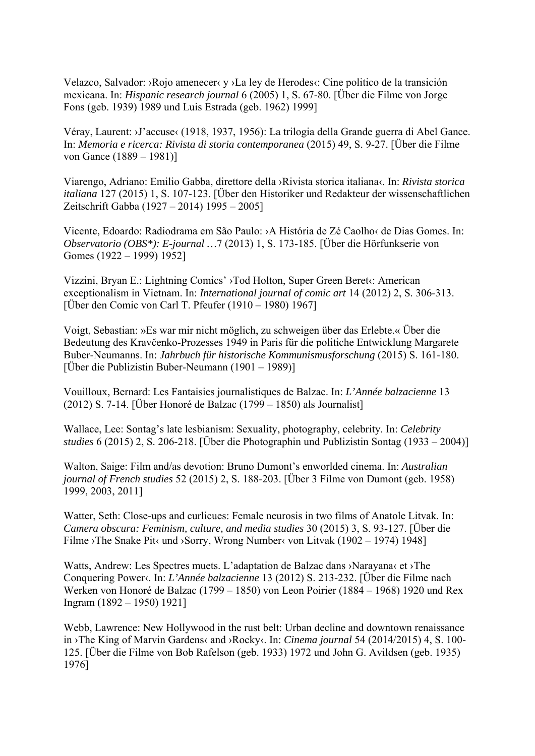Velazco, Salvador: ›Rojo amenecer‹ y ›La ley de Herodes‹: Cine politico de la transición mexicana. In: *Hispanic research journal* 6 (2005) 1, S. 67-80. [Über die Filme von Jorge Fons (geb. 1939) 1989 und Luis Estrada (geb. 1962) 1999]

Véray, Laurent: ›J'accuse‹ (1918, 1937, 1956): La trilogia della Grande guerra di Abel Gance. In: *Memoria e ricerca: Rivista di storia contemporanea* (2015) 49, S. 9-27. [Über die Filme von Gance (1889 – 1981)]

Viarengo, Adriano: Emilio Gabba, direttore della ›Rivista storica italiana‹. In: *Rivista storica italiana* 127 (2015) 1, S. 107-123. [Über den Historiker und Redakteur der wissenschaftlichen Zeitschrift Gabba (1927 – 2014) 1995 – 2005]

Vicente, Edoardo: Radiodrama em São Paulo: ›A História de Zé Caolho‹ de Dias Gomes. In: *Observatorio (OBS*): E-journal …*7 (2013) 1, S. 173-185. [Über die Hörfunkserie von Gomes (1922 – 1999) 1952]

Vizzini, Bryan E.: Lightning Comics' ›Tod Holton, Super Green Beret‹: American exceptionalism in Vietnam. In: *International journal of comic art* 14 (2012) 2, S. 306-313. [Über den Comic von Carl T. Pfeufer (1910 – 1980) 1967]

Voigt, Sebastian: »Es war mir nicht möglich, zu schweigen über das Erlebte.« Über die Bedeutung des Kravčenko-Prozesses 1949 in Paris für die politiche Entwicklung Margarete Buber-Neumanns. In: *Jahrbuch für historische Kommunismusforschung* (2015) S. 161-180. [Über die Publizistin Buber-Neumann (1901 – 1989)]

Vouilloux, Bernard: Les Fantaisies journalistiques de Balzac. In: *L'Année balzacienne* 13 (2012) S. 7-14. [Über Honoré de Balzac (1799 – 1850) als Journalist]

Wallace, Lee: Sontag's late lesbianism: Sexuality, photography, celebrity. In: *Celebrity studies* 6 (2015) 2, S. 206-218. [Über die Photographin und Publizistin Sontag (1933 – 2004)]

Walton, Saige: Film and/as devotion: Bruno Dumont's enworlded cinema. In: *Australian journal of French studies* 52 (2015) 2, S. 188-203. [Über 3 Filme von Dumont (geb. 1958) 1999, 2003, 2011]

Watter, Seth: Close-ups and curlicues: Female neurosis in two films of Anatole Litvak. In: *Camera obscura: Feminism, culture, and media studies* 30 (2015) 3, S. 93-127. [Über die Filme ›The Snake Pit‹ und ›Sorry, Wrong Number‹ von Litvak (1902 – 1974) 1948]

Watts, Andrew: Les Spectres muets. L'adaptation de Balzac dans ›Narayana‹ et ›The Conquering Power‹. In: *L'Année balzacienne* 13 (2012) S. 213-232. [Über die Filme nach Werken von Honoré de Balzac (1799 – 1850) von Leon Poirier (1884 – 1968) 1920 und Rex Ingram (1892 – 1950) 1921]

Webb, Lawrence: New Hollywood in the rust belt: Urban decline and downtown renaissance in ›The King of Marvin Gardens‹ and ›Rocky‹. In: *Cinema journal* 54 (2014/2015) 4, S. 100-125. [Über die Filme von Bob Rafelson (geb. 1933) 1972 und John G. Avildsen (geb. 1935) 1976]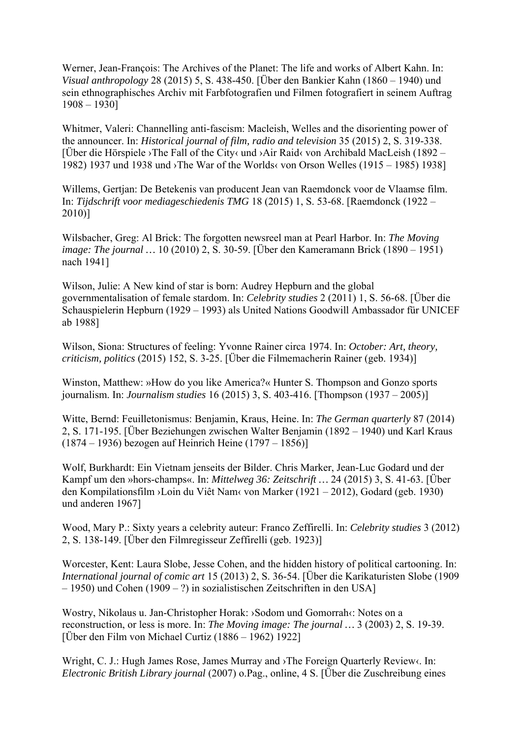Werner, Jean-François: The Archives of the Planet: The life and works of Albert Kahn. In: *Visual anthropology* 28 (2015) 5, S. 438-450. [Über den Bankier Kahn (1860 – 1940) und sein ethnographisches Archiv mit Farbfotografien und Filmen fotografiert in seinem Auftrag 1908 – 1930]

Whitmer, Valeri: Channelling anti-fascism: Macleish, Welles and the disorienting power of the announcer. In: *Historical journal of film, radio and television* 35 (2015) 2, S. 319-338. [Über die Hörspiele ›The Fall of the City‹ und ›Air Raid‹ von Archibald MacLeish (1892 – 1982) 1937 und 1938 und ›The War of the Worlds‹ von Orson Welles (1915 – 1985) 1938]

Willems, Gertjan: De Betekenis van producent Jean van Raemdonck voor de Vlaamse film. In: *Tijdschrift voor mediageschiedenis TMG* 18 (2015) 1, S. 53-68. [Raemdonck (1922 – 2010)]

Wilsbacher, Greg: Al Brick: The forgotten newsreel man at Pearl Harbor. In: *The Moving image: The journal …* 10 (2010) 2, S. 30-59. [Über den Kameramann Brick (1890 – 1951) nach 1941]

Wilson, Julie: A New kind of star is born: Audrey Hepburn and the global governmentalisation of female stardom. In: *Celebrity studies* 2 (2011) 1, S. 56-68. [Über die Schauspielerin Hepburn (1929 – 1993) als United Nations Goodwill Ambassador für UNICEF ab 1988]

Wilson, Siona: Structures of feeling: Yvonne Rainer circa 1974. In: *October: Art, theory, criticism, politics* (2015) 152, S. 3-25. [Über die Filmemacherin Rainer (geb. 1934)]

Winston, Matthew: »How do you like America?« Hunter S. Thompson and Gonzo sports journalism. In: *Journalism studies* 16 (2015) 3, S. 403-416. [Thompson (1937 – 2005)]

Witte, Bernd: Feuilletonismus: Benjamin, Kraus, Heine. In: *The German quarterly* 87 (2014) 2, S. 171-195. [Über Beziehungen zwischen Walter Benjamin (1892 – 1940) und Karl Kraus (1874 – 1936) bezogen auf Heinrich Heine (1797 – 1856)]

Wolf, Burkhardt: Ein Vietnam jenseits der Bilder. Chris Marker, Jean-Luc Godard und der Kampf um den »hors-champs«. In: *Mittelweg 36: Zeitschrift …* 24 (2015) 3, S. 41-63. [Über den Kompilationsfilm ›Loin du Viêt Nam‹ von Marker (1921 – 2012), Godard (geb. 1930) und anderen 1967]

Wood, Mary P.: Sixty years a celebrity auteur: Franco Zeffirelli. In: *Celebrity studies* 3 (2012) 2, S. 138-149. [Über den Filmregisseur Zeffirelli (geb. 1923)]

Worcester, Kent: Laura Slobe, Jesse Cohen, and the hidden history of political cartooning. In: *International journal of comic art* 15 (2013) 2, S. 36-54. [Über die Karikaturisten Slobe (1909 – 1950) und Cohen (1909 – ?) in sozialistischen Zeitschriften in den USA]

Wostry, Nikolaus u. Jan-Christopher Horak: ›Sodom und Gomorrah‹: Notes on a reconstruction, or less is more. In: *The Moving image: The journal …* 3 (2003) 2, S. 19-39. [Über den Film von Michael Curtiz (1886 – 1962) 1922]

Wright, C. J.: Hugh James Rose, James Murray and ›The Foreign Quarterly Review‹. In: *Electronic British Library journal* (2007) o.Pag., online, 4 S. [Über die Zuschreibung eines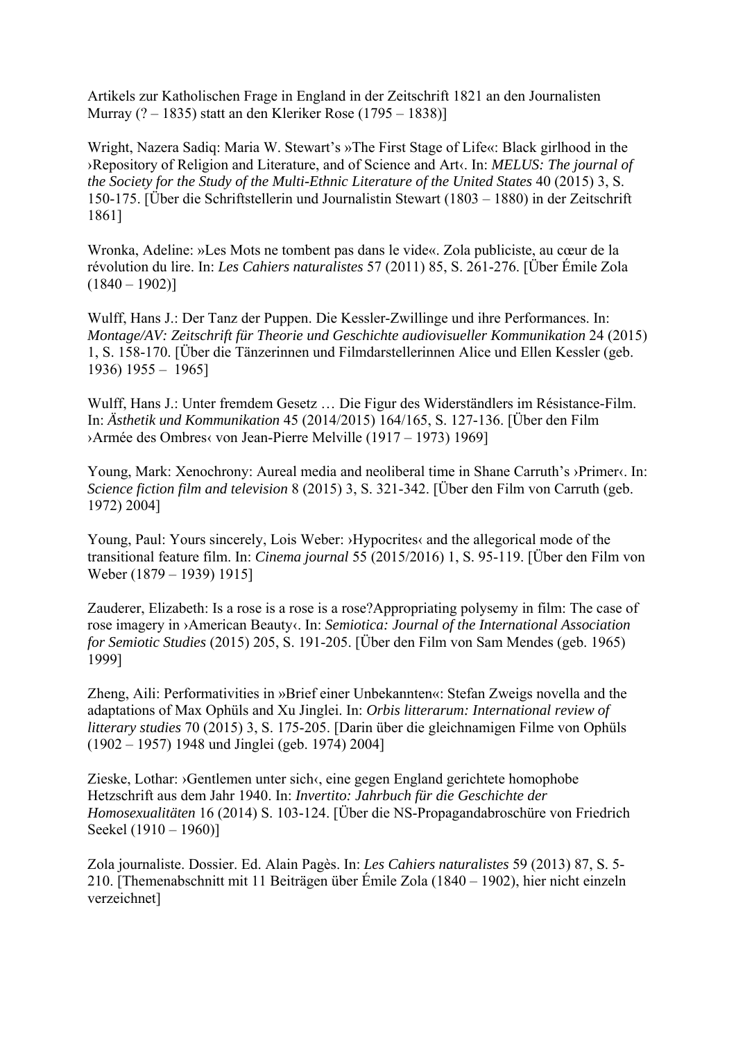Artikels zur Katholischen Frage in England in der Zeitschrift 1821 an den Journalisten Murray (? – 1835) statt an den Kleriker Rose (1795 – 1838)]

Wright, Nazera Sadiq: Maria W. Stewart’s »The First Stage of Life«: Black girlhood in the ›Repository of Religion and Literature, and of Science and Art‹. In: *MELUS: The journal of the Society for the Study of the Multi-Ethnic Literature of the United States* 40 (2015) 3, S. 150-175. [Über die Schriftstellerin und Journalistin Stewart (1803 – 1880) in der Zeitschrift 1861]

Wronka, Adeline: »Les Mots ne tombent pas dans le vide«. Zola publiciste, au cœur de la révolution du lire. In: *Les Cahiers naturalistes* 57 (2011) 85, S. 261-276. [Über Émile Zola (1840 – 1902)]

Wulff, Hans J.: Der Tanz der Puppen. Die Kessler-Zwillinge und ihre Performances. In: *Montage/AV: Zeitschrift für Theorie und Geschichte audiovisueller Kommunikation* 24 (2015) 1, S. 158-170. [Über die Tänzerinnen und Filmdarstellerinnen Alice und Ellen Kessler (geb. 1936) 1955 – 1965]

Wulff, Hans J.: Unter fremdem Gesetz … Die Figur des Widerständlers im Résistance-Film. In: *Ästhetik und Kommunikation* 45 (2014/2015) 164/165, S. 127-136. [Über den Film ›Armée des Ombres‹ von Jean-Pierre Melville (1917 – 1973) 1969]

Young, Mark: Xenochrony: Aureal media and neoliberal time in Shane Carruth’s ›Primer‹. In: *Science fiction film and television* 8 (2015) 3, S. 321-342. [Über den Film von Carruth (geb. 1972) 2004]

Young, Paul: Yours sincerely, Lois Weber: ›Hypocrites‹ and the allegorical mode of the transitional feature film. In: *Cinema journal* 55 (2015/2016) 1, S. 95-119. [Über den Film von Weber (1879 – 1939) 1915]

Zauderer, Elizabeth: Is a rose is a rose is a rose?Appropriating polysemy in film: The case of rose imagery in ›American Beauty‹. In: *Semiotica: Journal of the International Association for Semiotic Studies* (2015) 205, S. 191-205. [Über den Film von Sam Mendes (geb. 1965) 1999]

Zheng, Aili: Performativities in »Brief einer Unbekannten«: Stefan Zweigs novella and the adaptations of Max Ophüls and Xu Jinglei. In: *Orbis litterarum: International review of litterary studies* 70 (2015) 3, S. 175-205. [Darin über die gleichnamigen Filme von Ophüls (1902 – 1957) 1948 und Jinglei (geb. 1974) 2004]

Zieske, Lothar: ›Gentlemen unter sich‹, eine gegen England gerichtete homophobe Hetzschrift aus dem Jahr 1940. In: *Invertito: Jahrbuch für die Geschichte der Homosexualitäten* 16 (2014) S. 103-124. [Über die NS-Propagandabroschüre von Friedrich Seekel (1910 – 1960)]

Zola journaliste. Dossier. Ed. Alain Pagès. In: *Les Cahiers naturalistes* 59 (2013) 87, S. 5-210. [Themenabschnitt mit 11 Beiträgen über Émile Zola (1840 – 1902), hier nicht einzeln verzeichnet]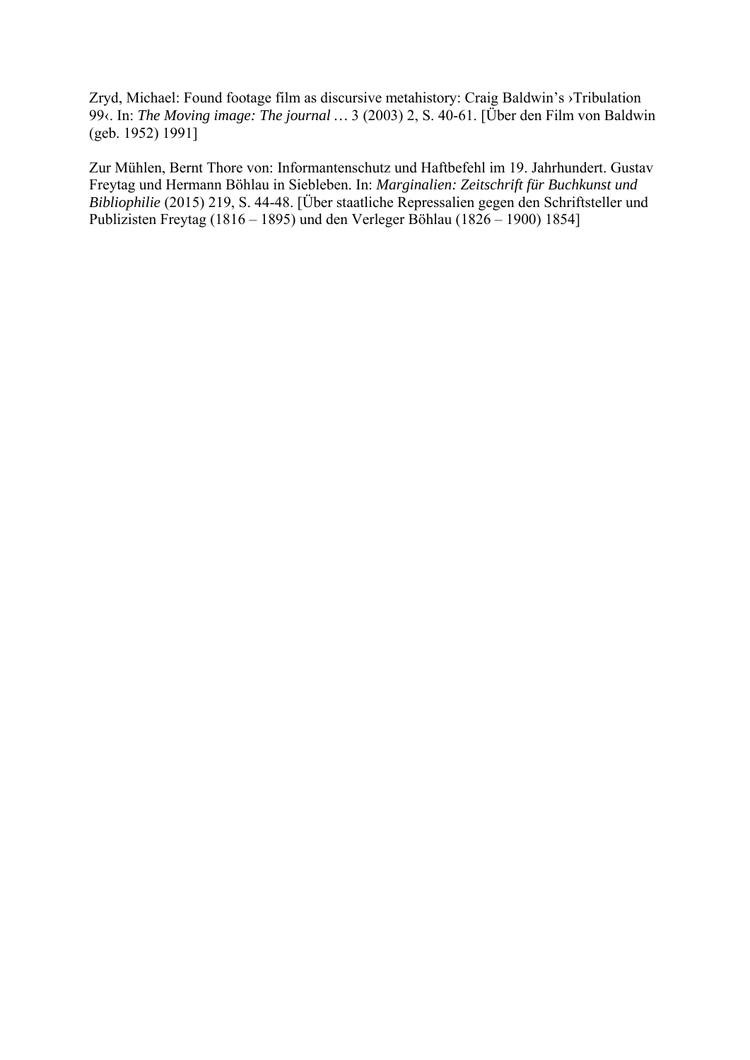Zryd, Michael: Found footage film as discursive metahistory: Craig Baldwin's ›Tribulation 99‹. In: *The Moving image: The journal …* 3 (2003) 2, S. 40-61. [Über den Film von Baldwin (geb. 1952) 1991]

Zur Mühlen, Bernt Thore von: Informantenschutz und Haftbefehl im 19. Jahrhundert. Gustav Freytag und Hermann Böhlau in Siebleben. In: *Marginalien: Zeitschrift für Buchkunst und Bibliophilie* (2015) 219, S. 44-48. [Über staatliche Repressalien gegen den Schriftsteller und Publizisten Freytag (1816 – 1895) und den Verleger Böhlau (1826 – 1900) 1854]